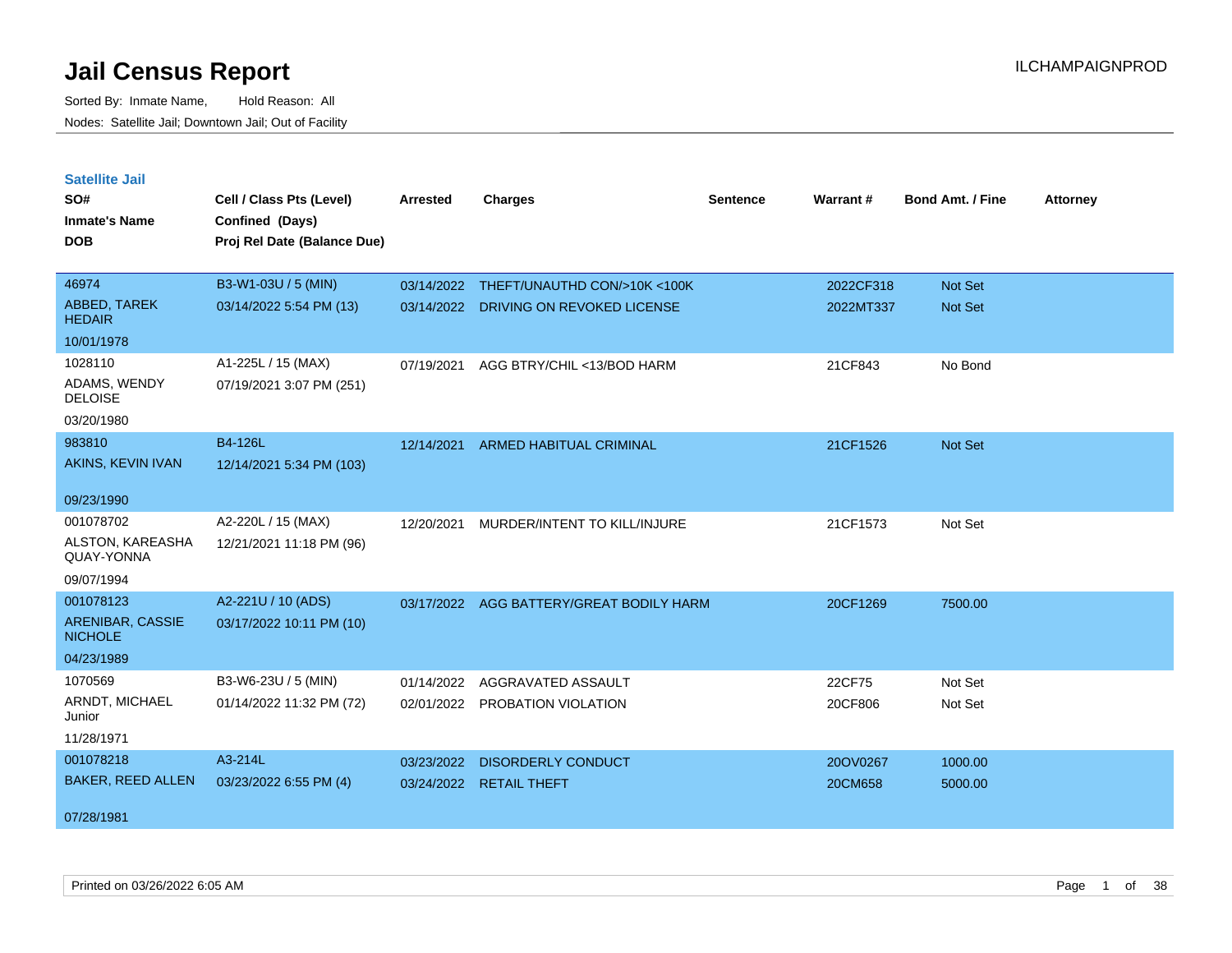# Jail Census Report

ILCHAMPAIGNPROD

Sorted By: Inmate Name, Hold Reason: All

Nodes: Satellite Jail; Downtown Jail; Out of Facility

## Satellite Jail

| SO# / Inmate's Name / DOB | Cell / Class Pts (Level) / Confined (Days) / Proj Rel Date (Balance Due) | Arrested | Charges | Sentence | Warrant # | Bond Amt. / Fine | Attorney |
|---|---|---|---|---|---|---|---|
| 46974<br>ABBED, TAREK HEDAIR<br>10/01/1978 | B3-W1-03U / 5 (MIN)<br>03/14/2022 5:54 PM (13) | 03/14/2022<br>03/14/2022 | THEFT/UNAUTHD CON/>10K <100K<br>DRIVING ON REVOKED LICENSE | | 2022CF318<br>2022MT337 | Not Set<br>Not Set | |
| 1028110<br>ADAMS, WENDY DELOISE<br>03/20/1980 | A1-225L / 15 (MAX)<br>07/19/2021 3:07 PM (251) | 07/19/2021 | AGG BTRY/CHIL <13/BOD HARM | | 21CF843 | No Bond | |
| 983810<br>AKINS, KEVIN IVAN<br>09/23/1990 | B4-126L<br>12/14/2021 5:34 PM (103) | 12/14/2021 | ARMED HABITUAL CRIMINAL | | 21CF1526 | Not Set | |
| 001078702<br>ALSTON, KAREASHA QUAY-YONNA<br>09/07/1994 | A2-220L / 15 (MAX)<br>12/21/2021 11:18 PM (96) | 12/20/2021 | MURDER/INTENT TO KILL/INJURE | | 21CF1573 | Not Set | |
| 001078123<br>ARENIBAR, CASSIE NICHOLE<br>04/23/1989 | A2-221U / 10 (ADS)<br>03/17/2022 10:11 PM (10) | 03/17/2022 | AGG BATTERY/GREAT BODILY HARM | | 20CF1269 | 7500.00 | |
| 1070569<br>ARNDT, MICHAEL Junior<br>11/28/1971 | B3-W6-23U / 5 (MIN)<br>01/14/2022 11:32 PM (72) | 01/14/2022<br>02/01/2022 | AGGRAVATED ASSAULT<br>PROBATION VIOLATION | | 22CF75<br>20CF806 | Not Set<br>Not Set | |
| 001078218<br>BAKER, REED ALLEN<br>07/28/1981 | A3-214L<br>03/23/2022 6:55 PM (4) | 03/23/2022<br>03/24/2022 | DISORDERLY CONDUCT<br>RETAIL THEFT | | 20OV0267<br>20CM658 | 1000.00<br>5000.00 | |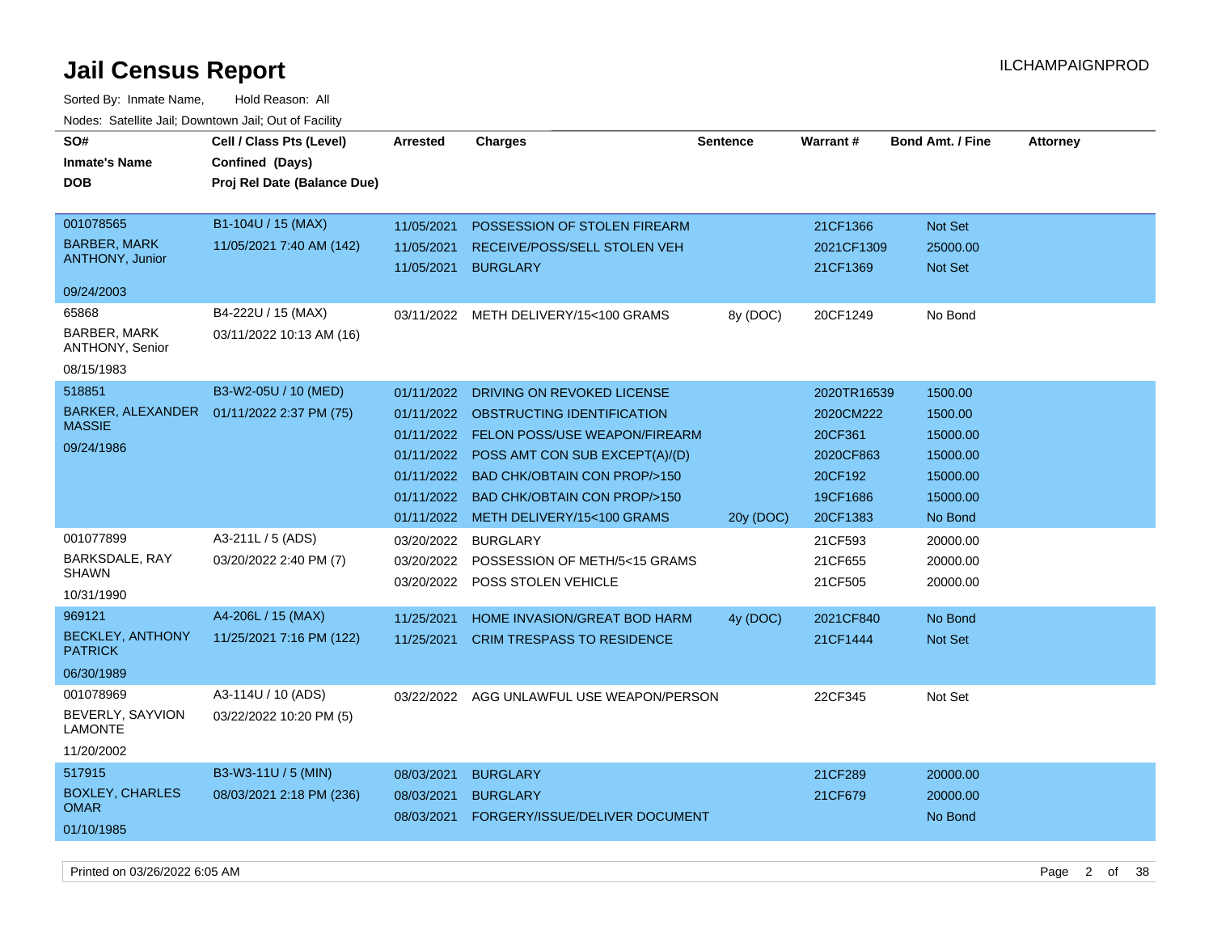# Jail Census Report

ILCHAMPAIGNPROD

Sorted By: Inmate Name, Hold Reason: All

Nodes: Satellite Jail; Downtown Jail; Out of Facility

| SO# / Inmate's Name / DOB | Cell / Class Pts (Level) / Confined (Days) / Proj Rel Date (Balance Due) | Arrested | Charges | Sentence | Warrant # | Bond Amt. / Fine | Attorney |
|---|---|---|---|---|---|---|---|
| 001078565 BARBER, MARK ANTHONY, Junior 09/24/2003 | B1-104U / 15 (MAX) 11/05/2021 7:40 AM (142) | 11/05/2021 | POSSESSION OF STOLEN FIREARM | | 21CF1366 | Not Set | |
| | | 11/05/2021 | RECEIVE/POSS/SELL STOLEN VEH | | 2021CF1309 | 25000.00 | |
| | | 11/05/2021 | BURGLARY | | 21CF1369 | Not Set | |
| 65868 BARBER, MARK ANTHONY, Senior 08/15/1983 | B4-222U / 15 (MAX) 03/11/2022 10:13 AM (16) | 03/11/2022 | METH DELIVERY/15<100 GRAMS | 8y (DOC) | 20CF1249 | No Bond | |
| 518851 BARKER, ALEXANDER MASSIE 09/24/1986 | B3-W2-05U / 10 (MED) 01/11/2022 2:37 PM (75) | 01/11/2022 | DRIVING ON REVOKED LICENSE | | 2020TR16539 | 1500.00 | |
| | | 01/11/2022 | OBSTRUCTING IDENTIFICATION | | 2020CM222 | 1500.00 | |
| | | 01/11/2022 | FELON POSS/USE WEAPON/FIREARM | | 20CF361 | 15000.00 | |
| | | 01/11/2022 | POSS AMT CON SUB EXCEPT(A)/(D) | | 2020CF863 | 15000.00 | |
| | | 01/11/2022 | BAD CHK/OBTAIN CON PROP/>150 | | 20CF192 | 15000.00 | |
| | | 01/11/2022 | BAD CHK/OBTAIN CON PROP/>150 | | 19CF1686 | 15000.00 | |
| | | 01/11/2022 | METH DELIVERY/15<100 GRAMS | 20y (DOC) | 20CF1383 | No Bond | |
| 001077899 BARKSDALE, RAY SHAWN 10/31/1990 | A3-211L / 5 (ADS) 03/20/2022 2:40 PM (7) | 03/20/2022 | BURGLARY | | 21CF593 | 20000.00 | |
| | | 03/20/2022 | POSSESSION OF METH/5<15 GRAMS | | 21CF655 | 20000.00 | |
| | | 03/20/2022 | POSS STOLEN VEHICLE | | 21CF505 | 20000.00 | |
| 969121 BECKLEY, ANTHONY PATRICK 06/30/1989 | A4-206L / 15 (MAX) 11/25/2021 7:16 PM (122) | 11/25/2021 | HOME INVASION/GREAT BOD HARM | 4y (DOC) | 2021CF840 | No Bond | |
| | | 11/25/2021 | CRIM TRESPASS TO RESIDENCE | | 21CF1444 | Not Set | |
| 001078969 BEVERLY, SAYVION LAMONTE 11/20/2002 | A3-114U / 10 (ADS) 03/22/2022 10:20 PM (5) | 03/22/2022 | AGG UNLAWFUL USE WEAPON/PERSON | | 22CF345 | Not Set | |
| 517915 BOXLEY, CHARLES OMAR 01/10/1985 | B3-W3-11U / 5 (MIN) 08/03/2021 2:18 PM (236) | 08/03/2021 | BURGLARY | | 21CF289 | 20000.00 | |
| | | 08/03/2021 | BURGLARY | | 21CF679 | 20000.00 | |
| | | 08/03/2021 | FORGERY/ISSUE/DELIVER DOCUMENT | | | No Bond | |

Printed on 03/26/2022 6:05 AM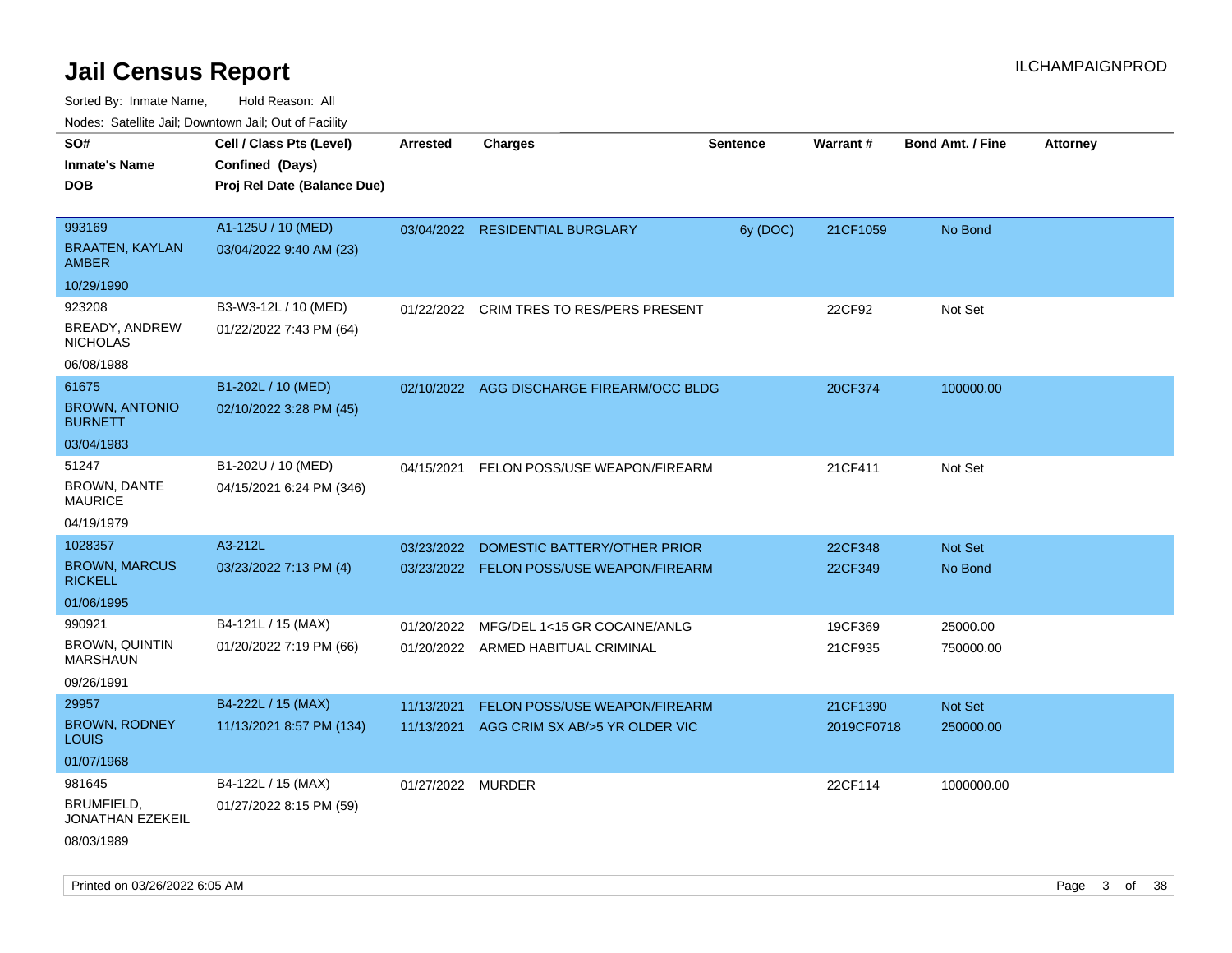# Jail Census Report

Sorted By: Inmate Name, Hold Reason: All

Nodes: Satellite Jail; Downtown Jail; Out of Facility

| SO# / Inmate's Name / DOB | Cell / Class Pts (Level) / Confined (Days) / Proj Rel Date (Balance Due) | Arrested | Charges | Sentence | Warrant # | Bond Amt. / Fine | Attorney |
|---|---|---|---|---|---|---|---|
| 993169<br>BRAATEN, KAYLAN AMBER<br>10/29/1990 | A1-125U / 10 (MED)<br>03/04/2022 9:40 AM (23) | 03/04/2022 | RESIDENTIAL BURGLARY | 6y (DOC) | 21CF1059 | No Bond | |
| 923208<br>BREADY, ANDREW NICHOLAS<br>06/08/1988 | B3-W3-12L / 10 (MED)<br>01/22/2022 7:43 PM (64) | 01/22/2022 | CRIM TRES TO RES/PERS PRESENT | | 22CF92 | Not Set | |
| 61675<br>BROWN, ANTONIO BURNETT<br>03/04/1983 | B1-202L / 10 (MED)<br>02/10/2022 3:28 PM (45) | 02/10/2022 | AGG DISCHARGE FIREARM/OCC BLDG | | 20CF374 | 100000.00 | |
| 51247<br>BROWN, DANTE MAURICE<br>04/19/1979 | B1-202U / 10 (MED)<br>04/15/2021 6:24 PM (346) | 04/15/2021 | FELON POSS/USE WEAPON/FIREARM | | 21CF411 | Not Set | |
| 1028357<br>BROWN, MARCUS RICKELL<br>01/06/1995 | A3-212L<br>03/23/2022 7:13 PM (4) | 03/23/2022<br>03/23/2022 | DOMESTIC BATTERY/OTHER PRIOR<br>FELON POSS/USE WEAPON/FIREARM | | 22CF348<br>22CF349 | Not Set<br>No Bond | |
| 990921<br>BROWN, QUINTIN MARSHAUN<br>09/26/1991 | B4-121L / 15 (MAX)<br>01/20/2022 7:19 PM (66) | 01/20/2022<br>01/20/2022 | MFG/DEL 1<15 GR COCAINE/ANLG<br>ARMED HABITUAL CRIMINAL | | 19CF369<br>21CF935 | 25000.00<br>750000.00 | |
| 29957<br>BROWN, RODNEY LOUIS<br>01/07/1968 | B4-222L / 15 (MAX)<br>11/13/2021 8:57 PM (134) | 11/13/2021<br>11/13/2021 | FELON POSS/USE WEAPON/FIREARM<br>AGG CRIM SX AB/>5 YR OLDER VIC | | 21CF1390<br>2019CF0718 | Not Set<br>250000.00 | |
| 981645<br>BRUMFIELD, JONATHAN EZEKEIL<br>08/03/1989 | B4-122L / 15 (MAX)<br>01/27/2022 8:15 PM (59) | 01/27/2022 | MURDER | | 22CF114 | 1000000.00 | |

Printed on 03/26/2022 6:05 AM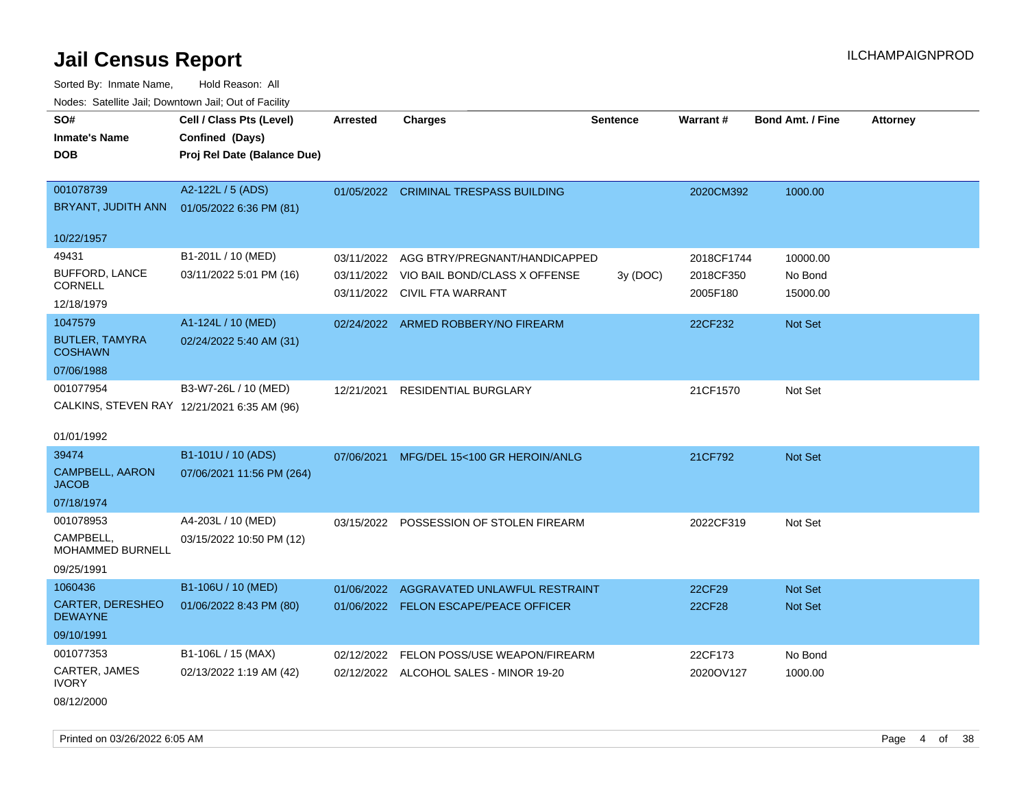# Jail Census Report

ILCHAMPAIGNPROD

Sorted By: Inmate Name, Hold Reason: All

Nodes: Satellite Jail; Downtown Jail; Out of Facility

| SO# / Inmate's Name / DOB | Cell / Class Pts (Level) / Confined (Days) / Proj Rel Date (Balance Due) | Arrested | Charges | Sentence | Warrant # | Bond Amt. / Fine | Attorney |
|---|---|---|---|---|---|---|---|
| 001078739<br>BRYANT, JUDITH ANN<br>10/22/1957 | A2-122L / 5 (ADS)<br>01/05/2022 6:36 PM (81) | 01/05/2022 | CRIMINAL TRESPASS BUILDING | | 2020CM392 | 1000.00 | |
| 49431<br>BUFFORD, LANCE CORNELL<br>12/18/1979 | B1-201L / 10 (MED)<br>03/11/2022 5:01 PM (16) | 03/11/2022 | AGG BTRY/PREGNANT/HANDICAPPED | | 2018CF1744 | 10000.00 | |
| | | 03/11/2022 | VIO BAIL BOND/CLASS X OFFENSE | 3y (DOC) | 2018CF350 | No Bond | |
| | | 03/11/2022 | CIVIL FTA WARRANT | | 2005F180 | 15000.00 | |
| 1047579<br>BUTLER, TAMYRA COSHAWN<br>07/06/1988 | A1-124L / 10 (MED)<br>02/24/2022 5:40 AM (31) | 02/24/2022 | ARMED ROBBERY/NO FIREARM | | 22CF232 | Not Set | |
| 001077954<br>CALKINS, STEVEN RAY<br>01/01/1992 | B3-W7-26L / 10 (MED)<br>12/21/2021 6:35 AM (96) | 12/21/2021 | RESIDENTIAL BURGLARY | | 21CF1570 | Not Set | |
| 39474<br>CAMPBELL, AARON JACOB<br>07/18/1974 | B1-101U / 10 (ADS)<br>07/06/2021 11:56 PM (264) | 07/06/2021 | MFG/DEL 15<100 GR HEROIN/ANLG | | 21CF792 | Not Set | |
| 001078953<br>CAMPBELL, MOHAMMED BURNELL<br>09/25/1991 | A4-203L / 10 (MED)<br>03/15/2022 10:50 PM (12) | 03/15/2022 | POSSESSION OF STOLEN FIREARM | | 2022CF319 | Not Set | |
| 1060436<br>CARTER, DERESHEO DEWAYNE<br>09/10/1991 | B1-106U / 10 (MED)<br>01/06/2022 8:43 PM (80) | 01/06/2022 | AGGRAVATED UNLAWFUL RESTRAINT | | 22CF29 | Not Set | |
| | | 01/06/2022 | FELON ESCAPE/PEACE OFFICER | | 22CF28 | Not Set | |
| 001077353<br>CARTER, JAMES IVORY<br>08/12/2000 | B1-106L / 15 (MAX)<br>02/13/2022 1:19 AM (42) | 02/12/2022 | FELON POSS/USE WEAPON/FIREARM | | 22CF173 | No Bond | |
| | | 02/12/2022 | ALCOHOL SALES - MINOR 19-20 | | 2020OV127 | 1000.00 | |

Printed on 03/26/2022 6:05 AM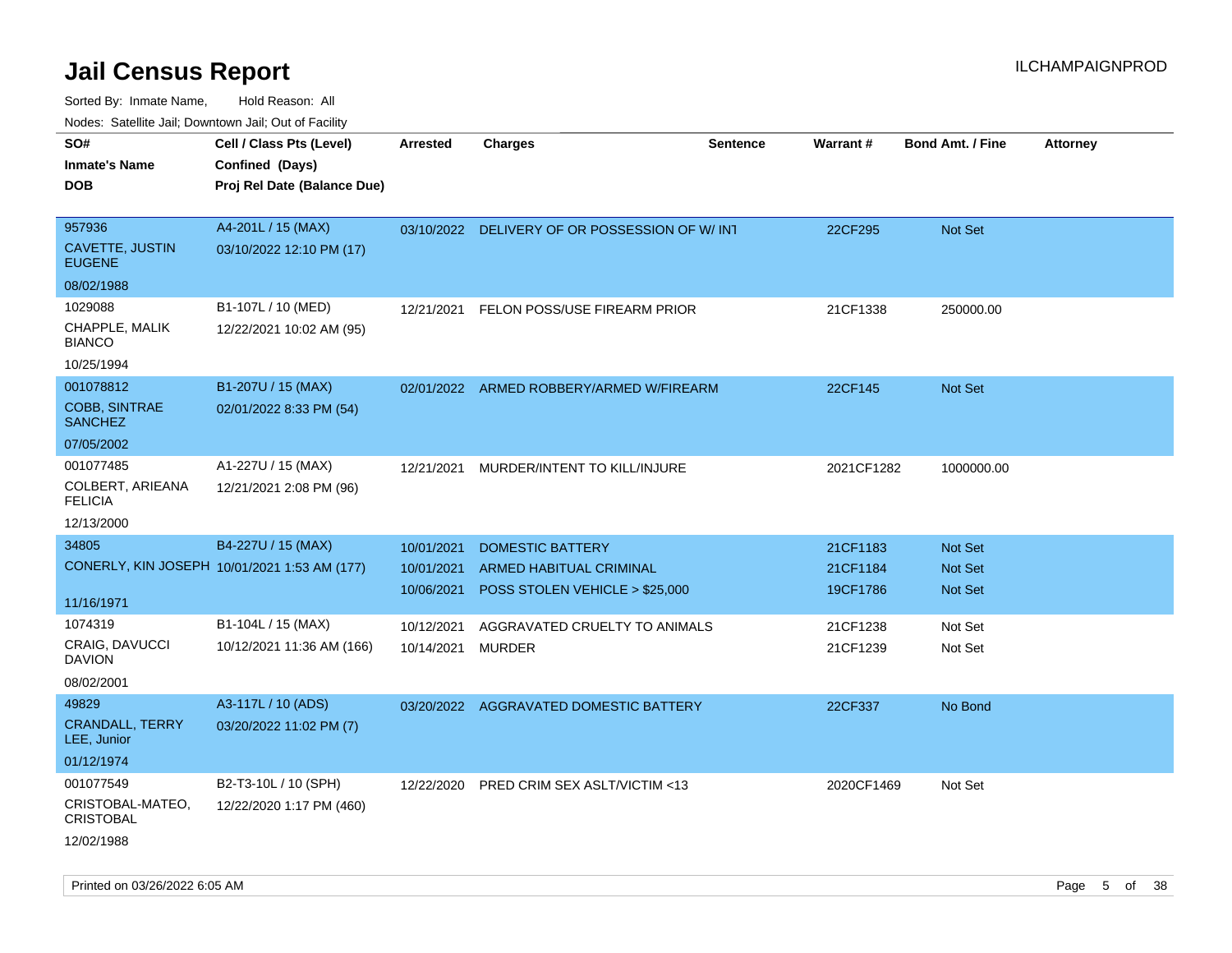# Jail Census Report

ILCHAMPAIGNPROD

Sorted By: Inmate Name, Hold Reason: All

Nodes: Satellite Jail; Downtown Jail; Out of Facility

| SO# / Inmate's Name / DOB | Cell / Class Pts (Level) / Confined (Days) / Proj Rel Date (Balance Due) | Arrested | Charges | Sentence | Warrant # | Bond Amt. / Fine | Attorney |
|---|---|---|---|---|---|---|---|
| 957936 / CAVETTE, JUSTIN EUGENE / 08/02/1988 | A4-201L / 15 (MAX) / 03/10/2022 12:10 PM (17) | 03/10/2022 | DELIVERY OF OR POSSESSION OF W/ INT | | 22CF295 | Not Set | |
| 1029088 / CHAPPLE, MALIK BIANCO / 10/25/1994 | B1-107L / 10 (MED) / 12/22/2021 10:02 AM (95) | 12/21/2021 | FELON POSS/USE FIREARM PRIOR | | 21CF1338 | 250000.00 | |
| 001078812 / COBB, SINTRAE SANCHEZ / 07/05/2002 | B1-207U / 15 (MAX) / 02/01/2022 8:33 PM (54) | 02/01/2022 | ARMED ROBBERY/ARMED W/FIREARM | | 22CF145 | Not Set | |
| 001077485 / COLBERT, ARIEANA FELICIA / 12/13/2000 | A1-227U / 15 (MAX) / 12/21/2021 2:08 PM (96) | 12/21/2021 | MURDER/INTENT TO KILL/INJURE | | 2021CF1282 | 1000000.00 | |
| 34805 / CONERLY, KIN JOSEPH / 11/16/1971 | B4-227U / 15 (MAX) / 10/01/2021 1:53 AM (177) | 10/01/2021 | DOMESTIC BATTERY | | 21CF1183 | Not Set | |
| | | 10/01/2021 | ARMED HABITUAL CRIMINAL | | 21CF1184 | Not Set | |
| | | 10/06/2021 | POSS STOLEN VEHICLE > $25,000 | | 19CF1786 | Not Set | |
| 1074319 / CRAIG, DAVUCCI DAVION / 08/02/2001 | B1-104L / 15 (MAX) / 10/12/2021 11:36 AM (166) | 10/12/2021 | AGGRAVATED CRUELTY TO ANIMALS | | 21CF1238 | Not Set | |
| | | 10/14/2021 | MURDER | | 21CF1239 | Not Set | |
| 49829 / CRANDALL, TERRY LEE, Junior / 01/12/1974 | A3-117L / 10 (ADS) / 03/20/2022 11:02 PM (7) | 03/20/2022 | AGGRAVATED DOMESTIC BATTERY | | 22CF337 | No Bond | |
| 001077549 / CRISTOBAL-MATEO, CRISTOBAL / 12/02/1988 | B2-T3-10L / 10 (SPH) / 12/22/2020 1:17 PM (460) | 12/22/2020 | PRED CRIM SEX ASLT/VICTIM <13 | | 2020CF1469 | Not Set | |

Printed on 03/26/2022 6:05 AM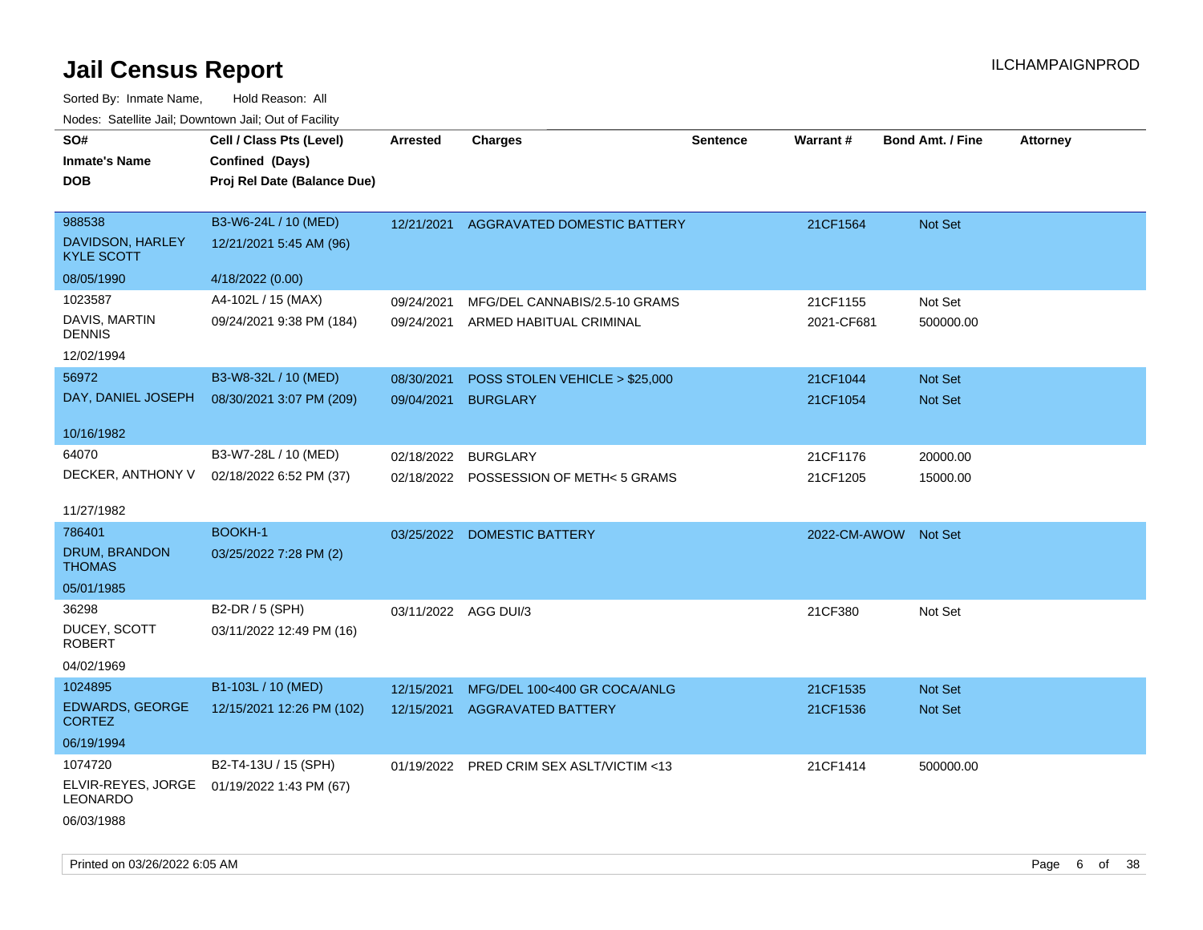# Jail Census Report

ILCHAMPAIGNPROD

Sorted By: Inmate Name, Hold Reason: All

Nodes: Satellite Jail; Downtown Jail; Out of Facility

| SO# / Inmate's Name / DOB | Cell / Class Pts (Level) / Confined (Days) / Proj Rel Date (Balance Due) | Arrested | Charges | Sentence | Warrant # | Bond Amt. / Fine | Attorney |
|---|---|---|---|---|---|---|---|
| 988538<br>DAVIDSON, HARLEY KYLE SCOTT<br>08/05/1990 | B3-W6-24L / 10 (MED)<br>12/21/2021 5:45 AM (96)<br>4/18/2022 (0.00) | 12/21/2021 | AGGRAVATED DOMESTIC BATTERY | | 21CF1564 | Not Set | |
| 1023587<br>DAVIS, MARTIN DENNIS<br>12/02/1994 | A4-102L / 15 (MAX)<br>09/24/2021 9:38 PM (184) | 09/24/2021 | MFG/DEL CANNABIS/2.5-10 GRAMS | | 21CF1155 | Not Set | |
| | | 09/24/2021 | ARMED HABITUAL CRIMINAL | | 2021-CF681 | 500000.00 | |
| 56972<br>DAY, DANIEL JOSEPH<br>10/16/1982 | B3-W8-32L / 10 (MED)<br>08/30/2021 3:07 PM (209) | 08/30/2021 | POSS STOLEN VEHICLE > $25,000 | | 21CF1044 | Not Set | |
| | | 09/04/2021 | BURGLARY | | 21CF1054 | Not Set | |
| 64070<br>DECKER, ANTHONY V<br>11/27/1982 | B3-W7-28L / 10 (MED)<br>02/18/2022 6:52 PM (37) | 02/18/2022 | BURGLARY | | 21CF1176 | 20000.00 | |
| | | 02/18/2022 | POSSESSION OF METH< 5 GRAMS | | 21CF1205 | 15000.00 | |
| 786401<br>DRUM, BRANDON THOMAS<br>05/01/1985 | BOOKH-1<br>03/25/2022 7:28 PM (2) | 03/25/2022 | DOMESTIC BATTERY | | 2022-CM-AWOW | Not Set | |
| 36298<br>DUCEY, SCOTT ROBERT<br>04/02/1969 | B2-DR / 5 (SPH)<br>03/11/2022 12:49 PM (16) | 03/11/2022 | AGG DUI/3 | | 21CF380 | Not Set | |
| 1024895<br>EDWARDS, GEORGE CORTEZ<br>06/19/1994 | B1-103L / 10 (MED)<br>12/15/2021 12:26 PM (102) | 12/15/2021 | MFG/DEL 100<400 GR COCA/ANLG | | 21CF1535 | Not Set | |
| | | 12/15/2021 | AGGRAVATED BATTERY | | 21CF1536 | Not Set | |
| 1074720<br>ELVIR-REYES, JORGE LEONARDO<br>06/03/1988 | B2-T4-13U / 15 (SPH)<br>01/19/2022 1:43 PM (67) | 01/19/2022 | PRED CRIM SEX ASLT/VICTIM <13 | | 21CF1414 | 500000.00 | |

Printed on 03/26/2022 6:05 AM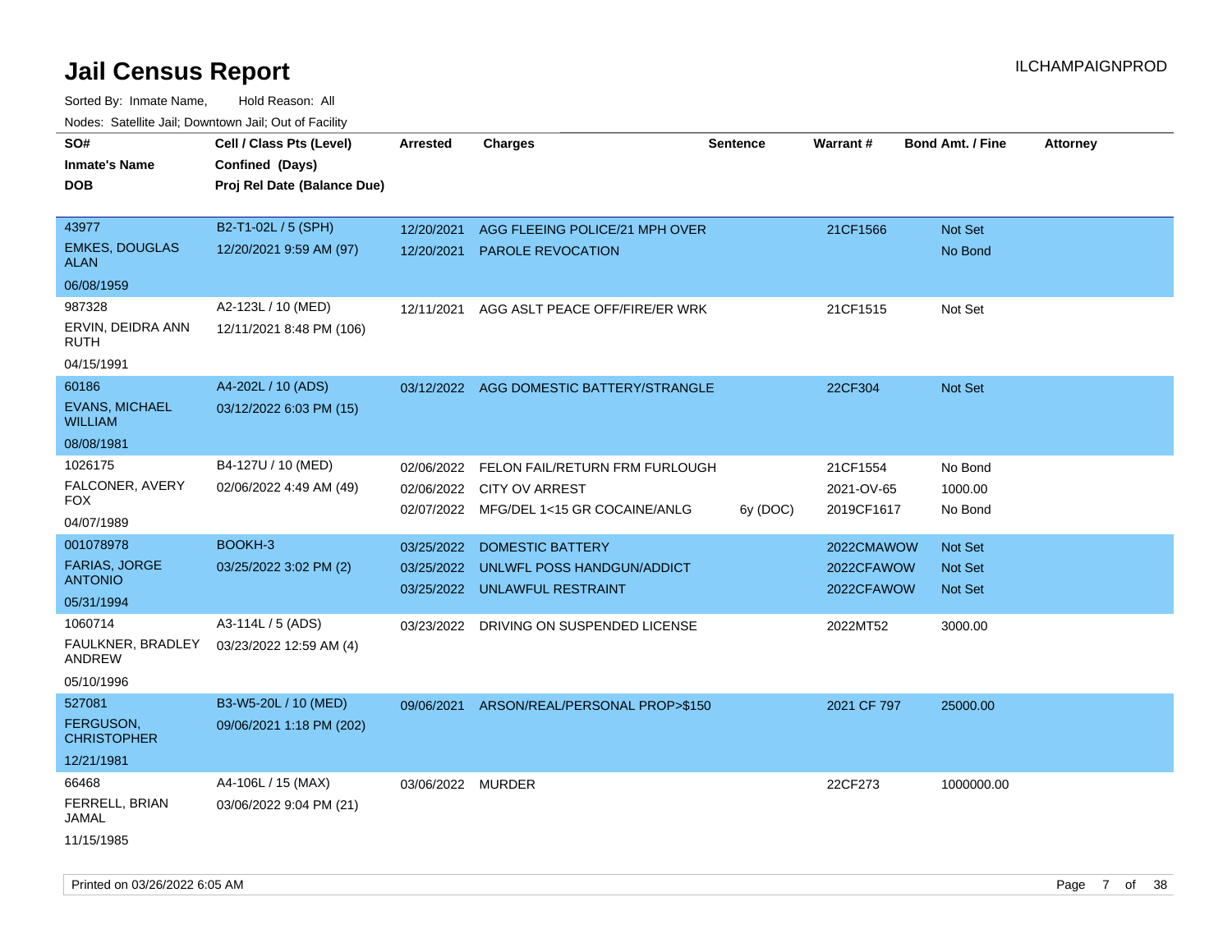# Jail Census Report

ILCHAMPAIGNPROD

Sorted By: Inmate Name, Hold Reason: All

Nodes: Satellite Jail; Downtown Jail; Out of Facility

| SO# / Inmate's Name / DOB | Cell / Class Pts (Level) / Confined (Days) / Proj Rel Date (Balance Due) | Arrested | Charges | Sentence | Warrant # | Bond Amt. / Fine | Attorney |
|---|---|---|---|---|---|---|---|
| 43977<br>EMKES, DOUGLAS ALAN<br>06/08/1959 | B2-T1-02L / 5 (SPH)<br>12/20/2021 9:59 AM (97) | 12/20/2021 | AGG FLEEING POLICE/21 MPH OVER | | 21CF1566 | Not Set | |
| | | 12/20/2021 | PAROLE REVOCATION | | | No Bond | |
| 987328<br>ERVIN, DEIDRA ANN RUTH<br>04/15/1991 | A2-123L / 10 (MED)<br>12/11/2021 8:48 PM (106) | 12/11/2021 | AGG ASLT PEACE OFF/FIRE/ER WRK | | 21CF1515 | Not Set | |
| 60186<br>EVANS, MICHAEL WILLIAM<br>08/08/1981 | A4-202L / 10 (ADS)<br>03/12/2022 6:03 PM (15) | 03/12/2022 | AGG DOMESTIC BATTERY/STRANGLE | | 22CF304 | Not Set | |
| 1026175<br>FALCONER, AVERY FOX<br>04/07/1989 | B4-127U / 10 (MED)<br>02/06/2022 4:49 AM (49) | 02/06/2022 | FELON FAIL/RETURN FRM FURLOUGH | | 21CF1554 | No Bond | |
| | | 02/06/2022 | CITY OV ARREST | | 2021-OV-65 | 1000.00 | |
| | | 02/07/2022 | MFG/DEL 1<15 GR COCAINE/ANLG | 6y (DOC) | 2019CF1617 | No Bond | |
| 001078978<br>FARIAS, JORGE ANTONIO<br>05/31/1994 | BOOKH-3<br>03/25/2022 3:02 PM (2) | 03/25/2022 | DOMESTIC BATTERY | | 2022CMAWOW | Not Set | |
| | | 03/25/2022 | UNLWFL POSS HANDGUN/ADDICT | | 2022CFAWOW | Not Set | |
| | | 03/25/2022 | UNLAWFUL RESTRAINT | | 2022CFAWOW | Not Set | |
| 1060714<br>FAULKNER, BRADLEY ANDREW<br>05/10/1996 | A3-114L / 5 (ADS)<br>03/23/2022 12:59 AM (4) | 03/23/2022 | DRIVING ON SUSPENDED LICENSE | | 2022MT52 | 3000.00 | |
| 527081<br>FERGUSON, CHRISTOPHER<br>12/21/1981 | B3-W5-20L / 10 (MED)<br>09/06/2021 1:18 PM (202) | 09/06/2021 | ARSON/REAL/PERSONAL PROP>$150 | | 2021 CF 797 | 25000.00 | |
| 66468<br>FERRELL, BRIAN JAMAL<br>11/15/1985 | A4-106L / 15 (MAX)<br>03/06/2022 9:04 PM (21) | 03/06/2022 | MURDER | | 22CF273 | 1000000.00 | |

Printed on 03/26/2022 6:05 AM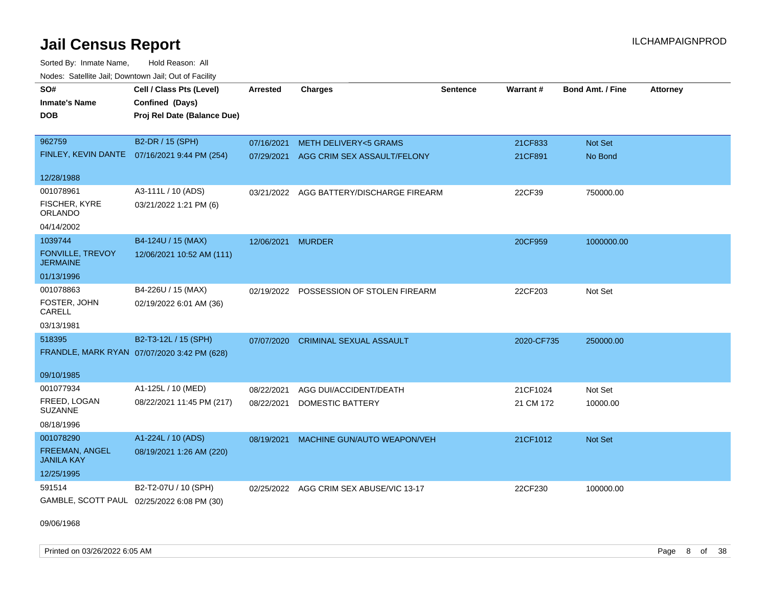# Jail Census Report

ILCHAMPAIGNPROD

Sorted By: Inmate Name, Hold Reason: All

Nodes: Satellite Jail; Downtown Jail; Out of Facility

| SO# / Inmate's Name / DOB | Cell / Class Pts (Level) / Confined (Days) / Proj Rel Date (Balance Due) | Arrested | Charges | Sentence | Warrant # | Bond Amt. / Fine | Attorney |
|---|---|---|---|---|---|---|---|
| 962759<br>FINLEY, KEVIN DANTE<br>12/28/1988 | B2-DR / 15 (SPH)<br>07/16/2021 9:44 PM (254) | 07/16/2021<br>07/29/2021 | METH DELIVERY<5 GRAMS<br>AGG CRIM SEX ASSAULT/FELONY | | 21CF833<br>21CF891 | Not Set<br>No Bond | |
| 001078961<br>FISCHER, KYRE ORLANDO<br>04/14/2002 | A3-111L / 10 (ADS)<br>03/21/2022 1:21 PM (6) | 03/21/2022 | AGG BATTERY/DISCHARGE FIREARM | | 22CF39 | 750000.00 | |
| 1039744<br>FONVILLE, TREVOY JERMAINE<br>01/13/1996 | B4-124U / 15 (MAX)<br>12/06/2021 10:52 AM (111) | 12/06/2021 | MURDER | | 20CF959 | 1000000.00 | |
| 001078863<br>FOSTER, JOHN CARELL<br>03/13/1981 | B4-226U / 15 (MAX)<br>02/19/2022 6:01 AM (36) | 02/19/2022 | POSSESSION OF STOLEN FIREARM | | 22CF203 | Not Set | |
| 518395<br>FRANDLE, MARK RYAN<br>09/10/1985 | B2-T3-12L / 15 (SPH)<br>07/07/2020 3:42 PM (628) | 07/07/2020 | CRIMINAL SEXUAL ASSAULT | | 2020-CF735 | 250000.00 | |
| 001077934<br>FREED, LOGAN SUZANNE<br>08/18/1996 | A1-125L / 10 (MED)<br>08/22/2021 11:45 PM (217) | 08/22/2021<br>08/22/2021 | AGG DUI/ACCIDENT/DEATH<br>DOMESTIC BATTERY | | 21CF1024<br>21 CM 172 | Not Set<br>10000.00 | |
| 001078290<br>FREEMAN, ANGEL JANILA KAY<br>12/25/1995 | A1-224L / 10 (ADS)<br>08/19/2021 1:26 AM (220) | 08/19/2021 | MACHINE GUN/AUTO WEAPON/VEH | | 21CF1012 | Not Set | |
| 591514<br>GAMBLE, SCOTT PAUL<br>09/06/1968 | B2-T2-07U / 10 (SPH)<br>02/25/2022 6:08 PM (30) | 02/25/2022 | AGG CRIM SEX ABUSE/VIC 13-17 | | 22CF230 | 100000.00 | |

Printed on 03/26/2022 6:05 AM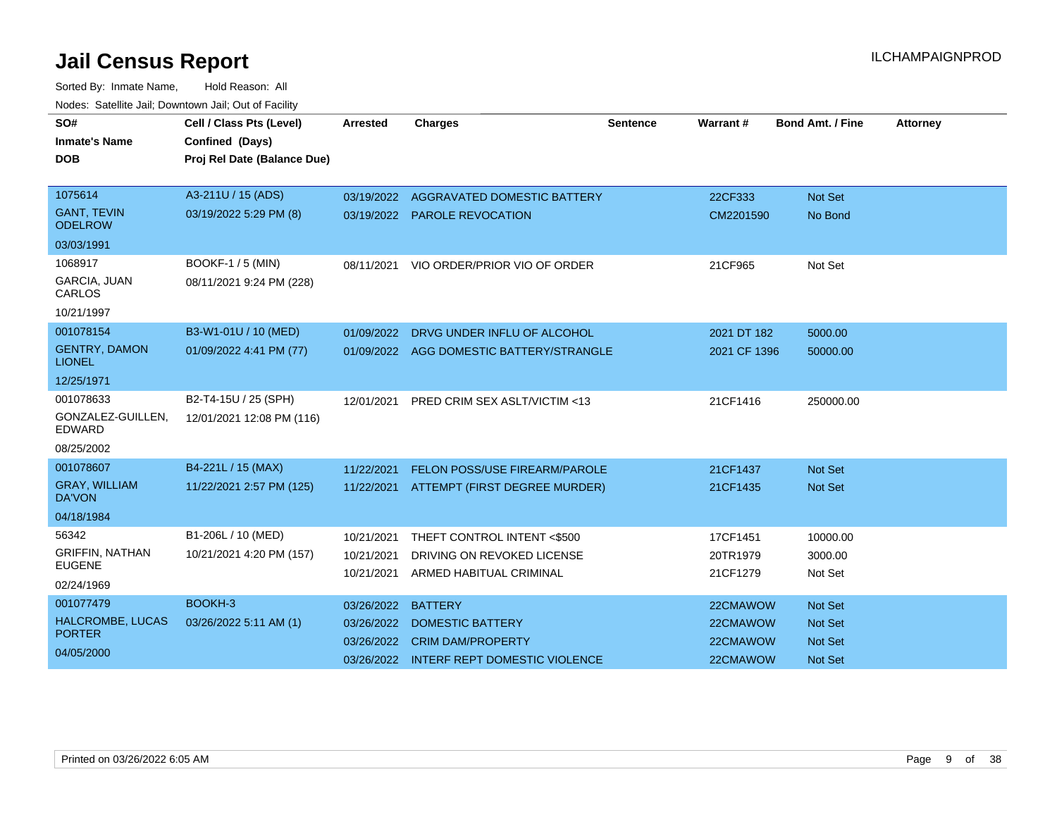# Jail Census Report

ILCHAMPAIGNPROD

Sorted By: Inmate Name, Hold Reason: All

Nodes: Satellite Jail; Downtown Jail; Out of Facility

| SO# / Inmate's Name / DOB | Cell / Class Pts (Level) / Confined (Days) / Proj Rel Date (Balance Due) | Arrested | Charges | Sentence | Warrant # | Bond Amt. / Fine | Attorney |
|---|---|---|---|---|---|---|---|
| 1075614 | A3-211U / 15 (ADS) | 03/19/2022 | AGGRAVATED DOMESTIC BATTERY | | 22CF333 | Not Set | |
| GANT, TEVIN ODELROW | 03/19/2022 5:29 PM (8) | 03/19/2022 | PAROLE REVOCATION | | CM2201590 | No Bond | |
| 03/03/1991 | | | | | | | |
| 1068917 | BOOKF-1 / 5 (MIN) | 08/11/2021 | VIO ORDER/PRIOR VIO OF ORDER | | 21CF965 | Not Set | |
| GARCIA, JUAN CARLOS | 08/11/2021 9:24 PM (228) | | | | | | |
| 10/21/1997 | | | | | | | |
| 001078154 | B3-W1-01U / 10 (MED) | 01/09/2022 | DRVG UNDER INFLU OF ALCOHOL | | 2021 DT 182 | 5000.00 | |
| GENTRY, DAMON LIONEL | 01/09/2022 4:41 PM (77) | 01/09/2022 | AGG DOMESTIC BATTERY/STRANGLE | | 2021 CF 1396 | 50000.00 | |
| 12/25/1971 | | | | | | | |
| 001078633 | B2-T4-15U / 25 (SPH) | 12/01/2021 | PRED CRIM SEX ASLT/VICTIM <13 | | 21CF1416 | 250000.00 | |
| GONZALEZ-GUILLEN, EDWARD | 12/01/2021 12:08 PM (116) | | | | | | |
| 08/25/2002 | | | | | | | |
| 001078607 | B4-221L / 15 (MAX) | 11/22/2021 | FELON POSS/USE FIREARM/PAROLE | | 21CF1437 | Not Set | |
| GRAY, WILLIAM DA'VON | 11/22/2021 2:57 PM (125) | 11/22/2021 | ATTEMPT (FIRST DEGREE MURDER) | | 21CF1435 | Not Set | |
| 04/18/1984 | | | | | | | |
| 56342 | B1-206L / 10 (MED) | 10/21/2021 | THEFT CONTROL INTENT <$500 | | 17CF1451 | 10000.00 | |
| GRIFFIN, NATHAN EUGENE | 10/21/2021 4:20 PM (157) | 10/21/2021 | DRIVING ON REVOKED LICENSE | | 20TR1979 | 3000.00 | |
| 02/24/1969 | | 10/21/2021 | ARMED HABITUAL CRIMINAL | | 21CF1279 | Not Set | |
| 001077479 | BOOKH-3 | 03/26/2022 | BATTERY | | 22CMAWOW | Not Set | |
| HALCROMBE, LUCAS PORTER | 03/26/2022 5:11 AM (1) | 03/26/2022 | DOMESTIC BATTERY | | 22CMAWOW | Not Set | |
| 04/05/2000 | | 03/26/2022 | CRIM DAM/PROPERTY | | 22CMAWOW | Not Set | |
| | | 03/26/2022 | INTERF REPT DOMESTIC VIOLENCE | | 22CMAWOW | Not Set | |

Printed on 03/26/2022 6:05 AM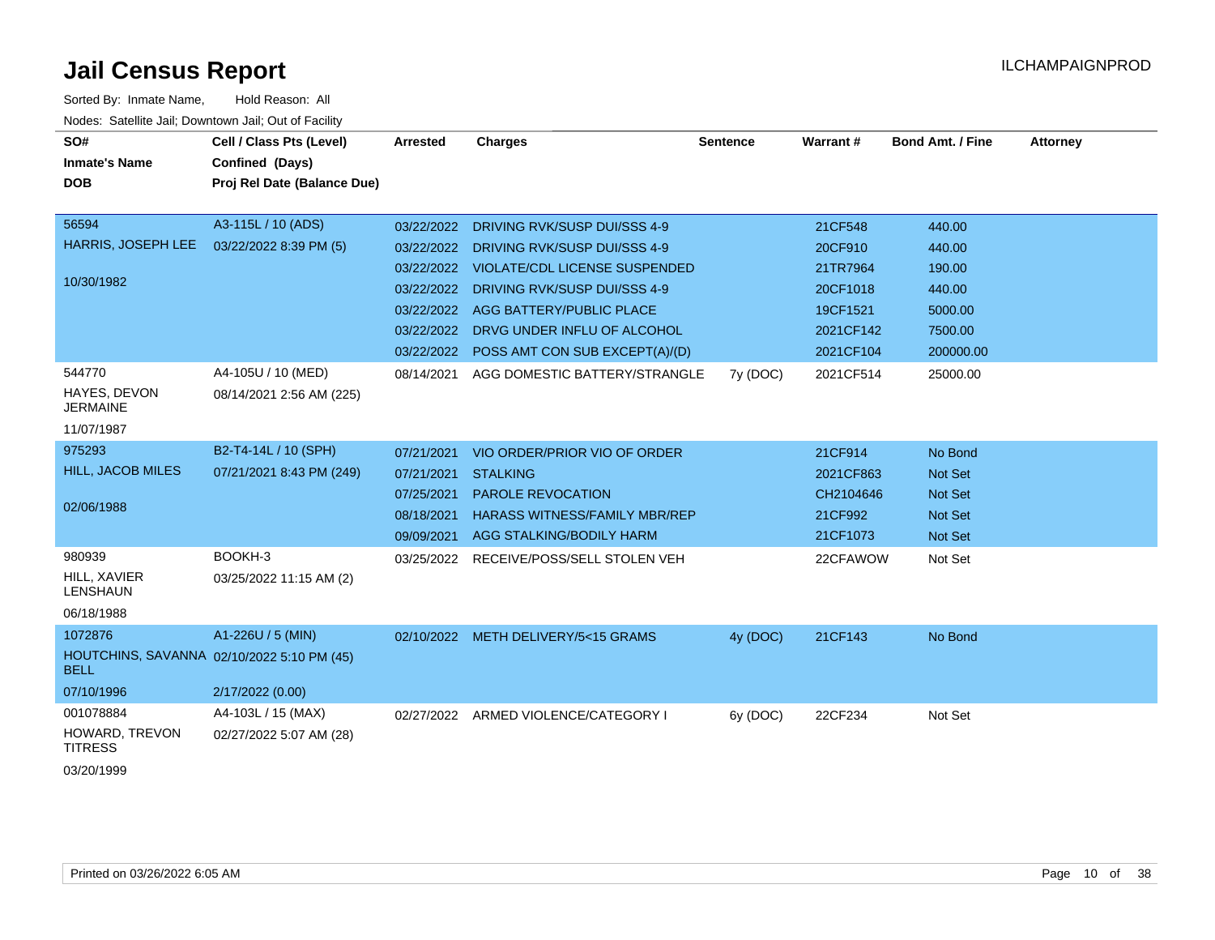# Jail Census Report

ILCHAMPAIGNPROD

Sorted By: Inmate Name, Hold Reason: All

Nodes: Satellite Jail; Downtown Jail; Out of Facility

| SO# / Inmate's Name / DOB | Cell / Class Pts (Level) / Confined (Days) / Proj Rel Date (Balance Due) | Arrested | Charges | Sentence | Warrant # | Bond Amt. / Fine | Attorney |
|---|---|---|---|---|---|---|---|
| 56594<br>HARRIS, JOSEPH LEE<br>10/30/1982 | A3-115L / 10 (ADS)<br>03/22/2022 8:39 PM (5) | 03/22/2022 | DRIVING RVK/SUSP DUI/SSS 4-9 | | 21CF548 | 440.00 | |
| | | 03/22/2022 | DRIVING RVK/SUSP DUI/SSS 4-9 | | 20CF910 | 440.00 | |
| | | 03/22/2022 | VIOLATE/CDL LICENSE SUSPENDED | | 21TR7964 | 190.00 | |
| | | 03/22/2022 | DRIVING RVK/SUSP DUI/SSS 4-9 | | 20CF1018 | 440.00 | |
| | | 03/22/2022 | AGG BATTERY/PUBLIC PLACE | | 19CF1521 | 5000.00 | |
| | | 03/22/2022 | DRVG UNDER INFLU OF ALCOHOL | | 2021CF142 | 7500.00 | |
| | | 03/22/2022 | POSS AMT CON SUB EXCEPT(A)/(D) | | 2021CF104 | 200000.00 | |
| 544770<br>HAYES, DEVON JERMAINE<br>11/07/1987 | A4-105U / 10 (MED)<br>08/14/2021 2:56 AM (225) | 08/14/2021 | AGG DOMESTIC BATTERY/STRANGLE | 7y (DOC) | 2021CF514 | 25000.00 | |
| 975293<br>HILL, JACOB MILES<br>02/06/1988 | B2-T4-14L / 10 (SPH)<br>07/21/2021 8:43 PM (249) | 07/21/2021 | VIO ORDER/PRIOR VIO OF ORDER | | 21CF914 | No Bond | |
| | | 07/21/2021 | STALKING | | 2021CF863 | Not Set | |
| | | 07/25/2021 | PAROLE REVOCATION | | CH2104646 | Not Set | |
| | | 08/18/2021 | HARASS WITNESS/FAMILY MBR/REP | | 21CF992 | Not Set | |
| | | 09/09/2021 | AGG STALKING/BODILY HARM | | 21CF1073 | Not Set | |
| 980939<br>HILL, XAVIER LENSHAUN<br>06/18/1988 | BOOKH-3<br>03/25/2022 11:15 AM (2) | 03/25/2022 | RECEIVE/POSS/SELL STOLEN VEH | | 22CFAWOW | Not Set | |
| 1072876<br>HOUTCHINS, SAVANNA BELL<br>07/10/1996 | A1-226U / 5 (MIN)<br>02/10/2022 5:10 PM (45)<br>2/17/2022 (0.00) | 02/10/2022 | METH DELIVERY/5<15 GRAMS | 4y (DOC) | 21CF143 | No Bond | |
| 001078884<br>HOWARD, TREVON TITRESS<br>03/20/1999 | A4-103L / 15 (MAX)<br>02/27/2022 5:07 AM (28) | 02/27/2022 | ARMED VIOLENCE/CATEGORY I | 6y (DOC) | 22CF234 | Not Set | |

Printed on 03/26/2022 6:05 AM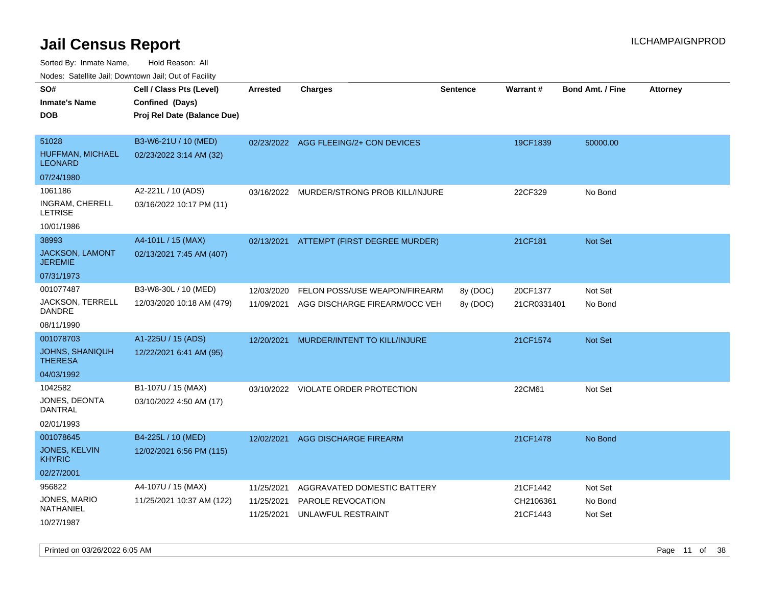# Jail Census Report

Sorted By: Inmate Name, Hold Reason: All

Nodes: Satellite Jail; Downtown Jail; Out of Facility

| SO# / Inmate's Name / DOB | Cell / Class Pts (Level) / Confined (Days) / Proj Rel Date (Balance Due) | Arrested | Charges | Sentence | Warrant # | Bond Amt. / Fine | Attorney |
|---|---|---|---|---|---|---|---|
| 51028<br>HUFFMAN, MICHAEL LEONARD<br>07/24/1980 | B3-W6-21U / 10 (MED)<br>02/23/2022 3:14 AM (32) | 02/23/2022 | AGG FLEEING/2+ CON DEVICES | | 19CF1839 | 50000.00 | |
| 1061186<br>INGRAM, CHERELL LETRISE<br>10/01/1986 | A2-221L / 10 (ADS)<br>03/16/2022 10:17 PM (11) | 03/16/2022 | MURDER/STRONG PROB KILL/INJURE | | 22CF329 | No Bond | |
| 38993<br>JACKSON, LAMONT JEREMIE<br>07/31/1973 | A4-101L / 15 (MAX)<br>02/13/2021 7:45 AM (407) | 02/13/2021 | ATTEMPT (FIRST DEGREE MURDER) | | 21CF181 | Not Set | |
| 001077487<br>JACKSON, TERRELL DANDRE<br>08/11/1990 | B3-W8-30L / 10 (MED)<br>12/03/2020 10:18 AM (479) | 12/03/2020<br>11/09/2021 | FELON POSS/USE WEAPON/FIREARM<br>AGG DISCHARGE FIREARM/OCC VEH | 8y (DOC)<br>8y (DOC) | 20CF1377<br>21CR0331401 | Not Set<br>No Bond | |
| 001078703<br>JOHNS, SHANIQUH THERESA<br>04/03/1992 | A1-225U / 15 (ADS)<br>12/22/2021 6:41 AM (95) | 12/20/2021 | MURDER/INTENT TO KILL/INJURE | | 21CF1574 | Not Set | |
| 1042582<br>JONES, DEONTA DANTRAL<br>02/01/1993 | B1-107U / 15 (MAX)<br>03/10/2022 4:50 AM (17) | 03/10/2022 | VIOLATE ORDER PROTECTION | | 22CM61 | Not Set | |
| 001078645<br>JONES, KELVIN KHYRIC<br>02/27/2001 | B4-225L / 10 (MED)<br>12/02/2021 6:56 PM (115) | 12/02/2021 | AGG DISCHARGE FIREARM | | 21CF1478 | No Bond | |
| 956822<br>JONES, MARIO NATHANIEL<br>10/27/1987 | A4-107U / 15 (MAX)<br>11/25/2021 10:37 AM (122) | 11/25/2021<br>11/25/2021<br>11/25/2021 | AGGRAVATED DOMESTIC BATTERY<br>PAROLE REVOCATION<br>UNLAWFUL RESTRAINT | | 21CF1442<br>CH2106361<br>21CF1443 | Not Set<br>No Bond<br>Not Set | |

Printed on 03/26/2022 6:05 AM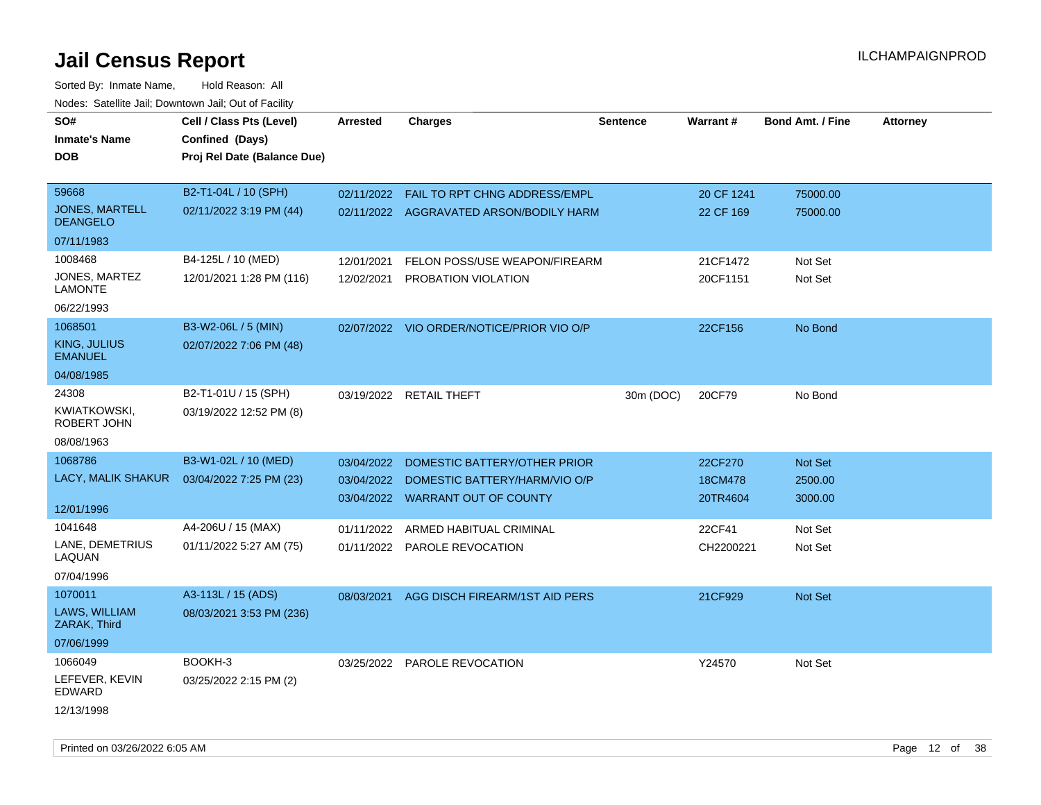# Jail Census Report

ILCHAMPAIGNPROD

Sorted By: Inmate Name, Hold Reason: All

Nodes: Satellite Jail; Downtown Jail; Out of Facility

| SO# / Inmate's Name / DOB | Cell / Class Pts (Level) / Confined (Days) / Proj Rel Date (Balance Due) | Arrested | Charges | Sentence | Warrant # | Bond Amt. / Fine | Attorney |
|---|---|---|---|---|---|---|---|
| 59668<br>JONES, MARTELL DEANGELO<br>07/11/1983 | B2-T1-04L / 10 (SPH)<br>02/11/2022 3:19 PM (44) | 02/11/2022 | FAIL TO RPT CHNG ADDRESS/EMPL | | 20 CF 1241 | 75000.00 | |
| | | 02/11/2022 | AGGRAVATED ARSON/BODILY HARM | | 22 CF 169 | 75000.00 | |
| 1008468<br>JONES, MARTEZ LAMONTE<br>06/22/1993 | B4-125L / 10 (MED)<br>12/01/2021 1:28 PM (116) | 12/01/2021 | FELON POSS/USE WEAPON/FIREARM | | 21CF1472 | Not Set | |
| | | 12/02/2021 | PROBATION VIOLATION | | 20CF1151 | Not Set | |
| 1068501<br>KING, JULIUS EMANUEL<br>04/08/1985 | B3-W2-06L / 5 (MIN)<br>02/07/2022 7:06 PM (48) | 02/07/2022 | VIO ORDER/NOTICE/PRIOR VIO O/P | | 22CF156 | No Bond | |
| 24308<br>KWIATKOWSKI, ROBERT JOHN<br>08/08/1963 | B2-T1-01U / 15 (SPH)<br>03/19/2022 12:52 PM (8) | 03/19/2022 | RETAIL THEFT | 30m (DOC) | 20CF79 | No Bond | |
| 1068786<br>LACY, MALIK SHAKUR<br>12/01/1996 | B3-W1-02L / 10 (MED)<br>03/04/2022 7:25 PM (23) | 03/04/2022 | DOMESTIC BATTERY/OTHER PRIOR | | 22CF270 | Not Set | |
| | | 03/04/2022 | DOMESTIC BATTERY/HARM/VIO O/P | | 18CM478 | 2500.00 | |
| | | 03/04/2022 | WARRANT OUT OF COUNTY | | 20TR4604 | 3000.00 | |
| 1041648<br>LANE, DEMETRIUS LAQUAN<br>07/04/1996 | A4-206U / 15 (MAX)<br>01/11/2022 5:27 AM (75) | 01/11/2022 | ARMED HABITUAL CRIMINAL | | 22CF41 | Not Set | |
| | | 01/11/2022 | PAROLE REVOCATION | | CH2200221 | Not Set | |
| 1070011<br>LAWS, WILLIAM ZARAK, Third<br>07/06/1999 | A3-113L / 15 (ADS)<br>08/03/2021 3:53 PM (236) | 08/03/2021 | AGG DISCH FIREARM/1ST AID PERS | | 21CF929 | Not Set | |
| 1066049<br>LEFEVER, KEVIN EDWARD<br>12/13/1998 | BOOKH-3<br>03/25/2022 2:15 PM (2) | 03/25/2022 | PAROLE REVOCATION | | Y24570 | Not Set | |

Printed on 03/26/2022 6:05 AM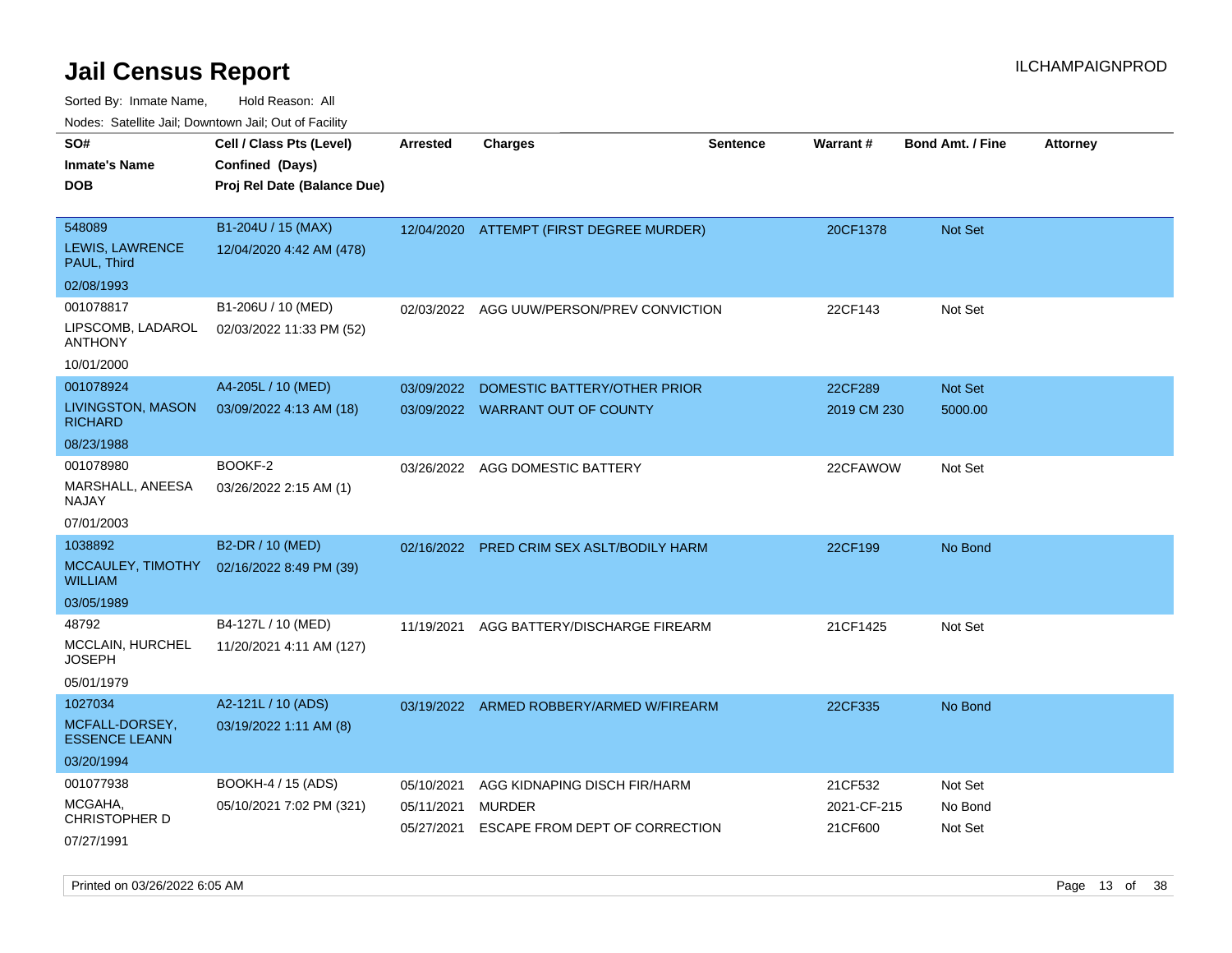# Jail Census Report

Sorted By: Inmate Name, Hold Reason: All

Nodes: Satellite Jail; Downtown Jail; Out of Facility

| SO# / Inmate's Name / DOB | Cell / Class Pts (Level) / Confined (Days) / Proj Rel Date (Balance Due) | Arrested | Charges | Sentence | Warrant # | Bond Amt. / Fine | Attorney |
|---|---|---|---|---|---|---|---|
| 548089 LEWIS, LAWRENCE PAUL, Third 02/08/1993 | B1-204U / 15 (MAX) 12/04/2020 4:42 AM (478) | 12/04/2020 | ATTEMPT (FIRST DEGREE MURDER) | | 20CF1378 | Not Set | |
| 001078817 LIPSCOMB, LADAROL ANTHONY 10/01/2000 | B1-206U / 10 (MED) 02/03/2022 11:33 PM (52) | 02/03/2022 | AGG UUW/PERSON/PREV CONVICTION | | 22CF143 | Not Set | |
| 001078924 LIVINGSTON, MASON RICHARD 08/23/1988 | A4-205L / 10 (MED) 03/09/2022 4:13 AM (18) | 03/09/2022 | DOMESTIC BATTERY/OTHER PRIOR | | 22CF289 | Not Set | |
| | | 03/09/2022 | WARRANT OUT OF COUNTY | | 2019 CM 230 | 5000.00 | |
| 001078980 MARSHALL, ANEESA NAJAY 07/01/2003 | BOOKF-2 03/26/2022 2:15 AM (1) | 03/26/2022 | AGG DOMESTIC BATTERY | | 22CFAWOW | Not Set | |
| 1038892 MCCAULEY, TIMOTHY WILLIAM 03/05/1989 | B2-DR / 10 (MED) 02/16/2022 8:49 PM (39) | 02/16/2022 | PRED CRIM SEX ASLT/BODILY HARM | | 22CF199 | No Bond | |
| 48792 MCCLAIN, HURCHEL JOSEPH 05/01/1979 | B4-127L / 10 (MED) 11/20/2021 4:11 AM (127) | 11/19/2021 | AGG BATTERY/DISCHARGE FIREARM | | 21CF1425 | Not Set | |
| 1027034 MCFALL-DORSEY, ESSENCE LEANN 03/20/1994 | A2-121L / 10 (ADS) 03/19/2022 1:11 AM (8) | 03/19/2022 | ARMED ROBBERY/ARMED W/FIREARM | | 22CF335 | No Bond | |
| 001077938 MCGAHA, CHRISTOPHER D 07/27/1991 | BOOKH-4 / 15 (ADS) 05/10/2021 7:02 PM (321) | 05/10/2021 | AGG KIDNAPING DISCH FIR/HARM | | 21CF532 | Not Set | |
| | | 05/11/2021 | MURDER | | 2021-CF-215 | No Bond | |
| | | 05/27/2021 | ESCAPE FROM DEPT OF CORRECTION | | 21CF600 | Not Set | |

Printed on 03/26/2022 6:05 AM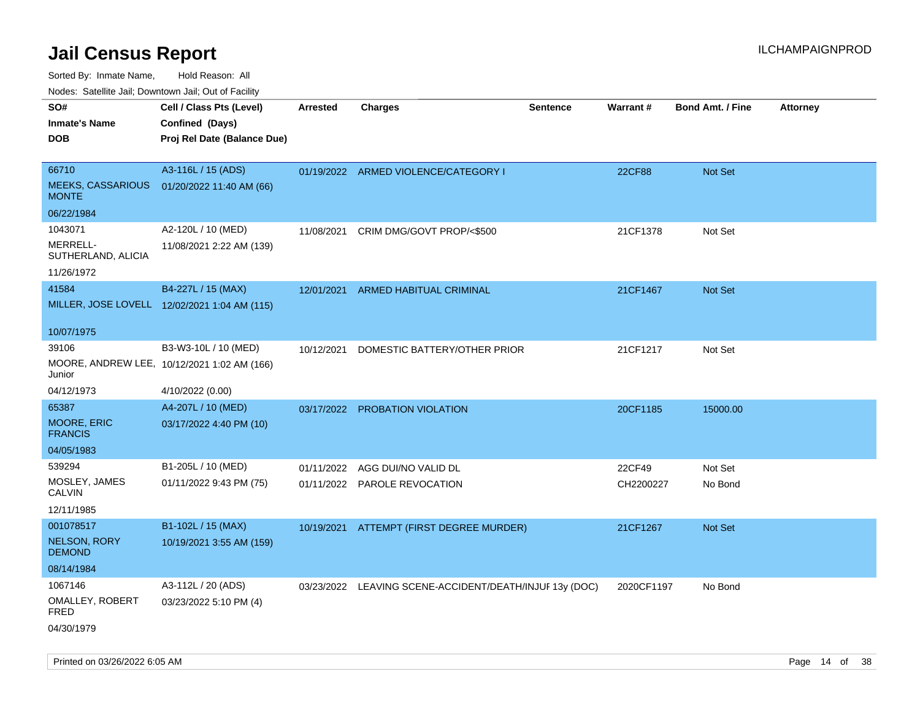# Jail Census Report

ILCHAMPAIGNPROD

Sorted By: Inmate Name, Hold Reason: All

Nodes: Satellite Jail; Downtown Jail; Out of Facility

| SO# / Inmate's Name / DOB | Cell / Class Pts (Level) / Confined (Days) / Proj Rel Date (Balance Due) | Arrested | Charges | Sentence | Warrant # | Bond Amt. / Fine | Attorney |
|---|---|---|---|---|---|---|---|
| 66710<br>MEEKS, CASSARIOUS MONTE<br>06/22/1984 | A3-116L / 15 (ADS)<br>01/20/2022 11:40 AM (66) | 01/19/2022 | ARMED VIOLENCE/CATEGORY I | | 22CF88 | Not Set | |
| 1043071<br>MERRELL-SUTHERLAND, ALICIA<br>11/26/1972 | A2-120L / 10 (MED)<br>11/08/2021 2:22 AM (139) | 11/08/2021 | CRIM DMG/GOVT PROP/<$500 | | 21CF1378 | Not Set | |
| 41584<br>MILLER, JOSE LOVELL<br>10/07/1975 | B4-227L / 15 (MAX)<br>12/02/2021 1:04 AM (115) | 12/01/2021 | ARMED HABITUAL CRIMINAL | | 21CF1467 | Not Set | |
| 39106<br>MOORE, ANDREW LEE, Junior<br>04/12/1973 | B3-W3-10L / 10 (MED)<br>10/12/2021 1:02 AM (166)<br>4/10/2022 (0.00) | 10/12/2021 | DOMESTIC BATTERY/OTHER PRIOR | | 21CF1217 | Not Set | |
| 65387<br>MOORE, ERIC FRANCIS<br>04/05/1983 | A4-207L / 10 (MED)<br>03/17/2022 4:40 PM (10) | 03/17/2022 | PROBATION VIOLATION | | 20CF1185 | 15000.00 | |
| 539294<br>MOSLEY, JAMES CALVIN<br>12/11/1985 | B1-205L / 10 (MED)<br>01/11/2022 9:43 PM (75) | 01/11/2022<br>01/11/2022 | AGG DUI/NO VALID DL<br>PAROLE REVOCATION | | 22CF49<br>CH2200227 | Not Set<br>No Bond | |
| 001078517<br>NELSON, RORY DEMOND<br>08/14/1984 | B1-102L / 15 (MAX)<br>10/19/2021 3:55 AM (159) | 10/19/2021 | ATTEMPT (FIRST DEGREE MURDER) | | 21CF1267 | Not Set | |
| 1067146<br>OMALLEY, ROBERT FRED<br>04/30/1979 | A3-112L / 20 (ADS)<br>03/23/2022 5:10 PM (4) | 03/23/2022 | LEAVING SCENE-ACCIDENT/DEATH/INJUF | 13y (DOC) | 2020CF1197 | No Bond | |

Printed on 03/26/2022 6:05 AM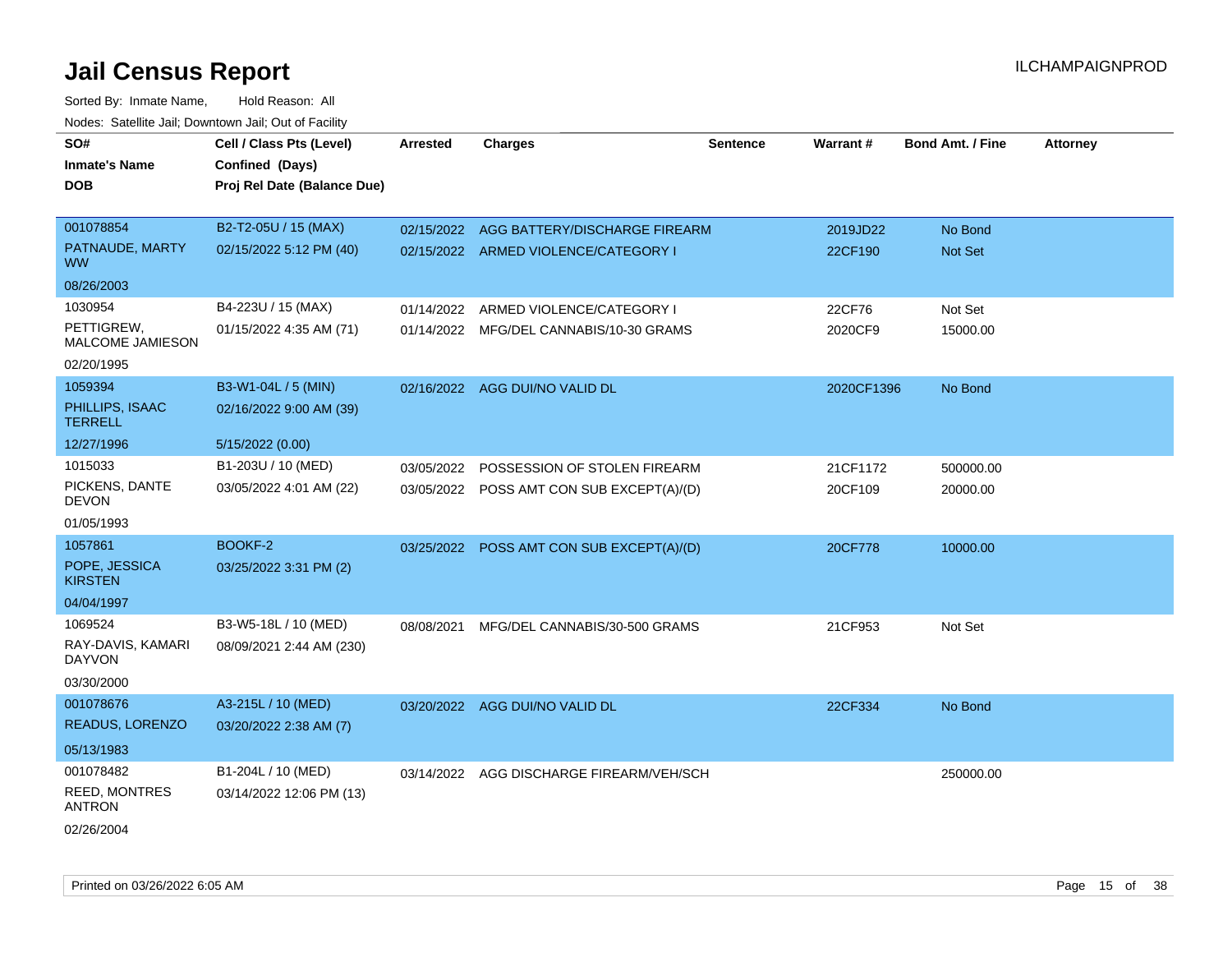# Jail Census Report

ILCHAMPAIGNPROD

Sorted By: Inmate Name, Hold Reason: All

Nodes: Satellite Jail; Downtown Jail; Out of Facility

| SO# / Inmate's Name / DOB | Cell / Class Pts (Level) / Confined (Days) / Proj Rel Date (Balance Due) | Arrested | Charges | Sentence | Warrant # | Bond Amt. / Fine | Attorney |
|---|---|---|---|---|---|---|---|
| 001078854 PATNAUDE, MARTY WW 08/26/2003 | B2-T2-05U / 15 (MAX) 02/15/2022 5:12 PM (40) | 02/15/2022 | AGG BATTERY/DISCHARGE FIREARM | | 2019JD22 | No Bond | |
| | | 02/15/2022 | ARMED VIOLENCE/CATEGORY I | | 22CF190 | Not Set | |
| 1030954 PETTIGREW, MALCOME JAMIESON 02/20/1995 | B4-223U / 15 (MAX) 01/15/2022 4:35 AM (71) | 01/14/2022 | ARMED VIOLENCE/CATEGORY I | | 22CF76 | Not Set | |
| | | 01/14/2022 | MFG/DEL CANNABIS/10-30 GRAMS | | 2020CF9 | 15000.00 | |
| 1059394 PHILLIPS, ISAAC TERRELL 12/27/1996 | B3-W1-04L / 5 (MIN) 02/16/2022 9:00 AM (39) 5/15/2022 (0.00) | 02/16/2022 | AGG DUI/NO VALID DL | | 2020CF1396 | No Bond | |
| 1015033 PICKENS, DANTE DEVON 01/05/1993 | B1-203U / 10 (MED) 03/05/2022 4:01 AM (22) | 03/05/2022 | POSSESSION OF STOLEN FIREARM | | 21CF1172 | 500000.00 | |
| | | 03/05/2022 | POSS AMT CON SUB EXCEPT(A)/(D) | | 20CF109 | 20000.00 | |
| 1057861 POPE, JESSICA KIRSTEN 04/04/1997 | BOOKF-2 03/25/2022 3:31 PM (2) | 03/25/2022 | POSS AMT CON SUB EXCEPT(A)/(D) | | 20CF778 | 10000.00 | |
| 1069524 RAY-DAVIS, KAMARI DAYVON 03/30/2000 | B3-W5-18L / 10 (MED) 08/09/2021 2:44 AM (230) | 08/08/2021 | MFG/DEL CANNABIS/30-500 GRAMS | | 21CF953 | Not Set | |
| 001078676 READUS, LORENZO 05/13/1983 | A3-215L / 10 (MED) 03/20/2022 2:38 AM (7) | 03/20/2022 | AGG DUI/NO VALID DL | | 22CF334 | No Bond | |
| 001078482 REED, MONTRES ANTRON 02/26/2004 | B1-204L / 10 (MED) 03/14/2022 12:06 PM (13) | 03/14/2022 | AGG DISCHARGE FIREARM/VEH/SCH | | | 250000.00 | |

Printed on 03/26/2022 6:05 AM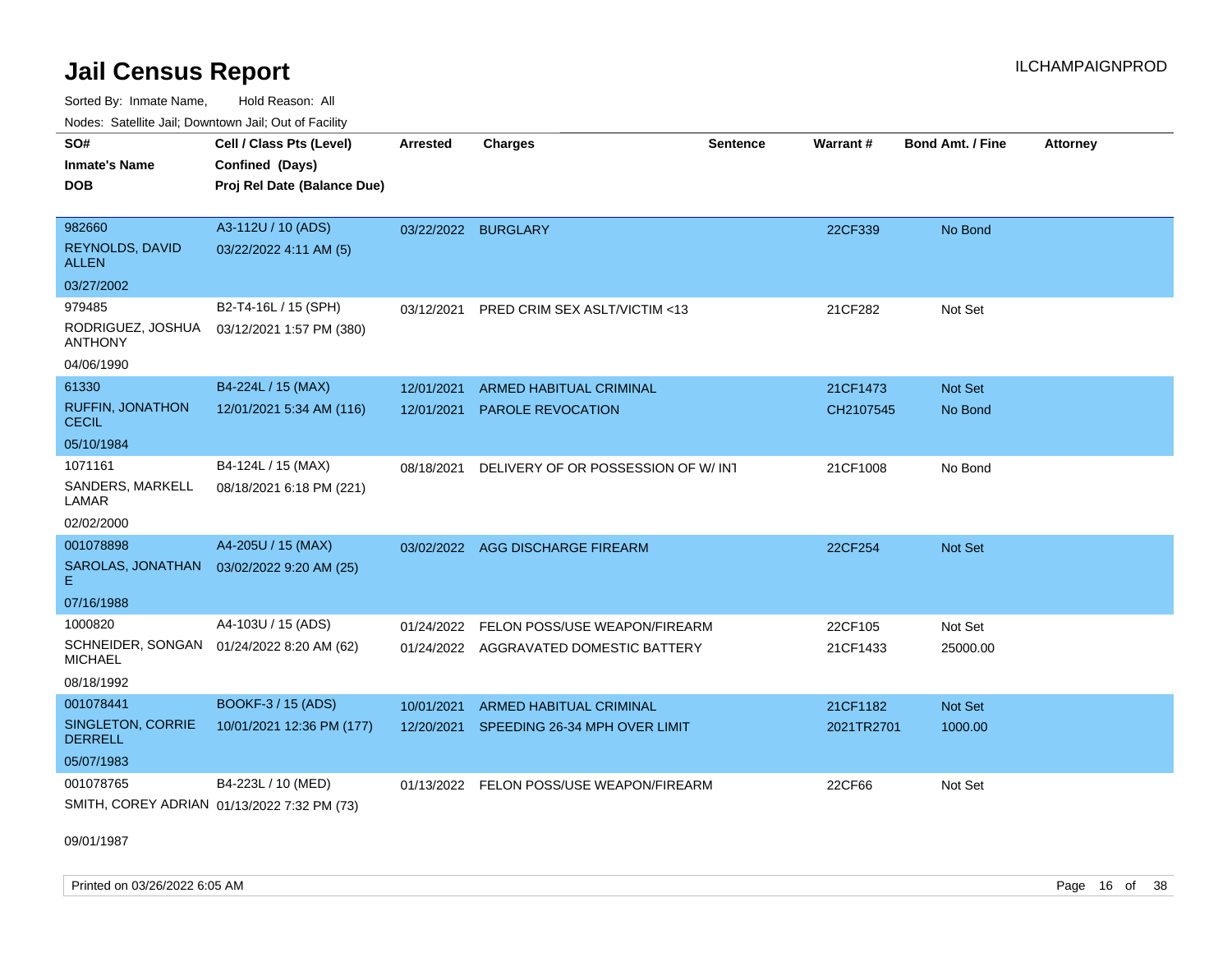# Jail Census Report

ILCHAMPAIGNPROD

Sorted By: Inmate Name, Hold Reason: All

Nodes: Satellite Jail; Downtown Jail; Out of Facility

| SO# / Inmate's Name / DOB | Cell / Class Pts (Level) / Confined (Days) / Proj Rel Date (Balance Due) | Arrested | Charges | Sentence | Warrant # | Bond Amt. / Fine | Attorney |
|---|---|---|---|---|---|---|---|
| 982660<br>REYNOLDS, DAVID ALLEN<br>03/27/2002 | A3-112U / 10 (ADS)<br>03/22/2022 4:11 AM (5) | 03/22/2022 | BURGLARY | | 22CF339 | No Bond | |
| 979485<br>RODRIGUEZ, JOSHUA ANTHONY<br>04/06/1990 | B2-T4-16L / 15 (SPH)<br>03/12/2021 1:57 PM (380) | 03/12/2021 | PRED CRIM SEX ASLT/VICTIM <13 | | 21CF282 | Not Set | |
| 61330<br>RUFFIN, JONATHON CECIL<br>05/10/1984 | B4-224L / 15 (MAX)<br>12/01/2021 5:34 AM (116) | 12/01/2021 | ARMED HABITUAL CRIMINAL | | 21CF1473 | Not Set | |
| | | 12/01/2021 | PAROLE REVOCATION | | CH2107545 | No Bond | |
| 1071161<br>SANDERS, MARKELL LAMAR<br>02/02/2000 | B4-124L / 15 (MAX)<br>08/18/2021 6:18 PM (221) | 08/18/2021 | DELIVERY OF OR POSSESSION OF W/ INT | | 21CF1008 | No Bond | |
| 001078898<br>SAROLAS, JONATHAN E<br>07/16/1988 | A4-205U / 15 (MAX)<br>03/02/2022 9:20 AM (25) | 03/02/2022 | AGG DISCHARGE FIREARM | | 22CF254 | Not Set | |
| 1000820<br>SCHNEIDER, SONGAN MICHAEL<br>08/18/1992 | A4-103U / 15 (ADS)<br>01/24/2022 8:20 AM (62) | 01/24/2022 | FELON POSS/USE WEAPON/FIREARM | | 22CF105 | Not Set | |
| | | 01/24/2022 | AGGRAVATED DOMESTIC BATTERY | | 21CF1433 | 25000.00 | |
| 001078441<br>SINGLETON, CORRIE DERRELL<br>05/07/1983 | BOOKF-3 / 15 (ADS)<br>10/01/2021 12:36 PM (177) | 10/01/2021 | ARMED HABITUAL CRIMINAL | | 21CF1182 | Not Set | |
| | | 12/20/2021 | SPEEDING 26-34 MPH OVER LIMIT | | 2021TR2701 | 1000.00 | |
| 001078765<br>SMITH, COREY ADRIAN<br>09/01/1987 | B4-223L / 10 (MED)<br>01/13/2022 7:32 PM (73) | 01/13/2022 | FELON POSS/USE WEAPON/FIREARM | | 22CF66 | Not Set | |

Printed on 03/26/2022 6:05 AM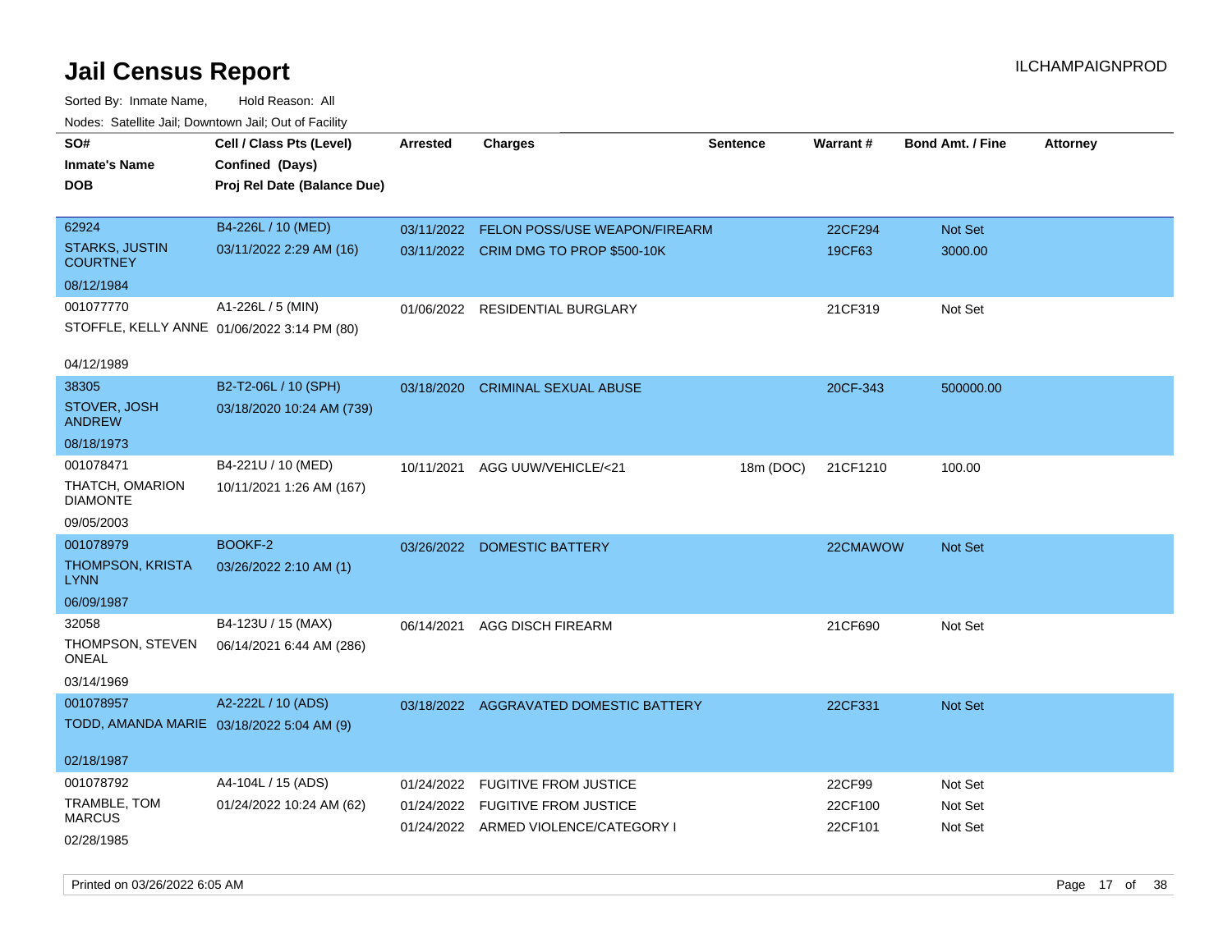# Jail Census Report

ILCHAMPAIGNPROD

Sorted By: Inmate Name, Hold Reason: All

Nodes: Satellite Jail; Downtown Jail; Out of Facility

| SO# / Inmate's Name / DOB | Cell / Class Pts (Level) / Confined (Days) / Proj Rel Date (Balance Due) | Arrested | Charges | Sentence | Warrant # | Bond Amt. / Fine | Attorney |
|---|---|---|---|---|---|---|---|
| 62924 STARKS, JUSTIN COURTNEY 08/12/1984 | B4-226L / 10 (MED) 03/11/2022 2:29 AM (16) | 03/11/2022 | FELON POSS/USE WEAPON/FIREARM | | 22CF294 | Not Set | |
| | | 03/11/2022 | CRIM DMG TO PROP $500-10K | | 19CF63 | 3000.00 | |
| 001077770 STOFFLE, KELLY ANNE 04/12/1989 | A1-226L / 5 (MIN) 01/06/2022 3:14 PM (80) | 01/06/2022 | RESIDENTIAL BURGLARY | | 21CF319 | Not Set | |
| 38305 STOVER, JOSH ANDREW 08/18/1973 | B2-T2-06L / 10 (SPH) 03/18/2020 10:24 AM (739) | 03/18/2020 | CRIMINAL SEXUAL ABUSE | | 20CF-343 | 500000.00 | |
| 001078471 THATCH, OMARION DIAMONTE 09/05/2003 | B4-221U / 10 (MED) 10/11/2021 1:26 AM (167) | 10/11/2021 | AGG UUW/VEHICLE/<21 | 18m (DOC) | 21CF1210 | 100.00 | |
| 001078979 THOMPSON, KRISTA LYNN 06/09/1987 | BOOKF-2 03/26/2022 2:10 AM (1) | 03/26/2022 | DOMESTIC BATTERY | | 22CMAWOW | Not Set | |
| 32058 THOMPSON, STEVEN ONEAL 03/14/1969 | B4-123U / 15 (MAX) 06/14/2021 6:44 AM (286) | 06/14/2021 | AGG DISCH FIREARM | | 21CF690 | Not Set | |
| 001078957 TODD, AMANDA MARIE 02/18/1987 | A2-222L / 10 (ADS) 03/18/2022 5:04 AM (9) | 03/18/2022 | AGGRAVATED DOMESTIC BATTERY | | 22CF331 | Not Set | |
| 001078792 TRAMBLE, TOM MARCUS 02/28/1985 | A4-104L / 15 (ADS) 01/24/2022 10:24 AM (62) | 01/24/2022 | FUGITIVE FROM JUSTICE | | 22CF99 | Not Set | |
| | | 01/24/2022 | FUGITIVE FROM JUSTICE | | 22CF100 | Not Set | |
| | | 01/24/2022 | ARMED VIOLENCE/CATEGORY I | | 22CF101 | Not Set | |

Printed on 03/26/2022 6:05 AM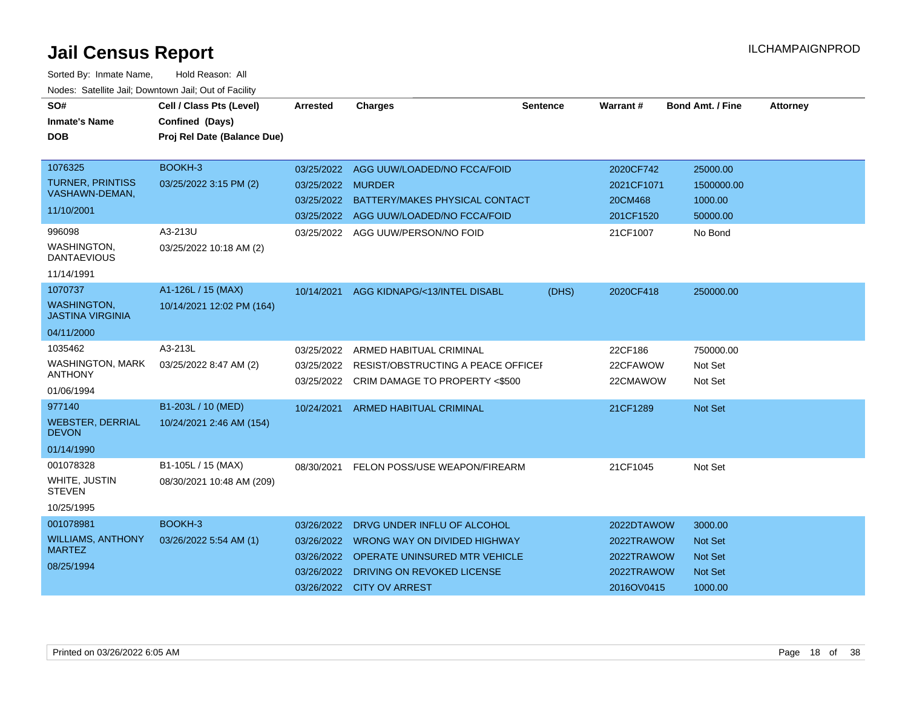# Jail Census Report

ILCHAMPAIGNPROD

Sorted By: Inmate Name, Hold Reason: All

Nodes: Satellite Jail; Downtown Jail; Out of Facility

| SO# / Inmate's Name / DOB | Cell / Class Pts (Level) / Confined (Days) / Proj Rel Date (Balance Due) | Arrested | Charges | Sentence | Warrant # | Bond Amt. / Fine | Attorney |
|---|---|---|---|---|---|---|---|
| 1076325 TURNER, PRINTISS VASHAWN-DEMAN, 11/10/2001 | BOOKH-3 03/25/2022 3:15 PM (2) | 03/25/2022 | AGG UUW/LOADED/NO FCCA/FOID | | 2020CF742 | 25000.00 | |
| | | 03/25/2022 | MURDER | | 2021CF1071 | 1500000.00 | |
| | | 03/25/2022 | BATTERY/MAKES PHYSICAL CONTACT | | 20CM468 | 1000.00 | |
| | | 03/25/2022 | AGG UUW/LOADED/NO FCCA/FOID | | 201CF1520 | 50000.00 | |
| 996098 WASHINGTON, DANTAEVIOUS 11/14/1991 | A3-213U 03/25/2022 10:18 AM (2) | 03/25/2022 | AGG UUW/PERSON/NO FOID | | 21CF1007 | No Bond | |
| 1070737 WASHINGTON, JASTINA VIRGINIA 04/11/2000 | A1-126L / 15 (MAX) 10/14/2021 12:02 PM (164) | 10/14/2021 | AGG KIDNAPG/<13/INTEL DISABL | (DHS) | 2020CF418 | 250000.00 | |
| 1035462 WASHINGTON, MARK ANTHONY 01/06/1994 | A3-213L 03/25/2022 8:47 AM (2) | 03/25/2022 | ARMED HABITUAL CRIMINAL | | 22CF186 | 750000.00 | |
| | | 03/25/2022 | RESIST/OBSTRUCTING A PEACE OFFICEI | | 22CFAWOW | Not Set | |
| | | 03/25/2022 | CRIM DAMAGE TO PROPERTY <$500 | | 22CMAWOW | Not Set | |
| 977140 WEBSTER, DERRIAL DEVON 01/14/1990 | B1-203L / 10 (MED) 10/24/2021 2:46 AM (154) | 10/24/2021 | ARMED HABITUAL CRIMINAL | | 21CF1289 | Not Set | |
| 001078328 WHITE, JUSTIN STEVEN 10/25/1995 | B1-105L / 15 (MAX) 08/30/2021 10:48 AM (209) | 08/30/2021 | FELON POSS/USE WEAPON/FIREARM | | 21CF1045 | Not Set | |
| 001078981 WILLIAMS, ANTHONY MARTEZ 08/25/1994 | BOOKH-3 03/26/2022 5:54 AM (1) | 03/26/2022 | DRVG UNDER INFLU OF ALCOHOL | | 2022DTAWOW | 3000.00 | |
| | | 03/26/2022 | WRONG WAY ON DIVIDED HIGHWAY | | 2022TRAWOW | Not Set | |
| | | 03/26/2022 | OPERATE UNINSURED MTR VEHICLE | | 2022TRAWOW | Not Set | |
| | | 03/26/2022 | DRIVING ON REVOKED LICENSE | | 2022TRAWOW | Not Set | |
| | | 03/26/2022 | CITY OV ARREST | | 2016OV0415 | 1000.00 | |

Printed on 03/26/2022 6:05 AM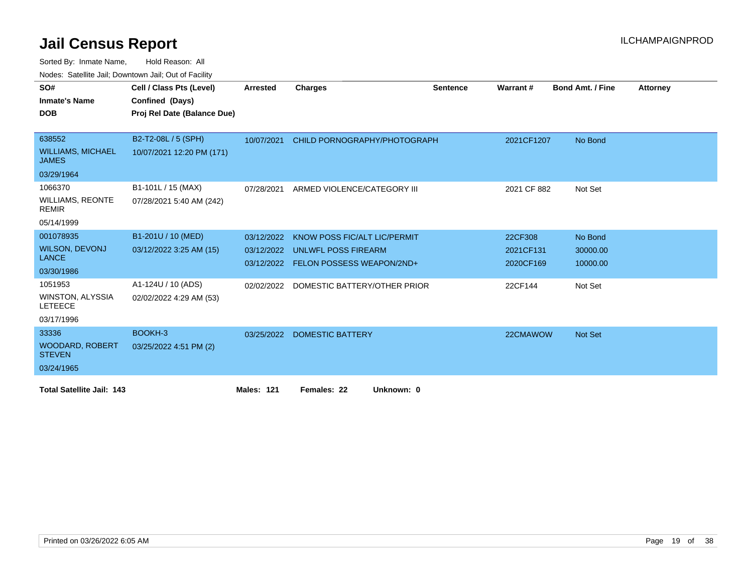# Jail Census Report

ILCHAMPAIGNPROD

Sorted By: Inmate Name, Hold Reason: All

Nodes: Satellite Jail; Downtown Jail; Out of Facility

| SO# / Inmate's Name / DOB | Cell / Class Pts (Level) / Confined (Days) / Proj Rel Date (Balance Due) | Arrested | Charges | Sentence | Warrant # | Bond Amt. / Fine | Attorney |
|---|---|---|---|---|---|---|---|
| 638552<br>WILLIAMS, MICHAEL JAMES<br>03/29/1964 | B2-T2-08L / 5 (SPH)<br>10/07/2021 12:20 PM (171) | 10/07/2021 | CHILD PORNOGRAPHY/PHOTOGRAPH | | 2021CF1207 | No Bond | |
| 1066370<br>WILLIAMS, REONTE REMIR<br>05/14/1999 | B1-101L / 15 (MAX)<br>07/28/2021 5:40 AM (242) | 07/28/2021 | ARMED VIOLENCE/CATEGORY III | | 2021 CF 882 | Not Set | |
| 001078935<br>WILSON, DEVONJ LANCE<br>03/30/1986 | B1-201U / 10 (MED)<br>03/12/2022 3:25 AM (15) | 03/12/2022 | KNOW POSS FIC/ALT LIC/PERMIT | | 22CF308 | No Bond | |
| | | 03/12/2022 | UNLWFL POSS FIREARM | | 2021CF131 | 30000.00 | |
| | | 03/12/2022 | FELON POSSESS WEAPON/2ND+ | | 2020CF169 | 10000.00 | |
| 1051953<br>WINSTON, ALYSSIA LETEECE<br>03/17/1996 | A1-124U / 10 (ADS)<br>02/02/2022 4:29 AM (53) | 02/02/2022 | DOMESTIC BATTERY/OTHER PRIOR | | 22CF144 | Not Set | |
| 33336<br>WOODARD, ROBERT STEVEN<br>03/24/1965 | BOOKH-3<br>03/25/2022 4:51 PM (2) | 03/25/2022 | DOMESTIC BATTERY | | 22CMAWOW | Not Set | |

**Total Satellite Jail: 143** **Males: 121** **Females: 22** **Unknown: 0**

Printed on 03/26/2022 6:05 AM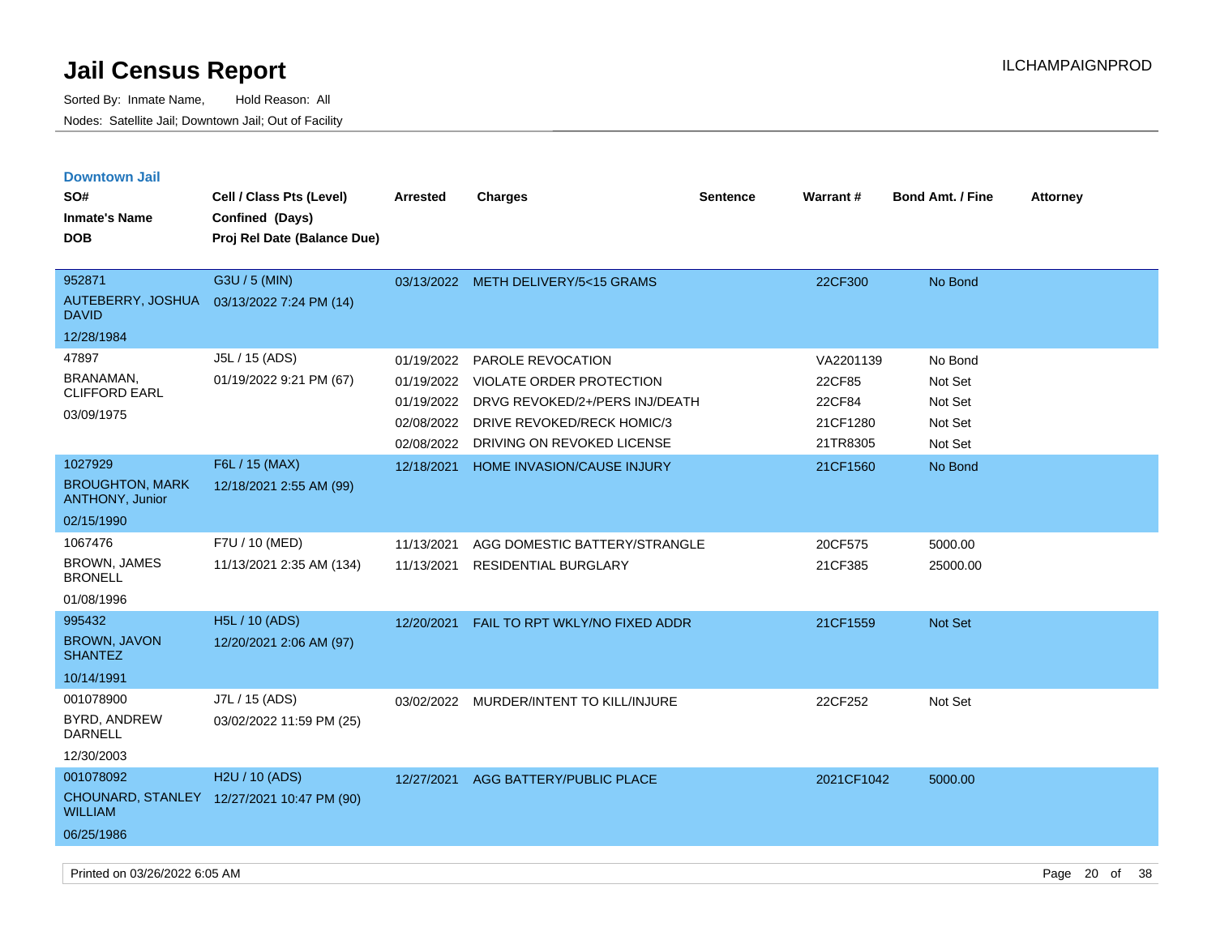# Jail Census Report

Sorted By: Inmate Name, Hold Reason: All

Nodes: Satellite Jail; Downtown Jail; Out of Facility

ILCHAMPAIGNPROD

## Downtown Jail

| SO# / Inmate's Name / DOB | Cell / Class Pts (Level) / Confined (Days) / Proj Rel Date (Balance Due) | Arrested | Charges | Sentence | Warrant # | Bond Amt. / Fine | Attorney |
|---|---|---|---|---|---|---|---|
| 952871<br>AUTEBERRY, JOSHUA DAVID<br>12/28/1984 | G3U / 5 (MIN)<br>03/13/2022 7:24 PM (14) | 03/13/2022 | METH DELIVERY/5<15 GRAMS | | 22CF300 | No Bond | |
| 47897<br>BRANAMAN, CLIFFORD EARL<br>03/09/1975 | J5L / 15 (ADS)<br>01/19/2022 9:21 PM (67) | 01/19/2022 | PAROLE REVOCATION | | VA2201139 | No Bond | |
| | | 01/19/2022 | VIOLATE ORDER PROTECTION | | 22CF85 | Not Set | |
| | | 01/19/2022 | DRVG REVOKED/2+/PERS INJ/DEATH | | 22CF84 | Not Set | |
| | | 02/08/2022 | DRIVE REVOKED/RECK HOMIC/3 | | 21CF1280 | Not Set | |
| | | 02/08/2022 | DRIVING ON REVOKED LICENSE | | 21TR8305 | Not Set | |
| 1027929<br>BROUGHTON, MARK ANTHONY, Junior<br>02/15/1990 | F6L / 15 (MAX)<br>12/18/2021 2:55 AM (99) | 12/18/2021 | HOME INVASION/CAUSE INJURY | | 21CF1560 | No Bond | |
| 1067476<br>BROWN, JAMES BRONELL<br>01/08/1996 | F7U / 10 (MED)<br>11/13/2021 2:35 AM (134) | 11/13/2021 | AGG DOMESTIC BATTERY/STRANGLE | | 20CF575 | 5000.00 | |
| | | 11/13/2021 | RESIDENTIAL BURGLARY | | 21CF385 | 25000.00 | |
| 995432<br>BROWN, JAVON SHANTEZ<br>10/14/1991 | H5L / 10 (ADS)<br>12/20/2021 2:06 AM (97) | 12/20/2021 | FAIL TO RPT WKLY/NO FIXED ADDR | | 21CF1559 | Not Set | |
| 001078900<br>BYRD, ANDREW DARNELL<br>12/30/2003 | J7L / 15 (ADS)<br>03/02/2022 11:59 PM (25) | 03/02/2022 | MURDER/INTENT TO KILL/INJURE | | 22CF252 | Not Set | |
| 001078092<br>CHOUNARD, STANLEY WILLIAM<br>06/25/1986 | H2U / 10 (ADS)<br>12/27/2021 10:47 PM (90) | 12/27/2021 | AGG BATTERY/PUBLIC PLACE | | 2021CF1042 | 5000.00 | |

Printed on 03/26/2022 6:05 AM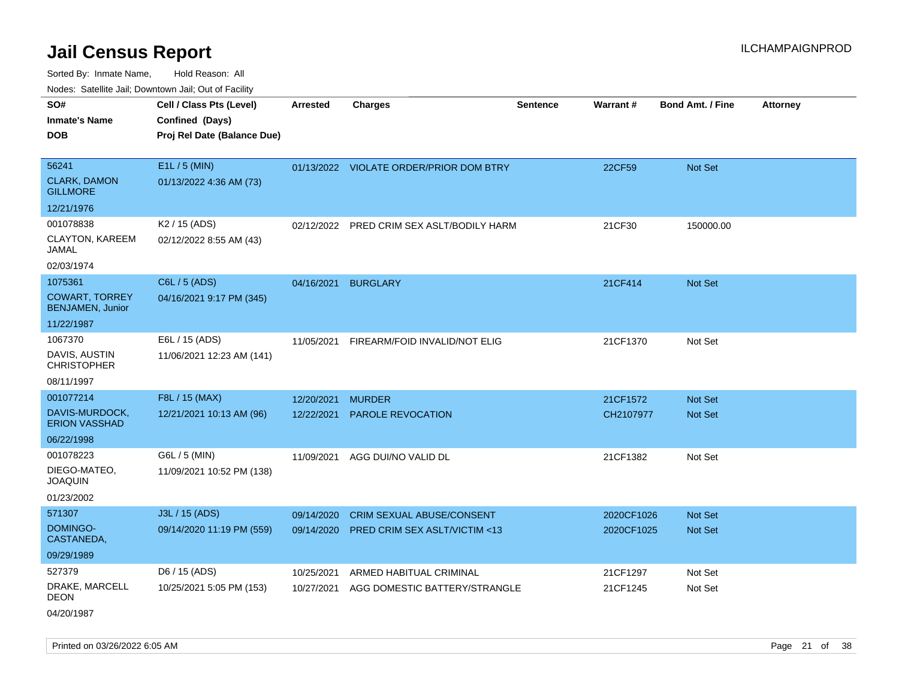# Jail Census Report

Sorted By: Inmate Name, Hold Reason: All

Nodes: Satellite Jail; Downtown Jail; Out of Facility

| SO# / Inmate's Name / DOB | Cell / Class Pts (Level) / Confined (Days) / Proj Rel Date (Balance Due) | Arrested | Charges | Sentence | Warrant # | Bond Amt. / Fine | Attorney |
|---|---|---|---|---|---|---|---|
| 56241<br>CLARK, DAMON GILLMORE<br>12/21/1976 | E1L / 5 (MIN)<br>01/13/2022 4:36 AM (73) | 01/13/2022 | VIOLATE ORDER/PRIOR DOM BTRY | | 22CF59 | Not Set | |
| 001078838<br>CLAYTON, KAREEM JAMAL<br>02/03/1974 | K2 / 15 (ADS)<br>02/12/2022 8:55 AM (43) | 02/12/2022 | PRED CRIM SEX ASLT/BODILY HARM | | 21CF30 | 150000.00 | |
| 1075361<br>COWART, TORREY BENJAMEN, Junior<br>11/22/1987 | C6L / 5 (ADS)<br>04/16/2021 9:17 PM (345) | 04/16/2021 | BURGLARY | | 21CF414 | Not Set | |
| 1067370<br>DAVIS, AUSTIN CHRISTOPHER<br>08/11/1997 | E6L / 15 (ADS)<br>11/06/2021 12:23 AM (141) | 11/05/2021 | FIREARM/FOID INVALID/NOT ELIG | | 21CF1370 | Not Set | |
| 001077214<br>DAVIS-MURDOCK, ERION VASSHAD<br>06/22/1998 | F8L / 15 (MAX)<br>12/21/2021 10:13 AM (96) | 12/20/2021<br>12/22/2021 | MURDER<br>PAROLE REVOCATION | | 21CF1572<br>CH2107977 | Not Set<br>Not Set | |
| 001078223<br>DIEGO-MATEO, JOAQUIN<br>01/23/2002 | G6L / 5 (MIN)<br>11/09/2021 10:52 PM (138) | 11/09/2021 | AGG DUI/NO VALID DL | | 21CF1382 | Not Set | |
| 571307<br>DOMINGO-CASTANEDA,<br>09/29/1989 | J3L / 15 (ADS)<br>09/14/2020 11:19 PM (559) | 09/14/2020<br>09/14/2020 | CRIM SEXUAL ABUSE/CONSENT<br>PRED CRIM SEX ASLT/VICTIM <13 | | 2020CF1026<br>2020CF1025 | Not Set<br>Not Set | |
| 527379<br>DRAKE, MARCELL DEON<br>04/20/1987 | D6 / 15 (ADS)<br>10/25/2021 5:05 PM (153) | 10/25/2021<br>10/27/2021 | ARMED HABITUAL CRIMINAL<br>AGG DOMESTIC BATTERY/STRANGLE | | 21CF1297<br>21CF1245 | Not Set<br>Not Set | |

Printed on 03/26/2022 6:05 AM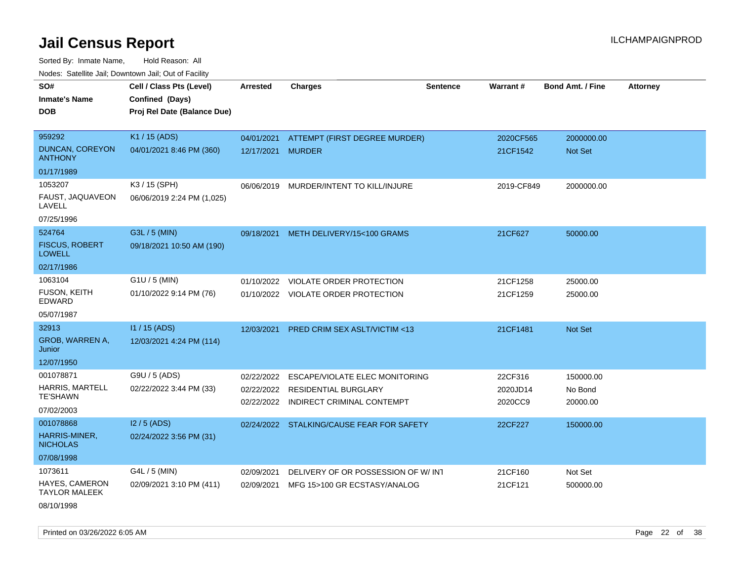# Jail Census Report

ILCHAMPAIGNPROD

Sorted By: Inmate Name, Hold Reason: All

Nodes: Satellite Jail; Downtown Jail; Out of Facility

| SO# / Inmate's Name / DOB | Cell / Class Pts (Level) / Confined (Days) / Proj Rel Date (Balance Due) | Arrested | Charges | Sentence | Warrant # | Bond Amt. / Fine | Attorney |
|---|---|---|---|---|---|---|---|
| 959292 DUNCAN, COREYON ANTHONY 01/17/1989 | K1 / 15 (ADS) 04/01/2021 8:46 PM (360) | 04/01/2021 | ATTEMPT (FIRST DEGREE MURDER) | | 2020CF565 | 2000000.00 | |
| | | 12/17/2021 | MURDER | | 21CF1542 | Not Set | |
| 1053207 FAUST, JAQUAVEON LAVELL 07/25/1996 | K3 / 15 (SPH) 06/06/2019 2:24 PM (1,025) | 06/06/2019 | MURDER/INTENT TO KILL/INJURE | | 2019-CF849 | 2000000.00 | |
| 524764 FISCUS, ROBERT LOWELL 02/17/1986 | G3L / 5 (MIN) 09/18/2021 10:50 AM (190) | 09/18/2021 | METH DELIVERY/15<100 GRAMS | | 21CF627 | 50000.00 | |
| 1063104 FUSON, KEITH EDWARD 05/07/1987 | G1U / 5 (MIN) 01/10/2022 9:14 PM (76) | 01/10/2022 | VIOLATE ORDER PROTECTION | | 21CF1258 | 25000.00 | |
| | | 01/10/2022 | VIOLATE ORDER PROTECTION | | 21CF1259 | 25000.00 | |
| 32913 GROB, WARREN A, Junior 12/07/1950 | I1 / 15 (ADS) 12/03/2021 4:24 PM (114) | 12/03/2021 | PRED CRIM SEX ASLT/VICTIM <13 | | 21CF1481 | Not Set | |
| 001078871 HARRIS, MARTELL TE'SHAWN 07/02/2003 | G9U / 5 (ADS) 02/22/2022 3:44 PM (33) | 02/22/2022 | ESCAPE/VIOLATE ELEC MONITORING | | 22CF316 | 150000.00 | |
| | | 02/22/2022 | RESIDENTIAL BURGLARY | | 2020JD14 | No Bond | |
| | | 02/22/2022 | INDIRECT CRIMINAL CONTEMPT | | 2020CC9 | 20000.00 | |
| 001078868 HARRIS-MINER, NICHOLAS 07/08/1998 | I2 / 5 (ADS) 02/24/2022 3:56 PM (31) | 02/24/2022 | STALKING/CAUSE FEAR FOR SAFETY | | 22CF227 | 150000.00 | |
| 1073611 HAYES, CAMERON TAYLOR MALEEK 08/10/1998 | G4L / 5 (MIN) 02/09/2021 3:10 PM (411) | 02/09/2021 | DELIVERY OF OR POSSESSION OF W/ INT | | 21CF160 | Not Set | |
| | | 02/09/2021 | MFG 15>100 GR ECSTASY/ANALOG | | 21CF121 | 500000.00 | |

Printed on 03/26/2022 6:05 AM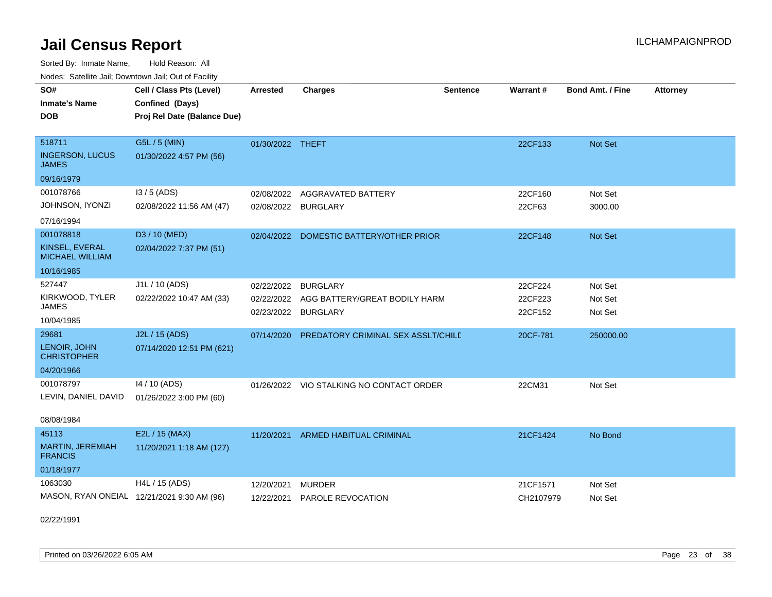# Jail Census Report

ILCHAMPAIGNPROD

Sorted By: Inmate Name, Hold Reason: All

Nodes: Satellite Jail; Downtown Jail; Out of Facility

| SO# / Inmate's Name / DOB | Cell / Class Pts (Level) / Confined (Days) / Proj Rel Date (Balance Due) | Arrested | Charges | Sentence | Warrant # | Bond Amt. / Fine | Attorney |
|---|---|---|---|---|---|---|---|
| 518711<br>INGERSON, LUCUS JAMES<br>09/16/1979 | G5L / 5 (MIN)<br>01/30/2022 4:57 PM (56) | 01/30/2022 | THEFT | | 22CF133 | Not Set | |
| 001078766<br>JOHNSON, IYONZI<br>07/16/1994 | I3 / 5 (ADS)<br>02/08/2022 11:56 AM (47) | 02/08/2022<br>02/08/2022 | AGGRAVATED BATTERY<br>BURGLARY | | 22CF160<br>22CF63 | Not Set<br>3000.00 | |
| 001078818<br>KINSEL, EVERAL MICHAEL WILLIAM<br>10/16/1985 | D3 / 10 (MED)<br>02/04/2022 7:37 PM (51) | 02/04/2022 | DOMESTIC BATTERY/OTHER PRIOR | | 22CF148 | Not Set | |
| 527447<br>KIRKWOOD, TYLER JAMES<br>10/04/1985 | J1L / 10 (ADS)<br>02/22/2022 10:47 AM (33) | 02/22/2022<br>02/22/2022<br>02/23/2022 | BURGLARY<br>AGG BATTERY/GREAT BODILY HARM<br>BURGLARY | | 22CF224<br>22CF223<br>22CF152 | Not Set<br>Not Set<br>Not Set | |
| 29681<br>LENOIR, JOHN CHRISTOPHER<br>04/20/1966 | J2L / 15 (ADS)<br>07/14/2020 12:51 PM (621) | 07/14/2020 | PREDATORY CRIMINAL SEX ASSLT/CHILD | | 20CF-781 | 250000.00 | |
| 001078797<br>LEVIN, DANIEL DAVID<br>08/08/1984 | I4 / 10 (ADS)<br>01/26/2022 3:00 PM (60) | 01/26/2022 | VIO STALKING NO CONTACT ORDER | | 22CM31 | Not Set | |
| 45113<br>MARTIN, JEREMIAH FRANCIS<br>01/18/1977 | E2L / 15 (MAX)<br>11/20/2021 1:18 AM (127) | 11/20/2021 | ARMED HABITUAL CRIMINAL | | 21CF1424 | No Bond | |
| 1063030<br>MASON, RYAN ONEIAL<br>02/22/1991 | H4L / 15 (ADS)<br>12/21/2021 9:30 AM (96) | 12/20/2021<br>12/22/2021 | MURDER<br>PAROLE REVOCATION | | 21CF1571<br>CH2107979 | Not Set<br>Not Set | |

Printed on 03/26/2022 6:05 AM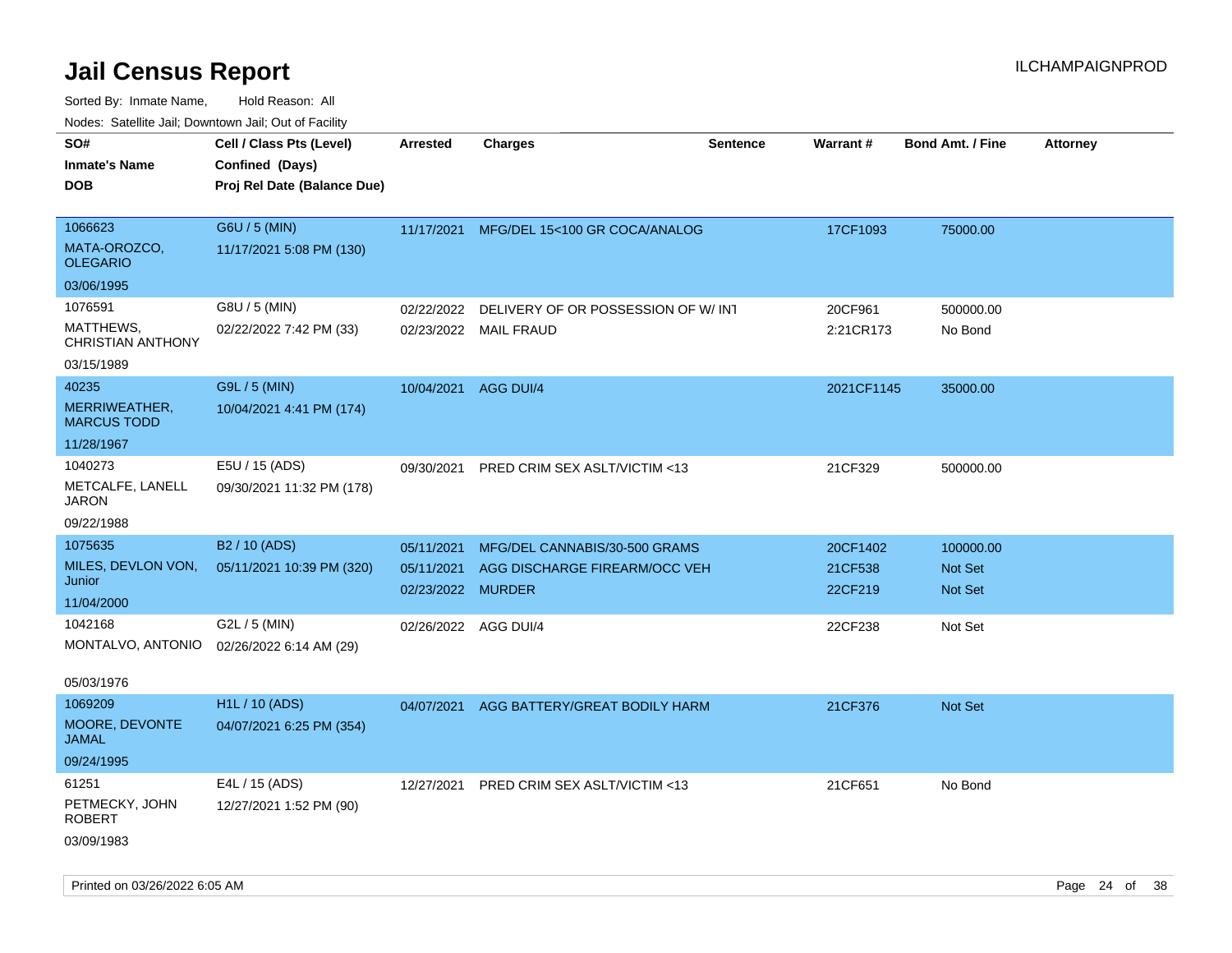# Jail Census Report

ILCHAMPAIGNPROD

Sorted By: Inmate Name, Hold Reason: All

Nodes: Satellite Jail; Downtown Jail; Out of Facility

| SO# / Inmate's Name / DOB | Cell / Class Pts (Level) / Confined (Days) / Proj Rel Date (Balance Due) | Arrested | Charges | Sentence | Warrant # | Bond Amt. / Fine | Attorney |
|---|---|---|---|---|---|---|---|
| 1066623<br>MATA-OROZCO, OLEGARIO<br>03/06/1995 | G6U / 5 (MIN)<br>11/17/2021 5:08 PM (130) | 11/17/2021 | MFG/DEL 15<100 GR COCA/ANALOG | | 17CF1093 | 75000.00 | |
| 1076591<br>MATTHEWS, CHRISTIAN ANTHONY<br>03/15/1989 | G8U / 5 (MIN)<br>02/22/2022 7:42 PM (33) | 02/22/2022<br>02/23/2022 | DELIVERY OF OR POSSESSION OF W/ INT<br>MAIL FRAUD | | 20CF961<br>2:21CR173 | 500000.00<br>No Bond | |
| 40235<br>MERRIWEATHER, MARCUS TODD<br>11/28/1967 | G9L / 5 (MIN)<br>10/04/2021 4:41 PM (174) | 10/04/2021 | AGG DUI/4 | | 2021CF1145 | 35000.00 | |
| 1040273<br>METCALFE, LANELL JARON<br>09/22/1988 | E5U / 15 (ADS)<br>09/30/2021 11:32 PM (178) | 09/30/2021 | PRED CRIM SEX ASLT/VICTIM <13 | | 21CF329 | 500000.00 | |
| 1075635<br>MILES, DEVLON VON, Junior<br>11/04/2000 | B2 / 10 (ADS)<br>05/11/2021 10:39 PM (320) | 05/11/2021<br>05/11/2021<br>02/23/2022 | MFG/DEL CANNABIS/30-500 GRAMS<br>AGG DISCHARGE FIREARM/OCC VEH<br>MURDER | | 20CF1402<br>21CF538<br>22CF219 | 100000.00<br>Not Set<br>Not Set | |
| 1042168<br>MONTALVO, ANTONIO<br>05/03/1976 | G2L / 5 (MIN)<br>02/26/2022 6:14 AM (29) | 02/26/2022 | AGG DUI/4 | | 22CF238 | Not Set | |
| 1069209<br>MOORE, DEVONTE JAMAL<br>09/24/1995 | H1L / 10 (ADS)<br>04/07/2021 6:25 PM (354) | 04/07/2021 | AGG BATTERY/GREAT BODILY HARM | | 21CF376 | Not Set | |
| 61251<br>PETMECKY, JOHN ROBERT<br>03/09/1983 | E4L / 15 (ADS)<br>12/27/2021 1:52 PM (90) | 12/27/2021 | PRED CRIM SEX ASLT/VICTIM <13 | | 21CF651 | No Bond | |

Printed on 03/26/2022 6:05 AM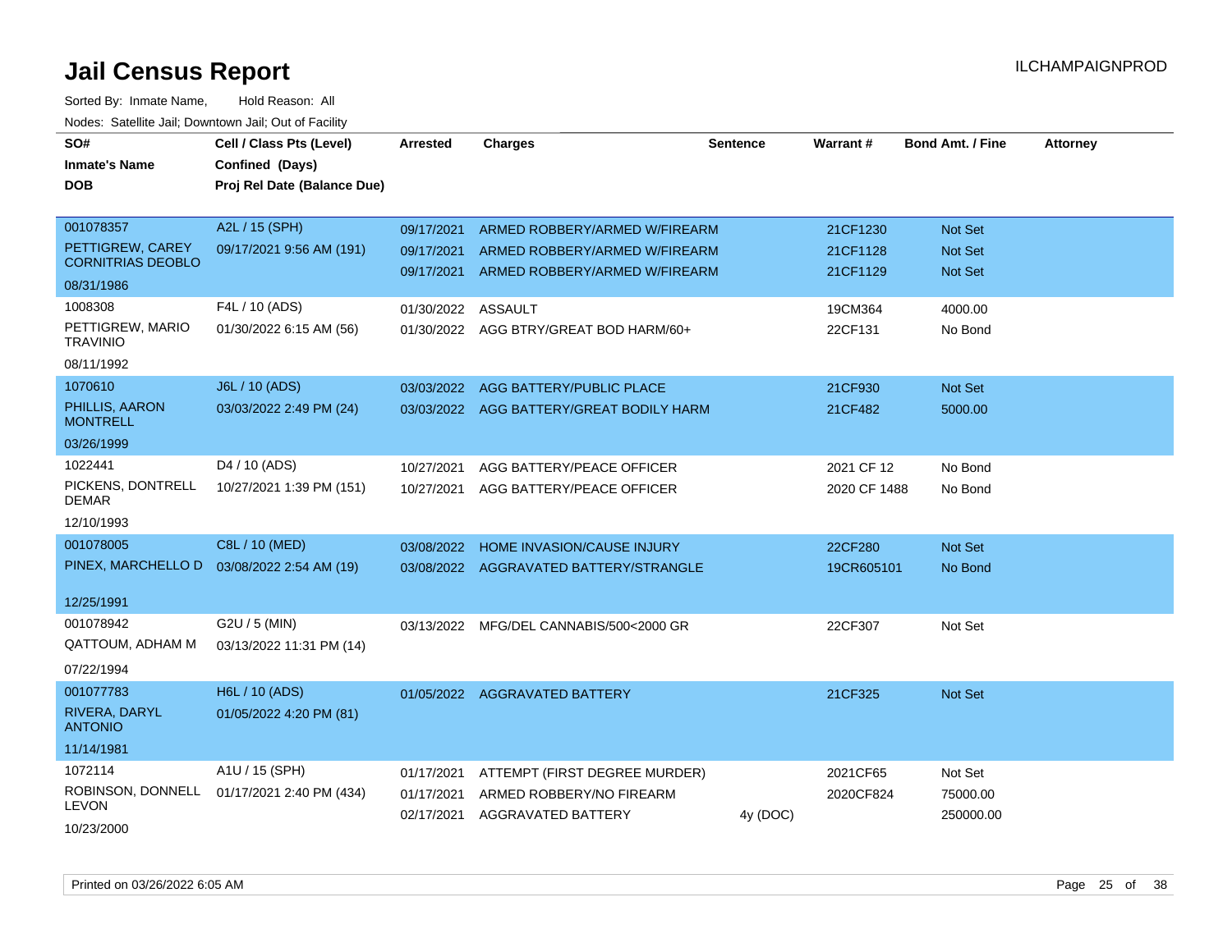# Jail Census Report

ILCHAMPAIGNPROD

Sorted By: Inmate Name, Hold Reason: All

Nodes: Satellite Jail; Downtown Jail; Out of Facility

| SO# / Inmate's Name / DOB | Cell / Class Pts (Level) / Confined (Days) / Proj Rel Date (Balance Due) | Arrested | Charges | Sentence | Warrant # | Bond Amt. / Fine | Attorney |
|---|---|---|---|---|---|---|---|
| 001078357<br>PETTIGREW, CAREY CORNITRIAS DEOBLO<br>08/31/1986 | A2L / 15 (SPH)<br>09/17/2021 9:56 AM (191) | 09/17/2021 | ARMED ROBBERY/ARMED W/FIREARM | | 21CF1230 | Not Set | |
| | | 09/17/2021 | ARMED ROBBERY/ARMED W/FIREARM | | 21CF1128 | Not Set | |
| | | 09/17/2021 | ARMED ROBBERY/ARMED W/FIREARM | | 21CF1129 | Not Set | |
| 1008308<br>PETTIGREW, MARIO TRAVINIO<br>08/11/1992 | F4L / 10 (ADS)<br>01/30/2022 6:15 AM (56) | 01/30/2022 | ASSAULT | | 19CM364 | 4000.00 | |
| | | 01/30/2022 | AGG BTRY/GREAT BOD HARM/60+ | | 22CF131 | No Bond | |
| 1070610<br>PHILLIS, AARON MONTRELL<br>03/26/1999 | J6L / 10 (ADS)<br>03/03/2022 2:49 PM (24) | 03/03/2022 | AGG BATTERY/PUBLIC PLACE | | 21CF930 | Not Set | |
| | | 03/03/2022 | AGG BATTERY/GREAT BODILY HARM | | 21CF482 | 5000.00 | |
| 1022441<br>PICKENS, DONTRELL DEMAR<br>12/10/1993 | D4 / 10 (ADS)<br>10/27/2021 1:39 PM (151) | 10/27/2021 | AGG BATTERY/PEACE OFFICER | | 2021 CF 12 | No Bond | |
| | | 10/27/2021 | AGG BATTERY/PEACE OFFICER | | 2020 CF 1488 | No Bond | |
| 001078005<br>PINEX, MARCHELLO D<br>12/25/1991 | C8L / 10 (MED)<br>03/08/2022 2:54 AM (19) | 03/08/2022 | HOME INVASION/CAUSE INJURY | | 22CF280 | Not Set | |
| | | 03/08/2022 | AGGRAVATED BATTERY/STRANGLE | | 19CR605101 | No Bond | |
| 001078942<br>QATTOUM, ADHAM M<br>07/22/1994 | G2U / 5 (MIN)<br>03/13/2022 11:31 PM (14) | 03/13/2022 | MFG/DEL CANNABIS/500<2000 GR | | 22CF307 | Not Set | |
| 001077783<br>RIVERA, DARYL ANTONIO<br>11/14/1981 | H6L / 10 (ADS)<br>01/05/2022 4:20 PM (81) | 01/05/2022 | AGGRAVATED BATTERY | | 21CF325 | Not Set | |
| 1072114<br>ROBINSON, DONNELL LEVON<br>10/23/2000 | A1U / 15 (SPH)<br>01/17/2021 2:40 PM (434) | 01/17/2021 | ATTEMPT (FIRST DEGREE MURDER) | | 2021CF65 | Not Set | |
| | | 01/17/2021 | ARMED ROBBERY/NO FIREARM | | 2020CF824 | 75000.00 | |
| | | 02/17/2021 | AGGRAVATED BATTERY | 4y (DOC) | | 250000.00 | |

Printed on 03/26/2022 6:05 AM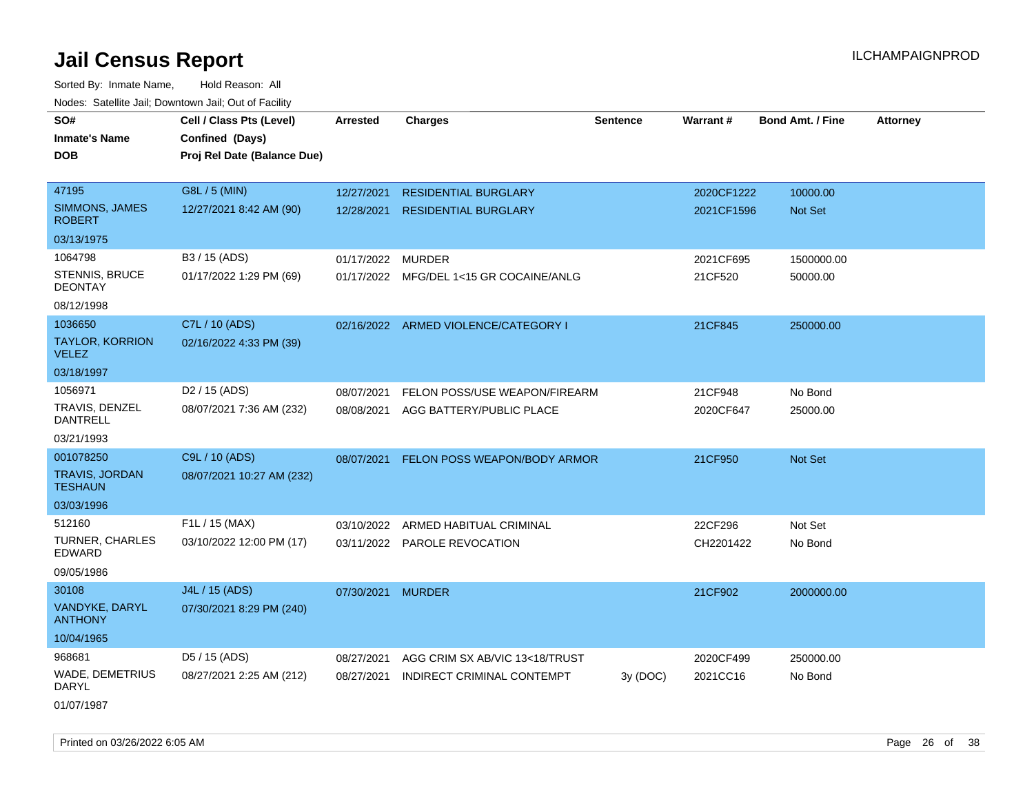# Jail Census Report

ILCHAMPAIGNPROD

Sorted By: Inmate Name, Hold Reason: All

Nodes: Satellite Jail; Downtown Jail; Out of Facility

| SO# / Inmate's Name / DOB | Cell / Class Pts (Level) / Confined (Days) / Proj Rel Date (Balance Due) | Arrested | Charges | Sentence | Warrant # | Bond Amt. / Fine | Attorney |
|---|---|---|---|---|---|---|---|
| 47195 SIMMONS, JAMES ROBERT 03/13/1975 | G8L / 5 (MIN) 12/27/2021 8:42 AM (90) | 12/27/2021 | RESIDENTIAL BURGLARY | | 2020CF1222 | 10000.00 | |
| | | 12/28/2021 | RESIDENTIAL BURGLARY | | 2021CF1596 | Not Set | |
| 1064798 STENNIS, BRUCE DEONTAY 08/12/1998 | B3 / 15 (ADS) 01/17/2022 1:29 PM (69) | 01/17/2022 | MURDER | | 2021CF695 | 1500000.00 | |
| | | 01/17/2022 | MFG/DEL 1<15 GR COCAINE/ANLG | | 21CF520 | 50000.00 | |
| 1036650 TAYLOR, KORRION VELEZ 03/18/1997 | C7L / 10 (ADS) 02/16/2022 4:33 PM (39) | 02/16/2022 | ARMED VIOLENCE/CATEGORY I | | 21CF845 | 250000.00 | |
| 1056971 TRAVIS, DENZEL DANTRELL 03/21/1993 | D2 / 15 (ADS) 08/07/2021 7:36 AM (232) | 08/07/2021 | FELON POSS/USE WEAPON/FIREARM | | 21CF948 | No Bond | |
| | | 08/08/2021 | AGG BATTERY/PUBLIC PLACE | | 2020CF647 | 25000.00 | |
| 001078250 TRAVIS, JORDAN TESHAUN 03/03/1996 | C9L / 10 (ADS) 08/07/2021 10:27 AM (232) | 08/07/2021 | FELON POSS WEAPON/BODY ARMOR | | 21CF950 | Not Set | |
| 512160 TURNER, CHARLES EDWARD 09/05/1986 | F1L / 15 (MAX) 03/10/2022 12:00 PM (17) | 03/10/2022 | ARMED HABITUAL CRIMINAL | | 22CF296 | Not Set | |
| | | 03/11/2022 | PAROLE REVOCATION | | CH2201422 | No Bond | |
| 30108 VANDYKE, DARYL ANTHONY 10/04/1965 | J4L / 15 (ADS) 07/30/2021 8:29 PM (240) | 07/30/2021 | MURDER | | 21CF902 | 2000000.00 | |
| 968681 WADE, DEMETRIUS DARYL 01/07/1987 | D5 / 15 (ADS) 08/27/2021 2:25 AM (212) | 08/27/2021 | AGG CRIM SX AB/VIC 13<18/TRUST | | 2020CF499 | 250000.00 | |
| | | 08/27/2021 | INDIRECT CRIMINAL CONTEMPT | 3y (DOC) | 2021CC16 | No Bond | |

Printed on 03/26/2022 6:05 AM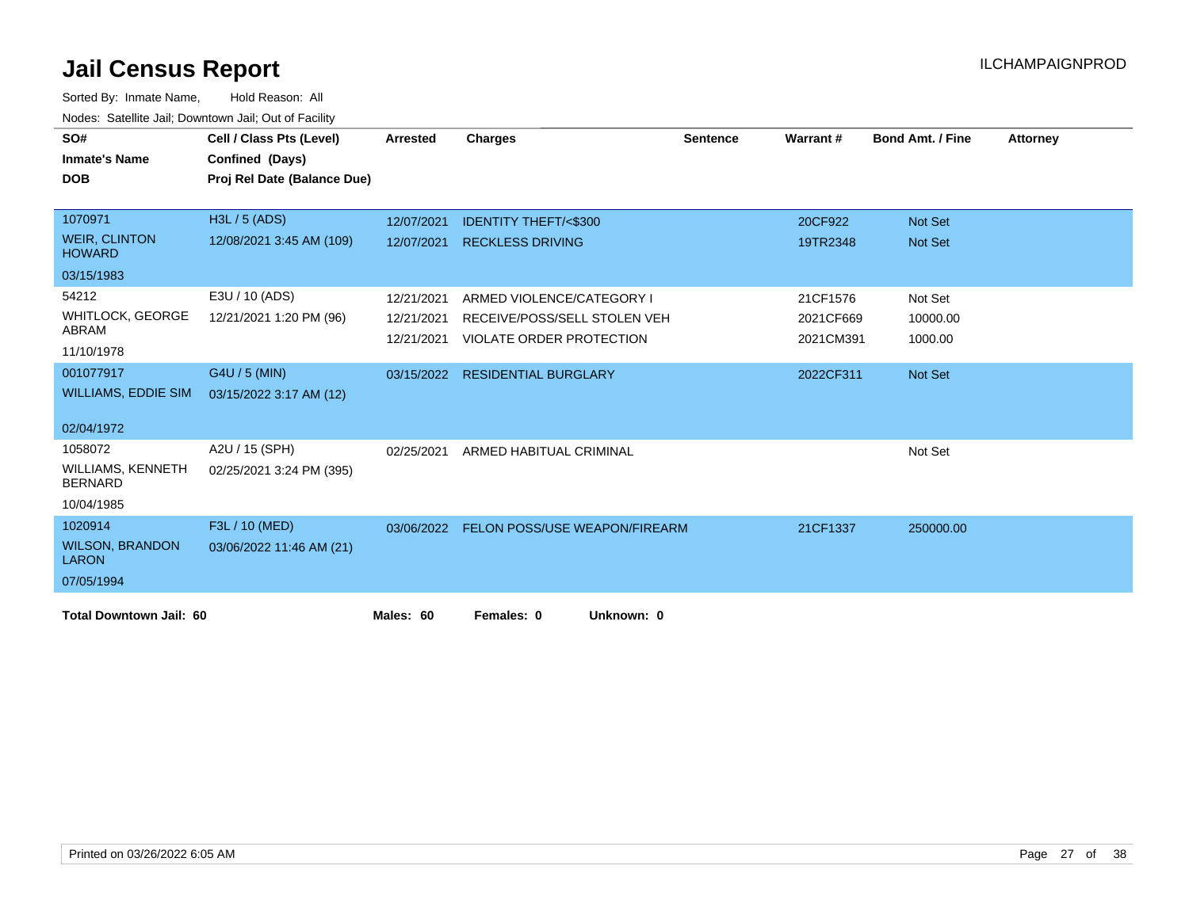# Jail Census Report

ILCHAMPAIGNPROD

Sorted By: Inmate Name, Hold Reason: All

Nodes: Satellite Jail; Downtown Jail; Out of Facility

| SO# / Inmate's Name / DOB | Cell / Class Pts (Level) / Confined (Days) / Proj Rel Date (Balance Due) | Arrested | Charges | Sentence | Warrant # | Bond Amt. / Fine | Attorney |
|---|---|---|---|---|---|---|---|
| 1070971 WEIR, CLINTON HOWARD 03/15/1983 | H3L / 5 (ADS) 12/08/2021 3:45 AM (109) | 12/07/2021 | IDENTITY THEFT/<$300 | | 20CF922 | Not Set | |
| | | 12/07/2021 | RECKLESS DRIVING | | 19TR2348 | Not Set | |
| 54212 WHITLOCK, GEORGE ABRAM 11/10/1978 | E3U / 10 (ADS) 12/21/2021 1:20 PM (96) | 12/21/2021 | ARMED VIOLENCE/CATEGORY I | | 21CF1576 | Not Set | |
| | | 12/21/2021 | RECEIVE/POSS/SELL STOLEN VEH | | 2021CF669 | 10000.00 | |
| | | 12/21/2021 | VIOLATE ORDER PROTECTION | | 2021CM391 | 1000.00 | |
| 001077917 WILLIAMS, EDDIE SIM 02/04/1972 | G4U / 5 (MIN) 03/15/2022 3:17 AM (12) | 03/15/2022 | RESIDENTIAL BURGLARY | | 2022CF311 | Not Set | |
| 1058072 WILLIAMS, KENNETH BERNARD 10/04/1985 | A2U / 15 (SPH) 02/25/2021 3:24 PM (395) | 02/25/2021 | ARMED HABITUAL CRIMINAL | | | Not Set | |
| 1020914 WILSON, BRANDON LARON 07/05/1994 | F3L / 10 (MED) 03/06/2022 11:46 AM (21) | 03/06/2022 | FELON POSS/USE WEAPON/FIREARM | | 21CF1337 | 250000.00 | |

**Total Downtown Jail: 60** **Males: 60** **Females: 0** **Unknown: 0**

Printed on 03/26/2022 6:05 AM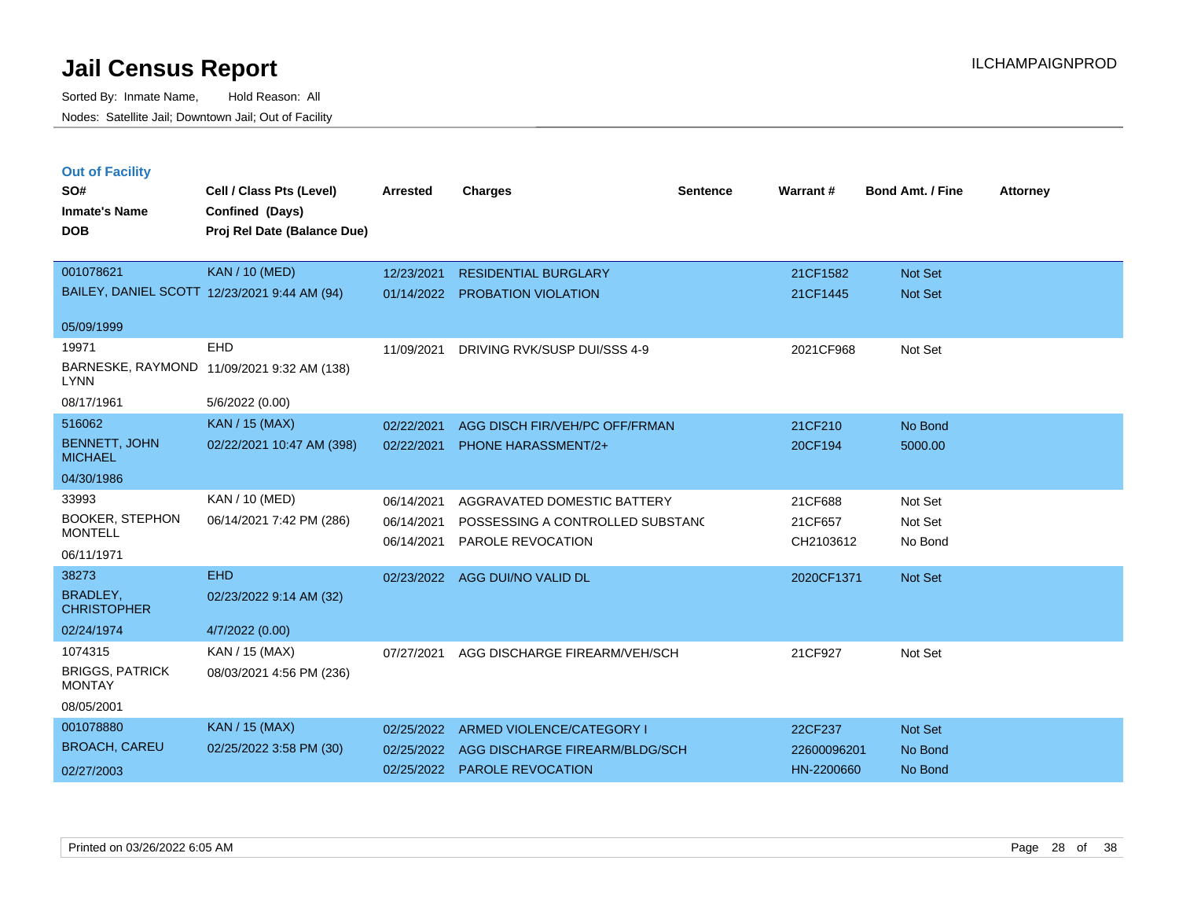# Jail Census Report

Sorted By: Inmate Name, Hold Reason: All

Nodes: Satellite Jail; Downtown Jail; Out of Facility

ILCHAMPAIGNPROD

## Out of Facility

| SO# / Inmate's Name / DOB | Cell / Class Pts (Level) / Confined (Days) / Proj Rel Date (Balance Due) | Arrested | Charges | Sentence | Warrant # | Bond Amt. / Fine | Attorney |
|---|---|---|---|---|---|---|---|
| 001078621 | KAN / 10 (MED) | 12/23/2021 | RESIDENTIAL BURGLARY | | 21CF1582 | Not Set | |
| BAILEY, DANIEL SCOTT | 12/23/2021 9:44 AM (94) | 01/14/2022 | PROBATION VIOLATION | | 21CF1445 | Not Set | |
| 05/09/1999 | | | | | | | |
| 19971 | EHD | 11/09/2021 | DRIVING RVK/SUSP DUI/SSS 4-9 | | 2021CF968 | Not Set | |
| BARNESKE, RAYMOND LYNN | 11/09/2021 9:32 AM (138) | | | | | | |
| 08/17/1961 | 5/6/2022 (0.00) | | | | | | |
| 516062 | KAN / 15 (MAX) | 02/22/2021 | AGG DISCH FIR/VEH/PC OFF/FRMAN | | 21CF210 | No Bond | |
| BENNETT, JOHN MICHAEL | 02/22/2021 10:47 AM (398) | 02/22/2021 | PHONE HARASSMENT/2+ | | 20CF194 | 5000.00 | |
| 04/30/1986 | | | | | | | |
| 33993 | KAN / 10 (MED) | 06/14/2021 | AGGRAVATED DOMESTIC BATTERY | | 21CF688 | Not Set | |
| BOOKER, STEPHON MONTELL | 06/14/2021 7:42 PM (286) | 06/14/2021 | POSSESSING A CONTROLLED SUBSTANC | | 21CF657 | Not Set | |
| 06/11/1971 | | 06/14/2021 | PAROLE REVOCATION | | CH2103612 | No Bond | |
| 38273 | EHD | 02/23/2022 | AGG DUI/NO VALID DL | | 2020CF1371 | Not Set | |
| BRADLEY, CHRISTOPHER | 02/23/2022 9:14 AM (32) | | | | | | |
| 02/24/1974 | 4/7/2022 (0.00) | | | | | | |
| 1074315 | KAN / 15 (MAX) | 07/27/2021 | AGG DISCHARGE FIREARM/VEH/SCH | | 21CF927 | Not Set | |
| BRIGGS, PATRICK MONTAY | 08/03/2021 4:56 PM (236) | | | | | | |
| 08/05/2001 | | | | | | | |
| 001078880 | KAN / 15 (MAX) | 02/25/2022 | ARMED VIOLENCE/CATEGORY I | | 22CF237 | Not Set | |
| BROACH, CAREU | 02/25/2022 3:58 PM (30) | 02/25/2022 | AGG DISCHARGE FIREARM/BLDG/SCH | | 22600096201 | No Bond | |
| 02/27/2003 | | 02/25/2022 | PAROLE REVOCATION | | HN-2200660 | No Bond | |

Printed on 03/26/2022 6:05 AM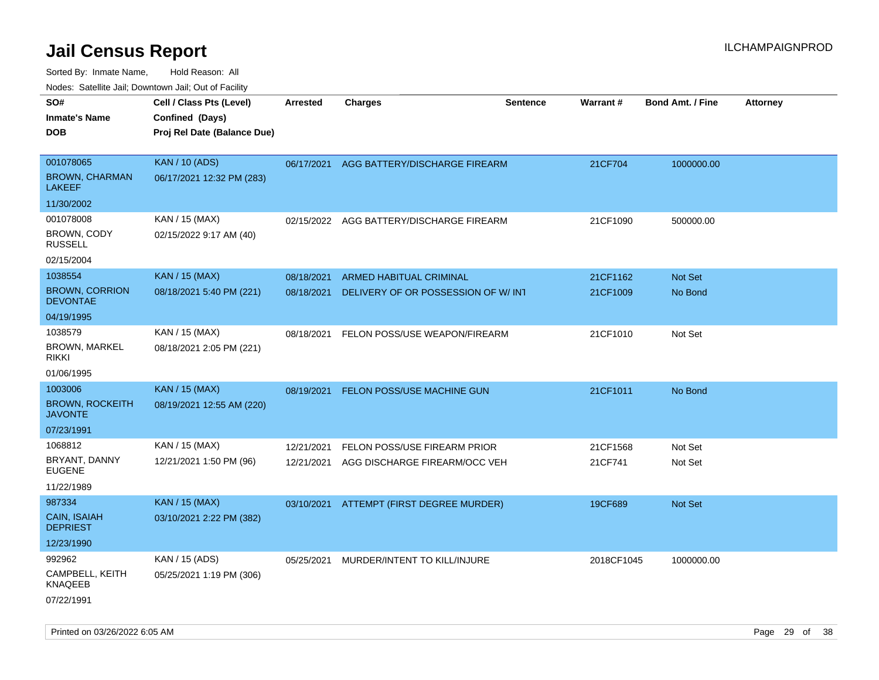# Jail Census Report

ILCHAMPAIGNPROD

Sorted By: Inmate Name, Hold Reason: All

Nodes: Satellite Jail; Downtown Jail; Out of Facility

| SO# / Inmate's Name / DOB | Cell / Class Pts (Level) / Confined (Days) / Proj Rel Date (Balance Due) | Arrested | Charges | Sentence | Warrant # | Bond Amt. / Fine | Attorney |
|---|---|---|---|---|---|---|---|
| 001078065<br>BROWN, CHARMAN LAKEEF<br>11/30/2002 | KAN / 10 (ADS)<br>06/17/2021 12:32 PM (283) | 06/17/2021 | AGG BATTERY/DISCHARGE FIREARM | | 21CF704 | 1000000.00 | |
| 001078008<br>BROWN, CODY RUSSELL<br>02/15/2004 | KAN / 15 (MAX)<br>02/15/2022 9:17 AM (40) | 02/15/2022 | AGG BATTERY/DISCHARGE FIREARM | | 21CF1090 | 500000.00 | |
| 1038554<br>BROWN, CORRION DEVONTAE<br>04/19/1995 | KAN / 15 (MAX)<br>08/18/2021 5:40 PM (221) | 08/18/2021<br>08/18/2021 | ARMED HABITUAL CRIMINAL<br>DELIVERY OF OR POSSESSION OF W/ INT | | 21CF1162<br>21CF1009 | Not Set<br>No Bond | |
| 1038579<br>BROWN, MARKEL RIKKI<br>01/06/1995 | KAN / 15 (MAX)<br>08/18/2021 2:05 PM (221) | 08/18/2021 | FELON POSS/USE WEAPON/FIREARM | | 21CF1010 | Not Set | |
| 1003006<br>BROWN, ROCKEITH JAVONTE<br>07/23/1991 | KAN / 15 (MAX)<br>08/19/2021 12:55 AM (220) | 08/19/2021 | FELON POSS/USE MACHINE GUN | | 21CF1011 | No Bond | |
| 1068812<br>BRYANT, DANNY EUGENE<br>11/22/1989 | KAN / 15 (MAX)<br>12/21/2021 1:50 PM (96) | 12/21/2021<br>12/21/2021 | FELON POSS/USE FIREARM PRIOR<br>AGG DISCHARGE FIREARM/OCC VEH | | 21CF1568<br>21CF741 | Not Set<br>Not Set | |
| 987334<br>CAIN, ISAIAH DEPRIEST<br>12/23/1990 | KAN / 15 (MAX)<br>03/10/2021 2:22 PM (382) | 03/10/2021 | ATTEMPT (FIRST DEGREE MURDER) | | 19CF689 | Not Set | |
| 992962<br>CAMPBELL, KEITH KNAQEEB<br>07/22/1991 | KAN / 15 (ADS)<br>05/25/2021 1:19 PM (306) | 05/25/2021 | MURDER/INTENT TO KILL/INJURE | | 2018CF1045 | 1000000.00 | |

Printed on 03/26/2022 6:05 AM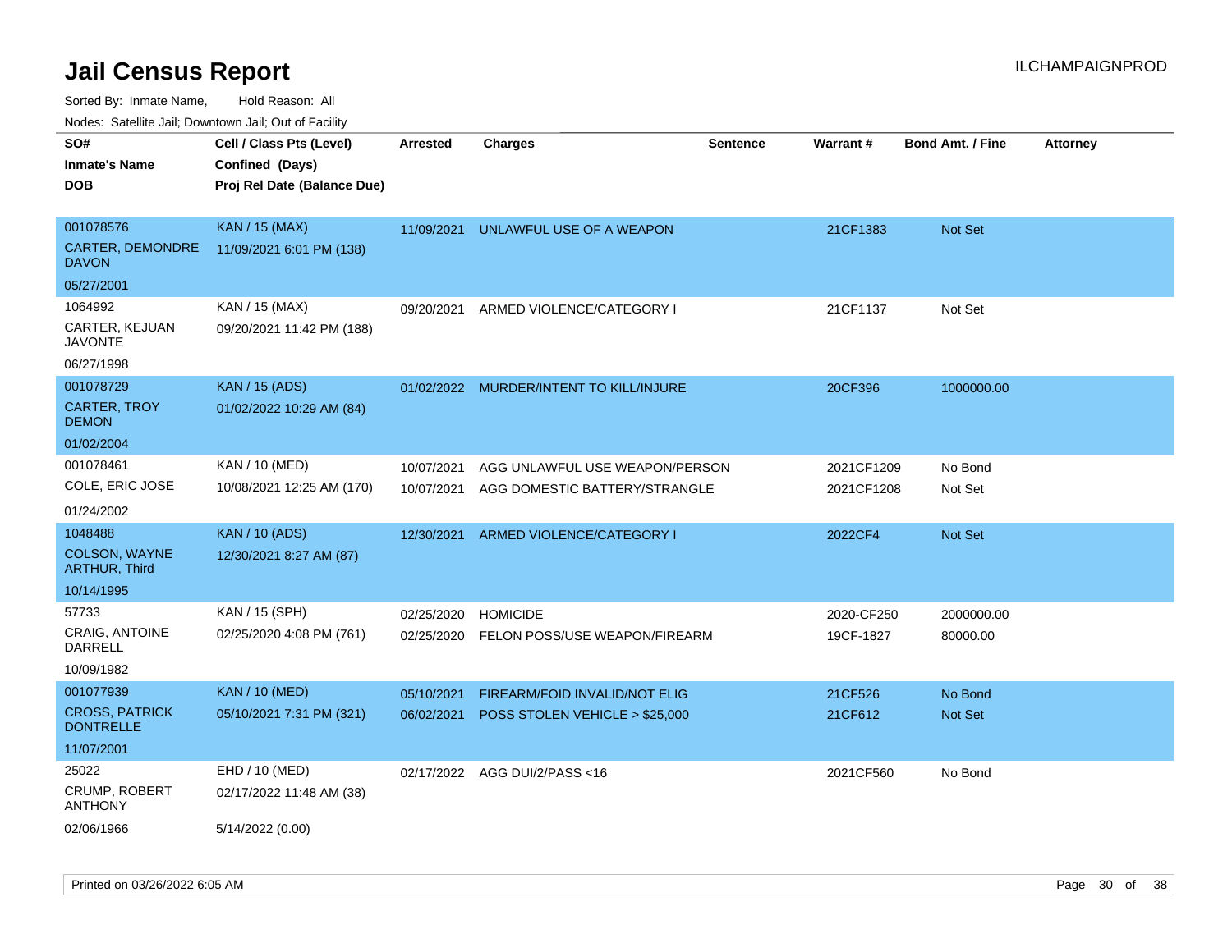# Jail Census Report

Sorted By: Inmate Name, Hold Reason: All

Nodes: Satellite Jail; Downtown Jail; Out of Facility

| SO# / Inmate's Name / DOB | Cell / Class Pts (Level) / Confined (Days) / Proj Rel Date (Balance Due) | Arrested | Charges | Sentence | Warrant # | Bond Amt. / Fine | Attorney |
|---|---|---|---|---|---|---|---|
| 001078576<br>CARTER, DEMONDRE DAVON<br>05/27/2001 | KAN / 15 (MAX)<br>11/09/2021 6:01 PM (138) | 11/09/2021 | UNLAWFUL USE OF A WEAPON | | 21CF1383 | Not Set | |
| 1064992<br>CARTER, KEJUAN JAVONTE<br>06/27/1998 | KAN / 15 (MAX)<br>09/20/2021 11:42 PM (188) | 09/20/2021 | ARMED VIOLENCE/CATEGORY I | | 21CF1137 | Not Set | |
| 001078729<br>CARTER, TROY DEMON<br>01/02/2004 | KAN / 15 (ADS)<br>01/02/2022 10:29 AM (84) | 01/02/2022 | MURDER/INTENT TO KILL/INJURE | | 20CF396 | 1000000.00 | |
| 001078461<br>COLE, ERIC JOSE<br>01/24/2002 | KAN / 10 (MED)<br>10/08/2021 12:25 AM (170) | 10/07/2021 | AGG UNLAWFUL USE WEAPON/PERSON | | 2021CF1209 | No Bond | |
| | | 10/07/2021 | AGG DOMESTIC BATTERY/STRANGLE | | 2021CF1208 | Not Set | |
| 1048488<br>COLSON, WAYNE ARTHUR, Third<br>10/14/1995 | KAN / 10 (ADS)<br>12/30/2021 8:27 AM (87) | 12/30/2021 | ARMED VIOLENCE/CATEGORY I | | 2022CF4 | Not Set | |
| 57733<br>CRAIG, ANTOINE DARRELL<br>10/09/1982 | KAN / 15 (SPH)<br>02/25/2020 4:08 PM (761) | 02/25/2020 | HOMICIDE | | 2020-CF250 | 2000000.00 | |
| | | 02/25/2020 | FELON POSS/USE WEAPON/FIREARM | | 19CF-1827 | 80000.00 | |
| 001077939<br>CROSS, PATRICK DONTRELLE<br>11/07/2001 | KAN / 10 (MED)<br>05/10/2021 7:31 PM (321) | 05/10/2021 | FIREARM/FOID INVALID/NOT ELIG | | 21CF526 | No Bond | |
| | | 06/02/2021 | POSS STOLEN VEHICLE > $25,000 | | 21CF612 | Not Set | |
| 25022<br>CRUMP, ROBERT ANTHONY<br>02/06/1966 | EHD / 10 (MED)<br>02/17/2022 11:48 AM (38)<br>5/14/2022 (0.00) | 02/17/2022 | AGG DUI/2/PASS <16 | | 2021CF560 | No Bond | |

Printed on 03/26/2022 6:05 AM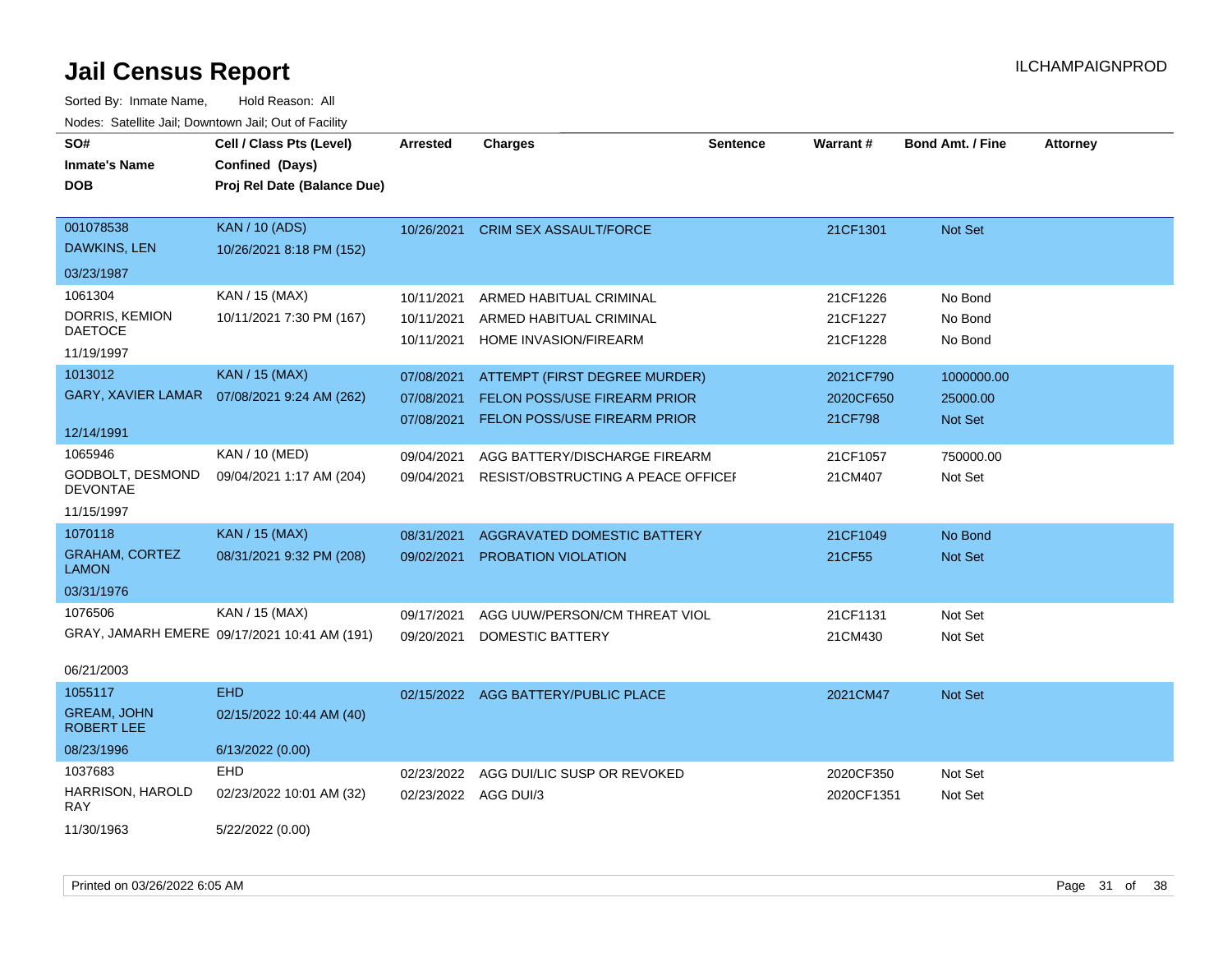# Jail Census Report

Sorted By: Inmate Name, Hold Reason: All

Nodes: Satellite Jail; Downtown Jail; Out of Facility

ILCHAMPAIGNPROD

| SO# / Inmate's Name / DOB | Cell / Class Pts (Level) / Confined (Days) / Proj Rel Date (Balance Due) | Arrested | Charges | Sentence | Warrant # | Bond Amt. / Fine | Attorney |
|---|---|---|---|---|---|---|---|
| 001078538<br>DAWKINS, LEN<br>03/23/1987 | KAN / 10 (ADS)<br>10/26/2021 8:18 PM (152) | 10/26/2021 | CRIM SEX ASSAULT/FORCE | | 21CF1301 | Not Set | |
| 1061304<br>DORRIS, KEMION DAETOCE<br>11/19/1997 | KAN / 15 (MAX)<br>10/11/2021 7:30 PM (167) | 10/11/2021 | ARMED HABITUAL CRIMINAL | | 21CF1226 | No Bond | |
| | | 10/11/2021 | ARMED HABITUAL CRIMINAL | | 21CF1227 | No Bond | |
| | | 10/11/2021 | HOME INVASION/FIREARM | | 21CF1228 | No Bond | |
| 1013012<br>GARY, XAVIER LAMAR<br>12/14/1991 | KAN / 15 (MAX)<br>07/08/2021 9:24 AM (262) | 07/08/2021 | ATTEMPT (FIRST DEGREE MURDER) | | 2021CF790 | 1000000.00 | |
| | | 07/08/2021 | FELON POSS/USE FIREARM PRIOR | | 2020CF650 | 25000.00 | |
| | | 07/08/2021 | FELON POSS/USE FIREARM PRIOR | | 21CF798 | Not Set | |
| 1065946<br>GODBOLT, DESMOND DEVONTAE<br>11/15/1997 | KAN / 10 (MED)<br>09/04/2021 1:17 AM (204) | 09/04/2021 | AGG BATTERY/DISCHARGE FIREARM | | 21CF1057 | 750000.00 | |
| | | 09/04/2021 | RESIST/OBSTRUCTING A PEACE OFFICEI | | 21CM407 | Not Set | |
| 1070118<br>GRAHAM, CORTEZ LAMON<br>03/31/1976 | KAN / 15 (MAX)<br>08/31/2021 9:32 PM (208) | 08/31/2021 | AGGRAVATED DOMESTIC BATTERY | | 21CF1049 | No Bond | |
| | | 09/02/2021 | PROBATION VIOLATION | | 21CF55 | Not Set | |
| 1076506<br>GRAY, JAMARH EMERE<br>06/21/2003 | KAN / 15 (MAX)<br>09/17/2021 10:41 AM (191) | 09/17/2021 | AGG UUW/PERSON/CM THREAT VIOL | | 21CF1131 | Not Set | |
| | | 09/20/2021 | DOMESTIC BATTERY | | 21CM430 | Not Set | |
| 1055117<br>GREAM, JOHN ROBERT LEE<br>08/23/1996 | EHD<br>02/15/2022 10:44 AM (40)<br>6/13/2022 (0.00) | 02/15/2022 | AGG BATTERY/PUBLIC PLACE | | 2021CM47 | Not Set | |
| 1037683<br>HARRISON, HAROLD RAY<br>11/30/1963 | EHD<br>02/23/2022 10:01 AM (32)<br>5/22/2022 (0.00) | 02/23/2022 | AGG DUI/LIC SUSP OR REVOKED | | 2020CF350 | Not Set | |
| | | 02/23/2022 | AGG DUI/3 | | 2020CF1351 | Not Set | |

Printed on 03/26/2022 6:05 AM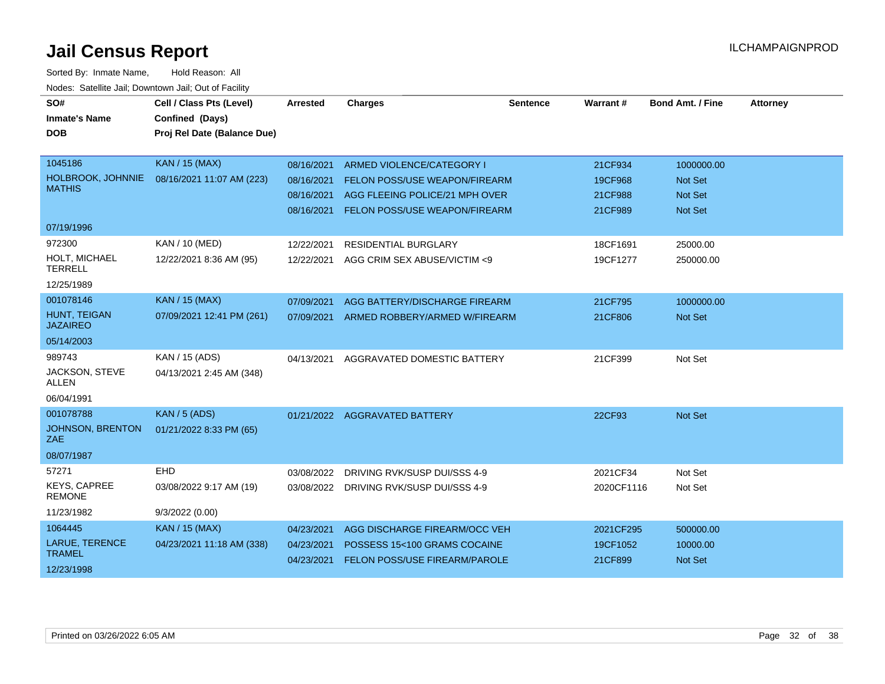# Jail Census Report

ILCHAMPAIGNPROD

Sorted By: Inmate Name, Hold Reason: All

Nodes: Satellite Jail; Downtown Jail; Out of Facility

| SO# / Inmate's Name / DOB | Cell / Class Pts (Level) / Confined (Days) / Proj Rel Date (Balance Due) | Arrested | Charges | Sentence | Warrant # | Bond Amt. / Fine | Attorney |
|---|---|---|---|---|---|---|---|
| 1045186 HOLBROOK, JOHNNIE MATHIS 07/19/1996 | KAN / 15 (MAX) 08/16/2021 11:07 AM (223) | 08/16/2021 | ARMED VIOLENCE/CATEGORY I | | 21CF934 | 1000000.00 | |
| | | 08/16/2021 | FELON POSS/USE WEAPON/FIREARM | | 19CF968 | Not Set | |
| | | 08/16/2021 | AGG FLEEING POLICE/21 MPH OVER | | 21CF988 | Not Set | |
| | | 08/16/2021 | FELON POSS/USE WEAPON/FIREARM | | 21CF989 | Not Set | |
| 972300 HOLT, MICHAEL TERRELL 12/25/1989 | KAN / 10 (MED) 12/22/2021 8:36 AM (95) | 12/22/2021 | RESIDENTIAL BURGLARY | | 18CF1691 | 25000.00 | |
| | | 12/22/2021 | AGG CRIM SEX ABUSE/VICTIM <9 | | 19CF1277 | 250000.00 | |
| 001078146 HUNT, TEIGAN JAZAIREO 05/14/2003 | KAN / 15 (MAX) 07/09/2021 12:41 PM (261) | 07/09/2021 | AGG BATTERY/DISCHARGE FIREARM | | 21CF795 | 1000000.00 | |
| | | 07/09/2021 | ARMED ROBBERY/ARMED W/FIREARM | | 21CF806 | Not Set | |
| 989743 JACKSON, STEVE ALLEN 06/04/1991 | KAN / 15 (ADS) 04/13/2021 2:45 AM (348) | 04/13/2021 | AGGRAVATED DOMESTIC BATTERY | | 21CF399 | Not Set | |
| 001078788 JOHNSON, BRENTON ZAE 08/07/1987 | KAN / 5 (ADS) 01/21/2022 8:33 PM (65) | 01/21/2022 | AGGRAVATED BATTERY | | 22CF93 | Not Set | |
| 57271 KEYS, CAPREE REMONE 11/23/1982 | EHD 03/08/2022 9:17 AM (19) 9/3/2022 (0.00) | 03/08/2022 | DRIVING RVK/SUSP DUI/SSS 4-9 | | 2021CF34 | Not Set | |
| | | 03/08/2022 | DRIVING RVK/SUSP DUI/SSS 4-9 | | 2020CF1116 | Not Set | |
| 1064445 LARUE, TERENCE TRAMEL 12/23/1998 | KAN / 15 (MAX) 04/23/2021 11:18 AM (338) | 04/23/2021 | AGG DISCHARGE FIREARM/OCC VEH | | 2021CF295 | 500000.00 | |
| | | 04/23/2021 | POSSESS 15<100 GRAMS COCAINE | | 19CF1052 | 10000.00 | |
| | | 04/23/2021 | FELON POSS/USE FIREARM/PAROLE | | 21CF899 | Not Set | |

Printed on 03/26/2022 6:05 AM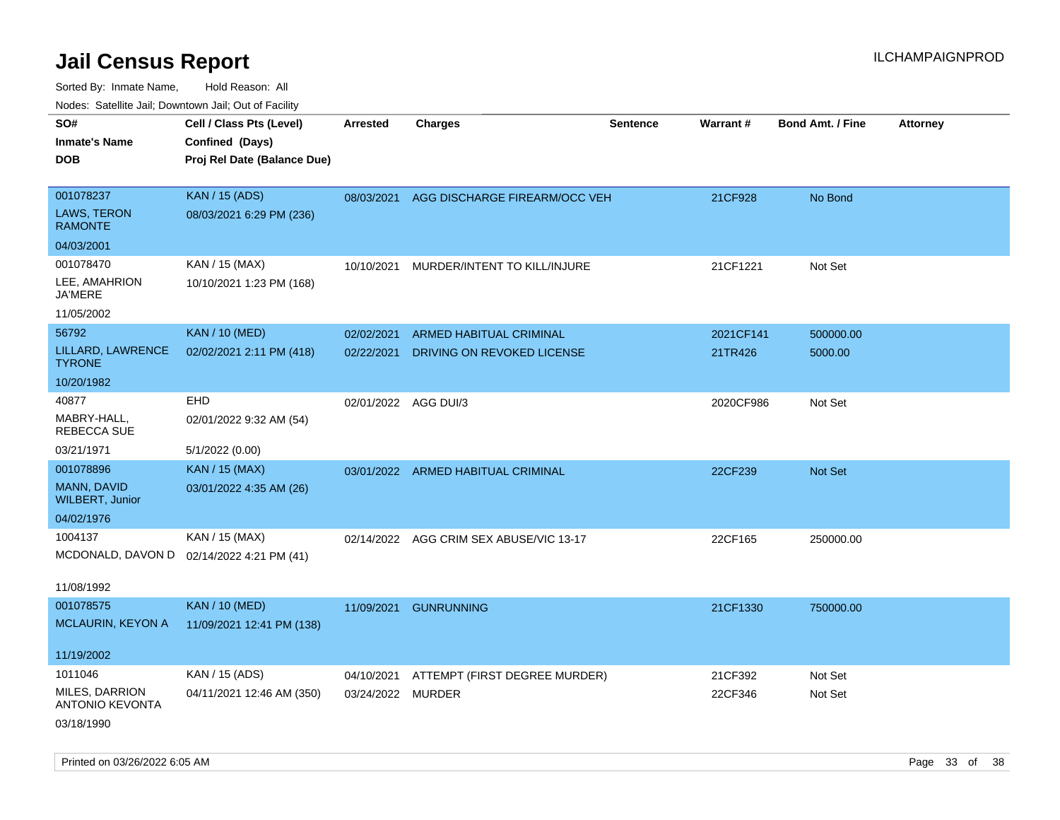# Jail Census Report

Sorted By: Inmate Name, Hold Reason: All

Nodes: Satellite Jail; Downtown Jail; Out of Facility

| SO# / Inmate's Name / DOB | Cell / Class Pts (Level) / Confined (Days) / Proj Rel Date (Balance Due) | Arrested | Charges | Sentence | Warrant # | Bond Amt. / Fine | Attorney |
|---|---|---|---|---|---|---|---|
| 001078237<br>LAWS, TERON RAMONTE<br>04/03/2001 | KAN / 15 (ADS)<br>08/03/2021 6:29 PM (236) | 08/03/2021 | AGG DISCHARGE FIREARM/OCC VEH | | 21CF928 | No Bond | |
| 001078470<br>LEE, AMAHRION JA'MERE<br>11/05/2002 | KAN / 15 (MAX)<br>10/10/2021 1:23 PM (168) | 10/10/2021 | MURDER/INTENT TO KILL/INJURE | | 21CF1221 | Not Set | |
| 56792<br>LILLARD, LAWRENCE TYRONE<br>10/20/1982 | KAN / 10 (MED)<br>02/02/2021 2:11 PM (418) | 02/02/2021<br>02/22/2021 | ARMED HABITUAL CRIMINAL<br>DRIVING ON REVOKED LICENSE | | 2021CF141<br>21TR426 | 500000.00<br>5000.00 | |
| 40877<br>MABRY-HALL, REBECCA SUE<br>03/21/1971 | EHD<br>02/01/2022 9:32 AM (54)<br>5/1/2022 (0.00) | 02/01/2022 | AGG DUI/3 | | 2020CF986 | Not Set | |
| 001078896<br>MANN, DAVID WILBERT, Junior<br>04/02/1976 | KAN / 15 (MAX)<br>03/01/2022 4:35 AM (26) | 03/01/2022 | ARMED HABITUAL CRIMINAL | | 22CF239 | Not Set | |
| 1004137<br>MCDONALD, DAVON D<br>11/08/1992 | KAN / 15 (MAX)<br>02/14/2022 4:21 PM (41) | 02/14/2022 | AGG CRIM SEX ABUSE/VIC 13-17 | | 22CF165 | 250000.00 | |
| 001078575<br>MCLAURIN, KEYON A<br>11/19/2002 | KAN / 10 (MED)<br>11/09/2021 12:41 PM (138) | 11/09/2021 | GUNRUNNING | | 21CF1330 | 750000.00 | |
| 1011046<br>MILES, DARRION ANTONIO KEVONTA<br>03/18/1990 | KAN / 15 (ADS)<br>04/11/2021 12:46 AM (350) | 04/10/2021<br>03/24/2022 | ATTEMPT (FIRST DEGREE MURDER)<br>MURDER | | 21CF392<br>22CF346 | Not Set<br>Not Set | |

Printed on 03/26/2022 6:05 AM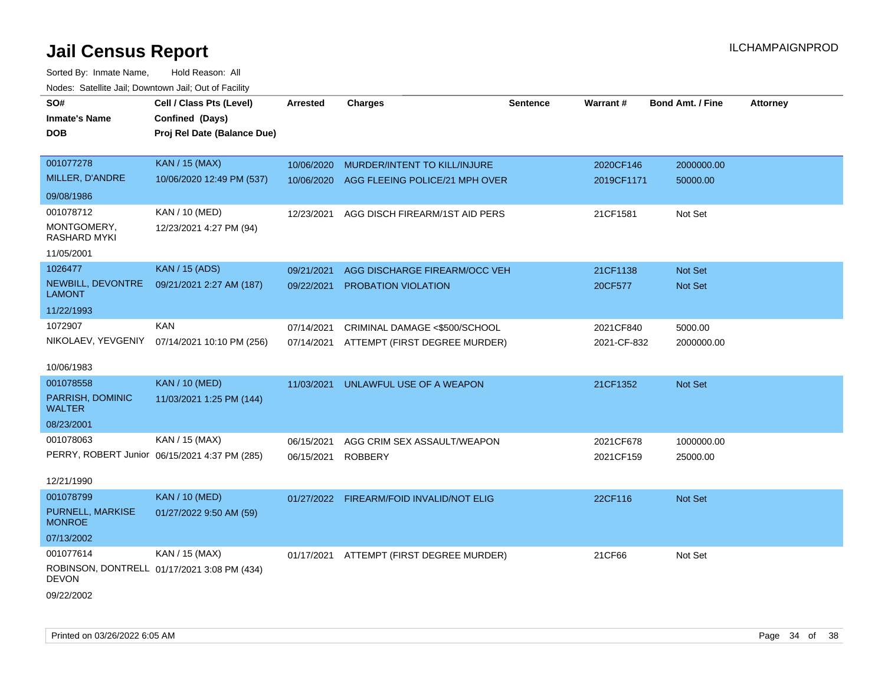# Jail Census Report

ILCHAMPAIGNPROD

Sorted By: Inmate Name, Hold Reason: All

Nodes: Satellite Jail; Downtown Jail; Out of Facility

| SO# Inmate's Name DOB | Cell / Class Pts (Level) Confined (Days) Proj Rel Date (Balance Due) | Arrested | Charges | Sentence | Warrant # | Bond Amt. / Fine | Attorney |
|---|---|---|---|---|---|---|---|
| 001077278 MILLER, D'ANDRE 09/08/1986 | KAN / 15 (MAX) 10/06/2020 12:49 PM (537) | 10/06/2020 | MURDER/INTENT TO KILL/INJURE | | 2020CF146 | 2000000.00 | |
| | | 10/06/2020 | AGG FLEEING POLICE/21 MPH OVER | | 2019CF1171 | 50000.00 | |
| 001078712 MONTGOMERY, RASHARD MYKI 11/05/2001 | KAN / 10 (MED) 12/23/2021 4:27 PM (94) | 12/23/2021 | AGG DISCH FIREARM/1ST AID PERS | | 21CF1581 | Not Set | |
| 1026477 NEWBILL, DEVONTRE LAMONT 11/22/1993 | KAN / 15 (ADS) 09/21/2021 2:27 AM (187) | 09/21/2021 | AGG DISCHARGE FIREARM/OCC VEH | | 21CF1138 | Not Set | |
| | | 09/22/2021 | PROBATION VIOLATION | | 20CF577 | Not Set | |
| 1072907 NIKOLAEV, YEVGENIY 10/06/1983 | KAN 07/14/2021 10:10 PM (256) | 07/14/2021 | CRIMINAL DAMAGE <$500/SCHOOL | | 2021CF840 | 5000.00 | |
| | | 07/14/2021 | ATTEMPT (FIRST DEGREE MURDER) | | 2021-CF-832 | 2000000.00 | |
| 001078558 PARRISH, DOMINIC WALTER 08/23/2001 | KAN / 10 (MED) 11/03/2021 1:25 PM (144) | 11/03/2021 | UNLAWFUL USE OF A WEAPON | | 21CF1352 | Not Set | |
| 001078063 PERRY, ROBERT Junior 12/21/1990 | KAN / 15 (MAX) 06/15/2021 4:37 PM (285) | 06/15/2021 | AGG CRIM SEX ASSAULT/WEAPON | | 2021CF678 | 1000000.00 | |
| | | 06/15/2021 | ROBBERY | | 2021CF159 | 25000.00 | |
| 001078799 PURNELL, MARKISE MONROE 07/13/2002 | KAN / 10 (MED) 01/27/2022 9:50 AM (59) | 01/27/2022 | FIREARM/FOID INVALID/NOT ELIG | | 22CF116 | Not Set | |
| 001077614 ROBINSON, DONTRELL DEVON 09/22/2002 | KAN / 15 (MAX) 01/17/2021 3:08 PM (434) | 01/17/2021 | ATTEMPT (FIRST DEGREE MURDER) | | 21CF66 | Not Set | |

Printed on 03/26/2022 6:05 AM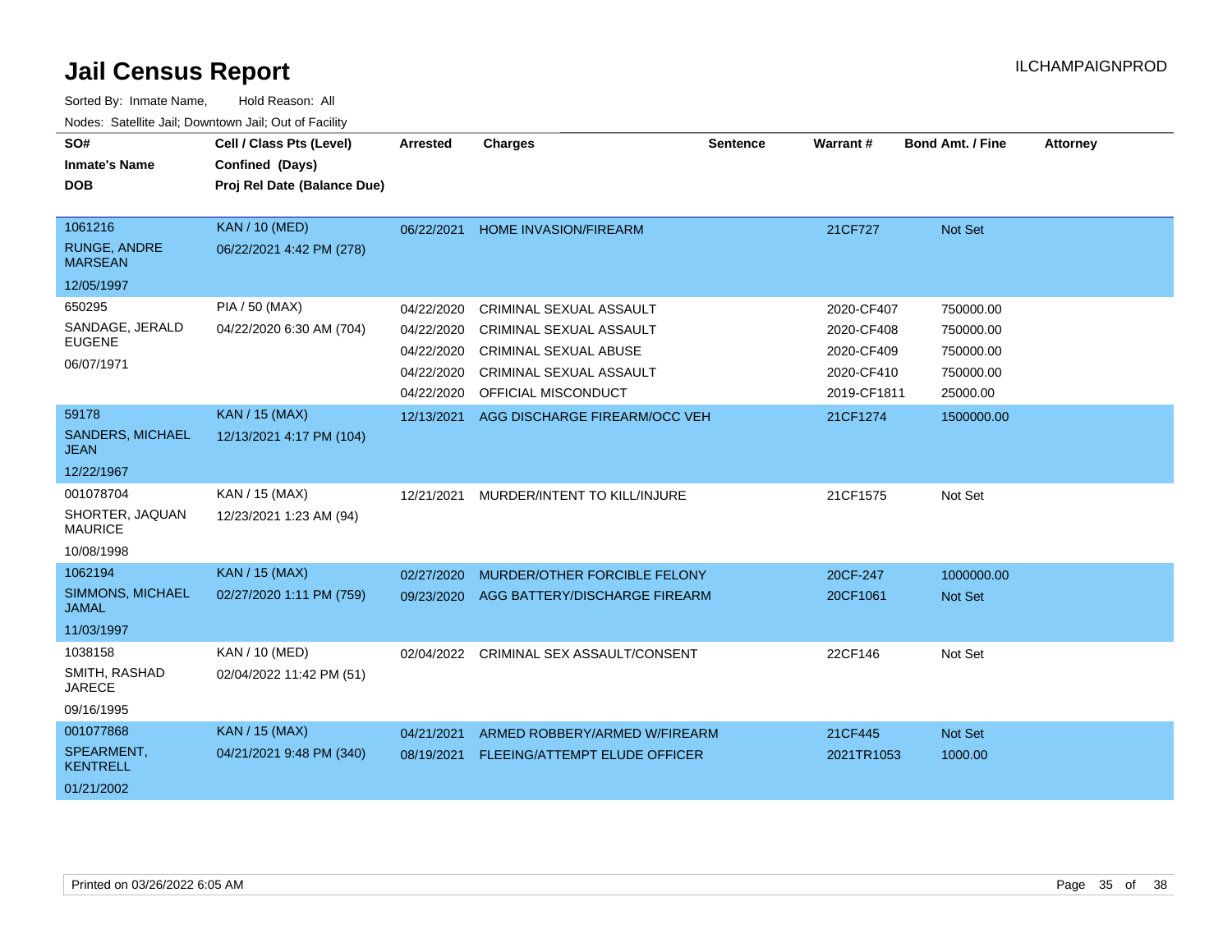# Jail Census Report

Sorted By: Inmate Name, Hold Reason: All

Nodes: Satellite Jail; Downtown Jail; Out of Facility

| SO# / Inmate's Name / DOB | Cell / Class Pts (Level) / Confined (Days) / Proj Rel Date (Balance Due) | Arrested | Charges | Sentence | Warrant # | Bond Amt. / Fine | Attorney |
|---|---|---|---|---|---|---|---|
| 1061216<br>RUNGE, ANDRE MARSEAN<br>12/05/1997 | KAN / 10 (MED)<br>06/22/2021 4:42 PM (278) | 06/22/2021 | HOME INVASION/FIREARM | | 21CF727 | Not Set | |
| 650295<br>SANDAGE, JERALD EUGENE<br>06/07/1971 | PIA / 50 (MAX)<br>04/22/2020 6:30 AM (704) | 04/22/2020 | CRIMINAL SEXUAL ASSAULT | | 2020-CF407 | 750000.00 | |
| | | 04/22/2020 | CRIMINAL SEXUAL ASSAULT | | 2020-CF408 | 750000.00 | |
| | | 04/22/2020 | CRIMINAL SEXUAL ABUSE | | 2020-CF409 | 750000.00 | |
| | | 04/22/2020 | CRIMINAL SEXUAL ASSAULT | | 2020-CF410 | 750000.00 | |
| | | 04/22/2020 | OFFICIAL MISCONDUCT | | 2019-CF1811 | 25000.00 | |
| 59178<br>SANDERS, MICHAEL JEAN<br>12/22/1967 | KAN / 15 (MAX)<br>12/13/2021 4:17 PM (104) | 12/13/2021 | AGG DISCHARGE FIREARM/OCC VEH | | 21CF1274 | 1500000.00 | |
| 001078704<br>SHORTER, JAQUAN MAURICE<br>10/08/1998 | KAN / 15 (MAX)<br>12/23/2021 1:23 AM (94) | 12/21/2021 | MURDER/INTENT TO KILL/INJURE | | 21CF1575 | Not Set | |
| 1062194<br>SIMMONS, MICHAEL JAMAL<br>11/03/1997 | KAN / 15 (MAX)<br>02/27/2020 1:11 PM (759) | 02/27/2020 | MURDER/OTHER FORCIBLE FELONY | | 20CF-247 | 1000000.00 | |
| | | 09/23/2020 | AGG BATTERY/DISCHARGE FIREARM | | 20CF1061 | Not Set | |
| 1038158<br>SMITH, RASHAD JARECE<br>09/16/1995 | KAN / 10 (MED)<br>02/04/2022 11:42 PM (51) | 02/04/2022 | CRIMINAL SEX ASSAULT/CONSENT | | 22CF146 | Not Set | |
| 001077868<br>SPEARMENT, KENTRELL<br>01/21/2002 | KAN / 15 (MAX)<br>04/21/2021 9:48 PM (340) | 04/21/2021 | ARMED ROBBERY/ARMED W/FIREARM | | 21CF445 | Not Set | |
| | | 08/19/2021 | FLEEING/ATTEMPT ELUDE OFFICER | | 2021TR1053 | 1000.00 | |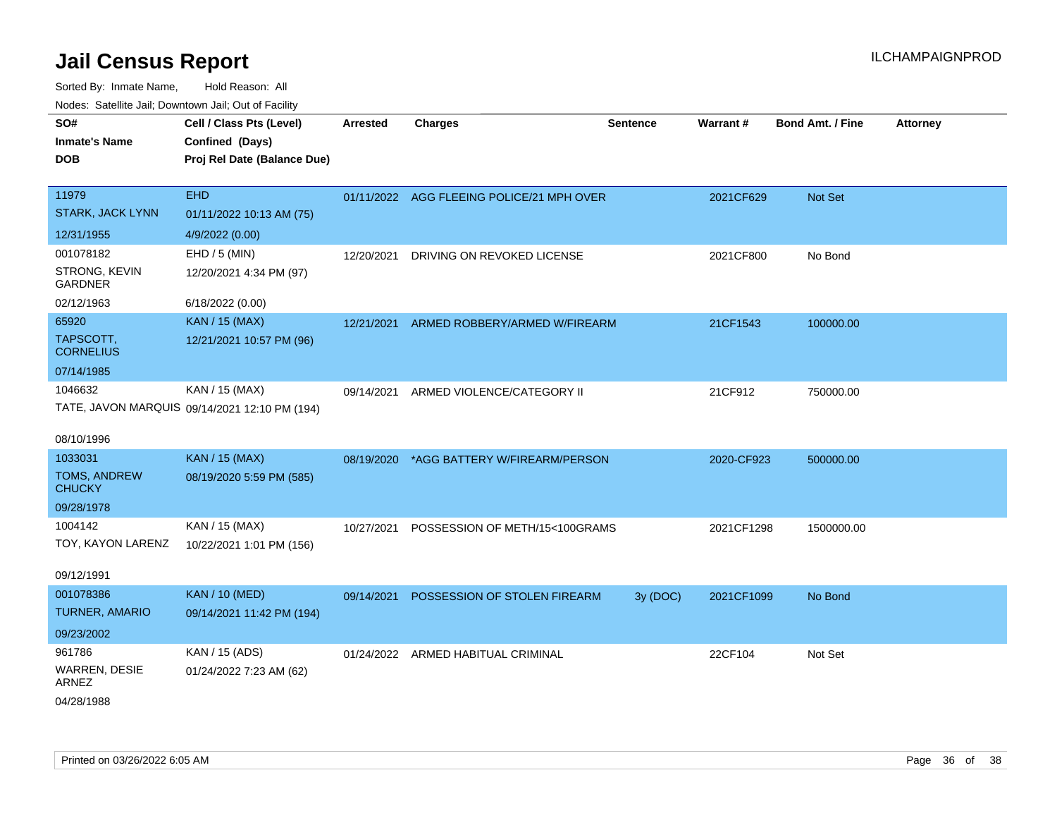# Jail Census Report

ILCHAMPAIGNPROD

Sorted By: Inmate Name, Hold Reason: All

Nodes: Satellite Jail; Downtown Jail; Out of Facility

| SO# / Inmate's Name / DOB | Cell / Class Pts (Level) / Confined (Days) / Proj Rel Date (Balance Due) | Arrested | Charges | Sentence | Warrant # | Bond Amt. / Fine | Attorney |
|---|---|---|---|---|---|---|---|
| 11979<br>STARK, JACK LYNN<br>12/31/1955 | EHD<br>01/11/2022 10:13 AM (75)<br>4/9/2022 (0.00) | 01/11/2022 | AGG FLEEING POLICE/21 MPH OVER | | 2021CF629 | Not Set | |
| 001078182<br>STRONG, KEVIN GARDNER<br>02/12/1963 | EHD / 5 (MIN)<br>12/20/2021 4:34 PM (97)<br>6/18/2022 (0.00) | 12/20/2021 | DRIVING ON REVOKED LICENSE | | 2021CF800 | No Bond | |
| 65920<br>TAPSCOTT, CORNELIUS<br>07/14/1985 | KAN / 15 (MAX)<br>12/21/2021 10:57 PM (96) | 12/21/2021 | ARMED ROBBERY/ARMED W/FIREARM | | 21CF1543 | 100000.00 | |
| 1046632<br>TATE, JAVON MARQUIS<br>08/10/1996 | KAN / 15 (MAX)<br>09/14/2021 12:10 PM (194) | 09/14/2021 | ARMED VIOLENCE/CATEGORY II | | 21CF912 | 750000.00 | |
| 1033031<br>TOMS, ANDREW CHUCKY<br>09/28/1978 | KAN / 15 (MAX)<br>08/19/2020 5:59 PM (585) | 08/19/2020 | *AGG BATTERY W/FIREARM/PERSON | | 2020-CF923 | 500000.00 | |
| 1004142<br>TOY, KAYON LARENZ<br>09/12/1991 | KAN / 15 (MAX)<br>10/22/2021 1:01 PM (156) | 10/27/2021 | POSSESSION OF METH/15<100GRAMS | | 2021CF1298 | 1500000.00 | |
| 001078386<br>TURNER, AMARIO<br>09/23/2002 | KAN / 10 (MED)<br>09/14/2021 11:42 PM (194) | 09/14/2021 | POSSESSION OF STOLEN FIREARM | 3y (DOC) | 2021CF1099 | No Bond | |
| 961786<br>WARREN, DESIE ARNEZ<br>04/28/1988 | KAN / 15 (ADS)<br>01/24/2022 7:23 AM (62) | 01/24/2022 | ARMED HABITUAL CRIMINAL | | 22CF104 | Not Set | |

Printed on 03/26/2022 6:05 AM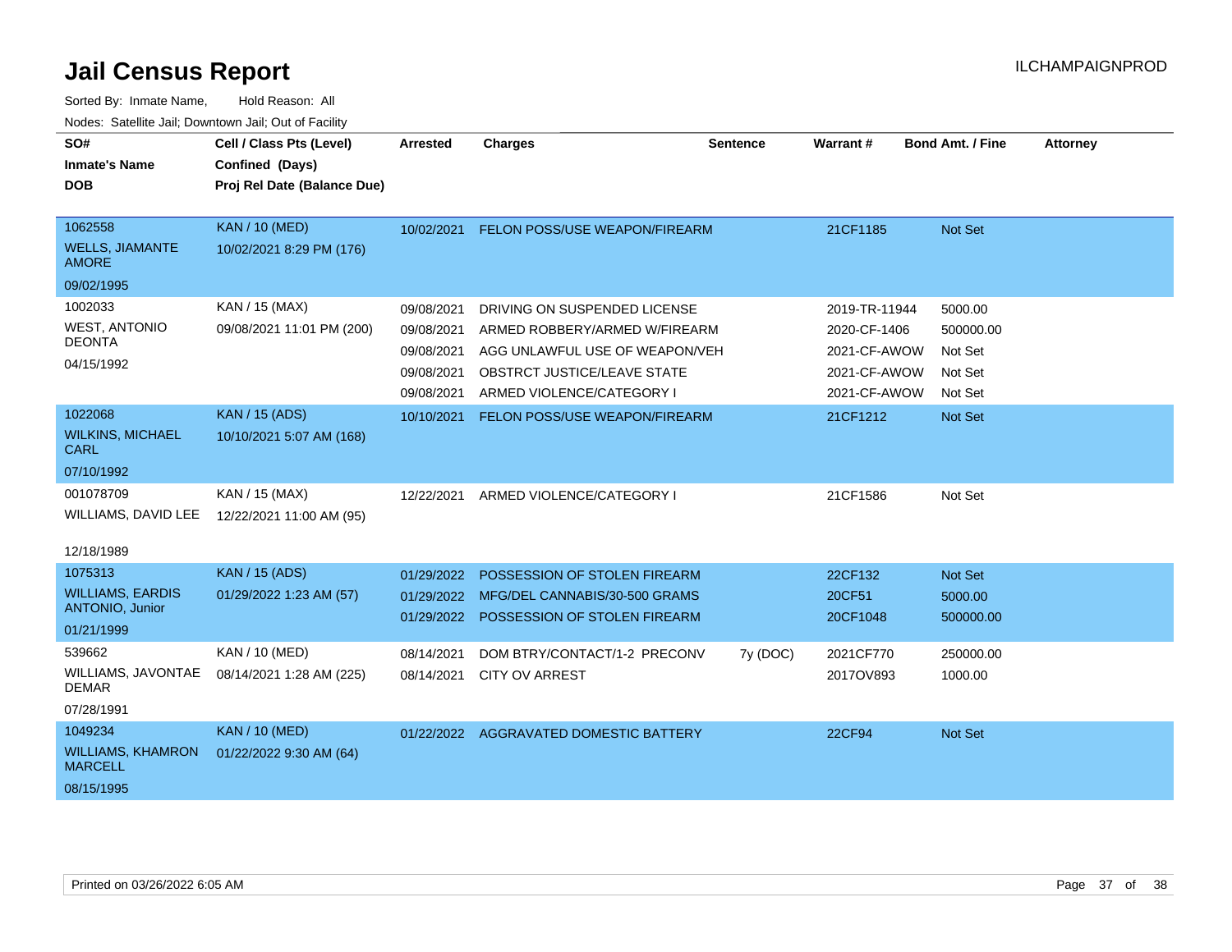# Jail Census Report

ILCHAMPAIGNPROD

Sorted By: Inmate Name, Hold Reason: All

Nodes: Satellite Jail; Downtown Jail; Out of Facility

| SO# / Inmate's Name / DOB | Cell / Class Pts (Level) / Confined (Days) / Proj Rel Date (Balance Due) | Arrested | Charges | Sentence | Warrant # | Bond Amt. / Fine | Attorney |
|---|---|---|---|---|---|---|---|
| 1062558<br>WELLS, JIAMANTE AMORE<br>09/02/1995 | KAN / 10 (MED)<br>10/02/2021 8:29 PM (176) | 10/02/2021 | FELON POSS/USE WEAPON/FIREARM | | 21CF1185 | Not Set | |
| 1002033<br>WEST, ANTONIO DEONTA<br>04/15/1992 | KAN / 15 (MAX)<br>09/08/2021 11:01 PM (200) | 09/08/2021 | DRIVING ON SUSPENDED LICENSE | | 2019-TR-11944 | 5000.00 | |
| | | 09/08/2021 | ARMED ROBBERY/ARMED W/FIREARM | | 2020-CF-1406 | 500000.00 | |
| | | 09/08/2021 | AGG UNLAWFUL USE OF WEAPON/VEH | | 2021-CF-AWOW | Not Set | |
| | | 09/08/2021 | OBSTRCT JUSTICE/LEAVE STATE | | 2021-CF-AWOW | Not Set | |
| | | 09/08/2021 | ARMED VIOLENCE/CATEGORY I | | 2021-CF-AWOW | Not Set | |
| 1022068<br>WILKINS, MICHAEL CARL<br>07/10/1992 | KAN / 15 (ADS)<br>10/10/2021 5:07 AM (168) | 10/10/2021 | FELON POSS/USE WEAPON/FIREARM | | 21CF1212 | Not Set | |
| 001078709<br>WILLIAMS, DAVID LEE<br>12/18/1989 | KAN / 15 (MAX)<br>12/22/2021 11:00 AM (95) | 12/22/2021 | ARMED VIOLENCE/CATEGORY I | | 21CF1586 | Not Set | |
| 1075313<br>WILLIAMS, EARDIS ANTONIO, Junior<br>01/21/1999 | KAN / 15 (ADS)<br>01/29/2022 1:23 AM (57) | 01/29/2022 | POSSESSION OF STOLEN FIREARM | | 22CF132 | Not Set | |
| | | 01/29/2022 | MFG/DEL CANNABIS/30-500 GRAMS | | 20CF51 | 5000.00 | |
| | | 01/29/2022 | POSSESSION OF STOLEN FIREARM | | 20CF1048 | 500000.00 | |
| 539662<br>WILLIAMS, JAVONTAE DEMAR<br>07/28/1991 | KAN / 10 (MED)<br>08/14/2021 1:28 AM (225) | 08/14/2021 | DOM BTRY/CONTACT/1-2 PRECONV | 7y (DOC) | 2021CF770 | 250000.00 | |
| | | 08/14/2021 | CITY OV ARREST | | 2017OV893 | 1000.00 | |
| 1049234<br>WILLIAMS, KHAMRON MARCELL<br>08/15/1995 | KAN / 10 (MED)<br>01/22/2022 9:30 AM (64) | 01/22/2022 | AGGRAVATED DOMESTIC BATTERY | | 22CF94 | Not Set | |

Printed on 03/26/2022 6:05 AM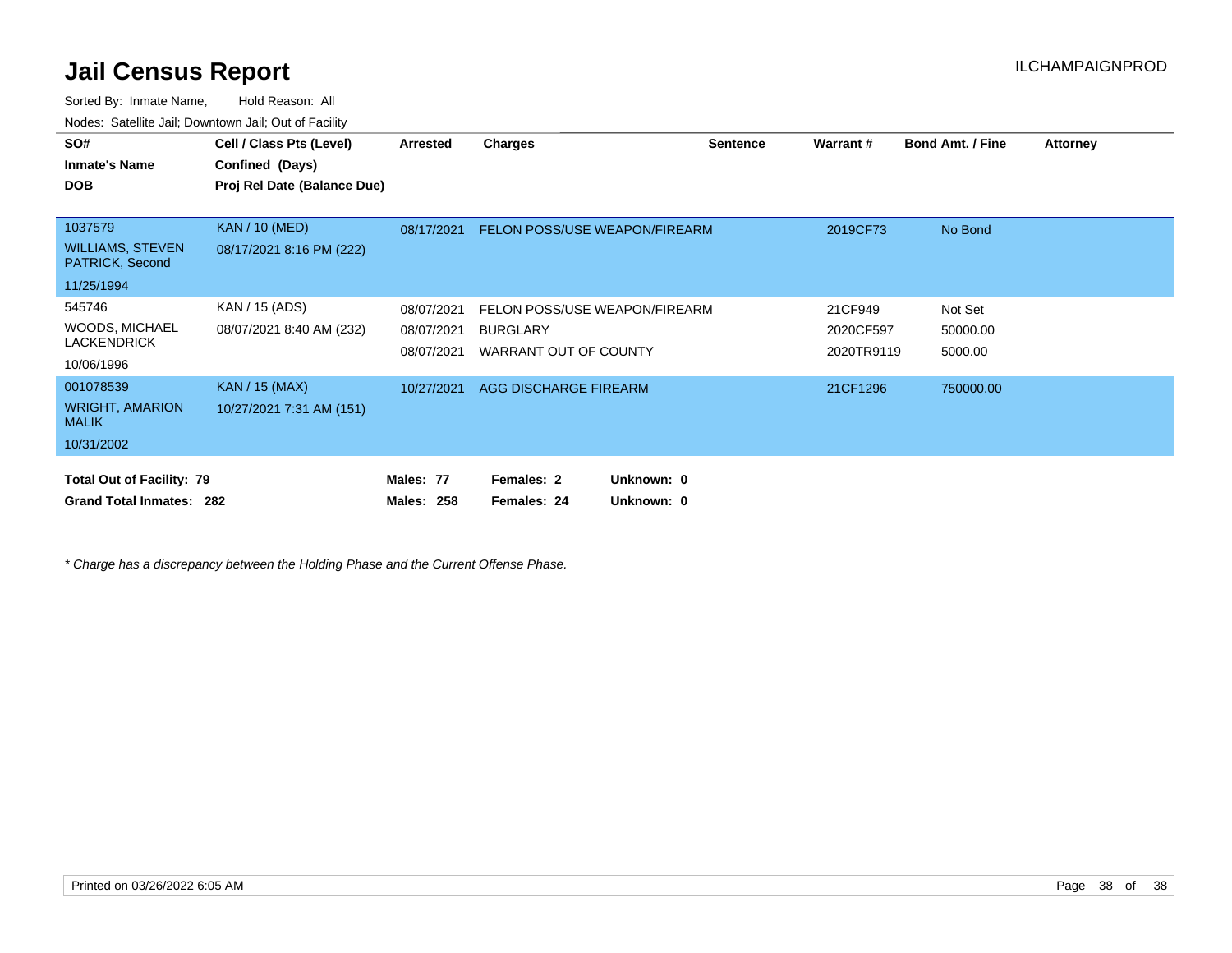# Jail Census Report

ILCHAMPAIGNPROD

Sorted By: Inmate Name, Hold Reason: All

Nodes: Satellite Jail; Downtown Jail; Out of Facility

| SO#<br>Inmate's Name<br>DOB | Cell / Class Pts (Level)<br>Confined (Days)<br>Proj Rel Date (Balance Due) | Arrested | Charges | Sentence | Warrant # | Bond Amt. / Fine | Attorney |
|---|---|---|---|---|---|---|---|
| 1037579<br>WILLIAMS, STEVEN PATRICK, Second<br>11/25/1994 | KAN / 10 (MED)<br>08/17/2021 8:16 PM (222) | 08/17/2021 | FELON POSS/USE WEAPON/FIREARM | | 2019CF73 | No Bond | |
| 545746<br>WOODS, MICHAEL LACKENDRICK<br>10/06/1996 | KAN / 15 (ADS)<br>08/07/2021 8:40 AM (232) | 08/07/2021 | FELON POSS/USE WEAPON/FIREARM | | 21CF949 | Not Set | |
| | | 08/07/2021 | BURGLARY | | 2020CF597 | 50000.00 | |
| | | 08/07/2021 | WARRANT OUT OF COUNTY | | 2020TR9119 | 5000.00 | |
| 001078539<br>WRIGHT, AMARION MALIK<br>10/31/2002 | KAN / 15 (MAX)<br>10/27/2021 7:31 AM (151) | 10/27/2021 | AGG DISCHARGE FIREARM | | 21CF1296 | 750000.00 | |

| | | | |
|---|---|---|---|
| **Total Out of Facility: 79** | **Males: 77** | **Females: 2** | **Unknown: 0** |
| **Grand Total Inmates: 282** | **Males: 258** | **Females: 24** | **Unknown: 0** |

*\* Charge has a discrepancy between the Holding Phase and the Current Offense Phase.*

Printed on 03/26/2022 6:05 AM